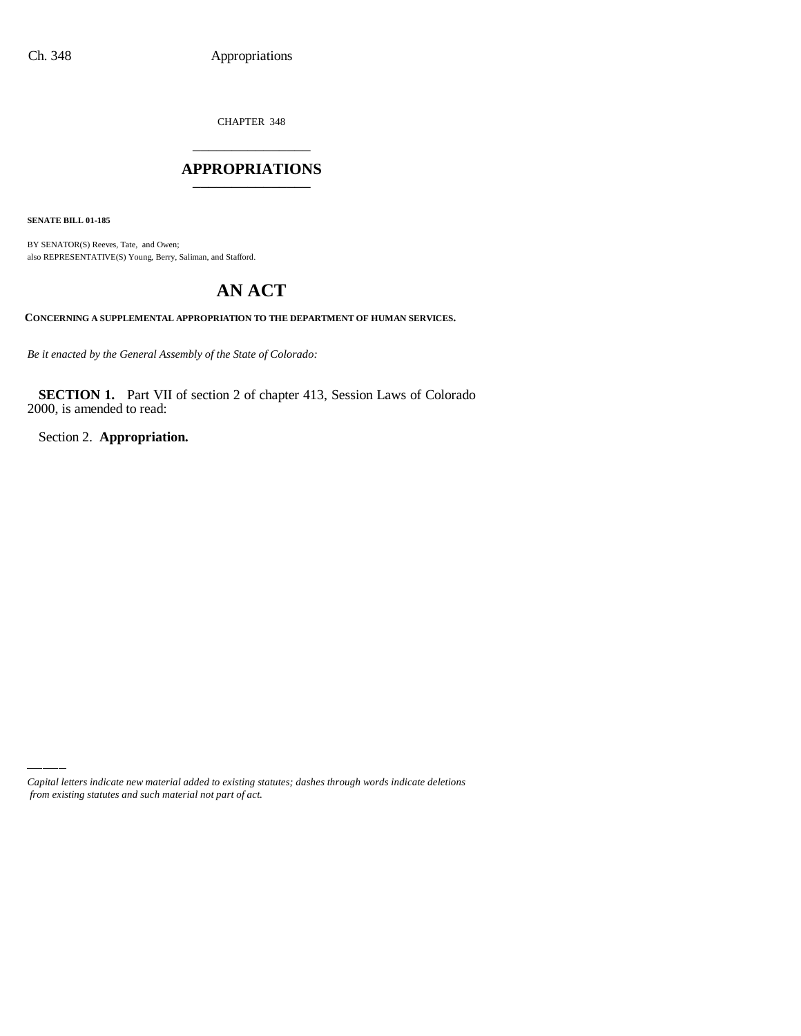CHAPTER 348

# APPROPRIATIONS

**SENATE BILL 01-185**

BY SENATOR(S) Reeves, Tate, and Owen;
also REPRESENTATIVE(S) Young, Berry, Saliman, and Stafford.

# AN ACT

**CONCERNING A SUPPLEMENTAL APPROPRIATION TO THE DEPARTMENT OF HUMAN SERVICES.**

*Be it enacted by the General Assembly of the State of Colorado:*

**SECTION 1.** Part VII of section 2 of chapter 413, Session Laws of Colorado 2000, is amended to read:

Section 2. **Appropriation.**

*Capital letters indicate new material added to existing statutes; dashes through words indicate deletions from existing statutes and such material not part of act.*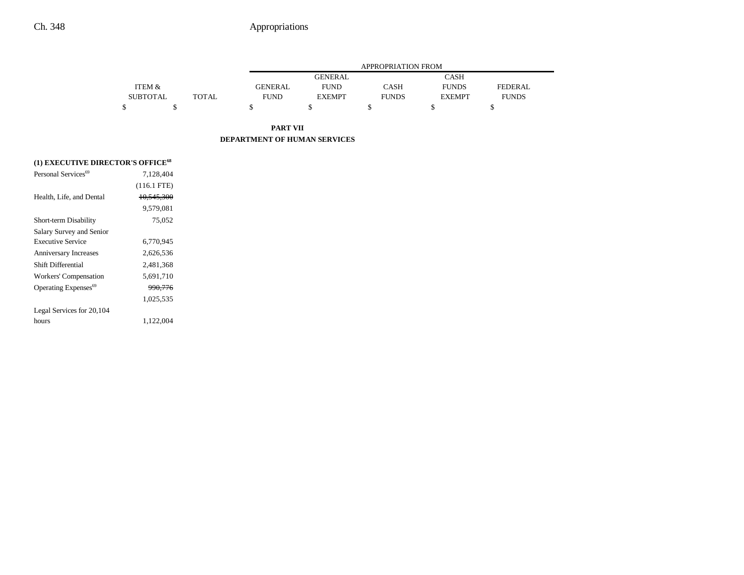| | ITEM & SUBTOTAL | TOTAL | APPROPRIATION FROM GENERAL FUND | GENERAL FUND EXEMPT | CASH FUNDS | CASH FUNDS EXEMPT | FEDERAL FUNDS |
|---|---|---|---|---|---|---|---|
| | $ | $ | $ | $ | $ | $ | $ |

**PART VII**

**DEPARTMENT OF HUMAN SERVICES**

**(1) EXECUTIVE DIRECTOR'S OFFICE**[68]

| | ITEM & SUBTOTAL | TOTAL | GENERAL FUND | GENERAL FUND EXEMPT | CASH FUNDS | CASH FUNDS EXEMPT | FEDERAL FUNDS |
|---|---|---|---|---|---|---|---|
| Personal Services[69] | 7,128,404 | | | | | | |
| | (116.1 FTE) | | | | | | |
| Health, Life, and Dental | ~~10,545,300~~ | | | | | | |
| | 9,579,081 | | | | | | |
| Short-term Disability | 75,052 | | | | | | |
| Salary Survey and Senior Executive Service | 6,770,945 | | | | | | |
| Anniversary Increases | 2,626,536 | | | | | | |
| Shift Differential | 2,481,368 | | | | | | |
| Workers' Compensation | 5,691,710 | | | | | | |
| Operating Expenses[69] | ~~990,776~~ | | | | | | |
| | 1,025,535 | | | | | | |
| Legal Services for 20,104 hours | 1,122,004 | | | | | | |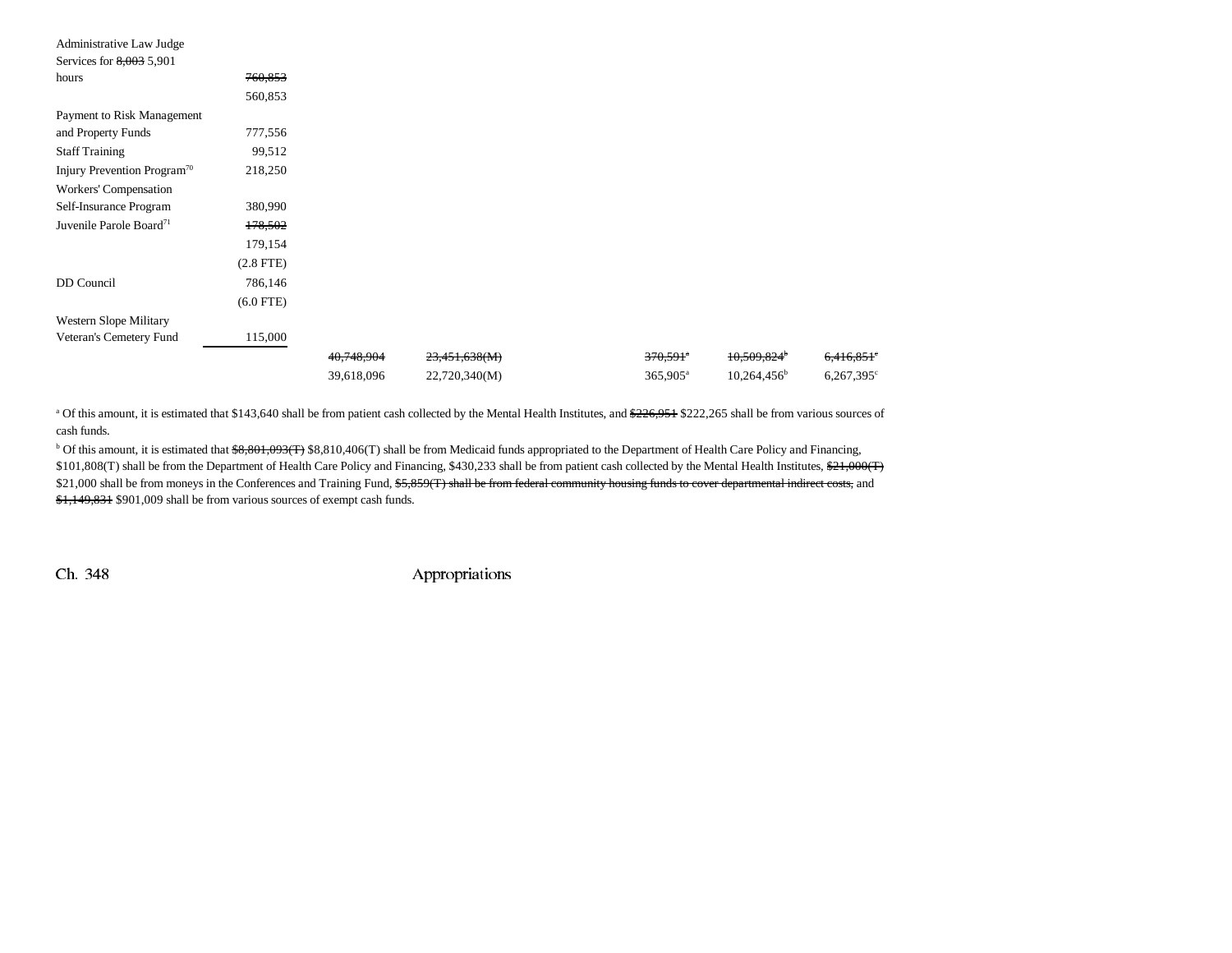| | | | | | | | |
|---|---|---|---|---|---|---|---|
| Administrative Law Judge Services for ~~8,003~~ 5,901 hours | ~~760,853~~ 560,853 | | | | | | |
| Payment to Risk Management and Property Funds | 777,556 | | | | | | |
| Staff Training | 99,512 | | | | | | |
| Injury Prevention Program[70] | 218,250 | | | | | | |
| Workers' Compensation Self-Insurance Program | 380,990 | | | | | | |
| Juvenile Parole Board[71] | ~~178,502~~ 179,154 (2.8 FTE) | | | | | | |
| DD Council | 786,146 (6.0 FTE) | | | | | | |
| Western Slope Military Veteran's Cemetery Fund | 115,000 | | | | | | |
| | | ~~40,748,904~~ 39,618,096 | ~~23,451,638(M)~~ 22,720,340(M) | | ~~370,591[a]~~ 365,905[a] | ~~10,509,824[b]~~ 10,264,456[b] | ~~6,416,851[c]~~ 6,267,395[c] |

[a] Of this amount, it is estimated that $143,640 shall be from patient cash collected by the Mental Health Institutes, and ~~$226,951~~ $222,265 shall be from various sources of cash funds.

[b] Of this amount, it is estimated that ~~$8,801,093(T)~~ $8,810,406(T) shall be from Medicaid funds appropriated to the Department of Health Care Policy and Financing, $101,808(T) shall be from the Department of Health Care Policy and Financing, $430,233 shall be from patient cash collected by the Mental Health Institutes, ~~$21,000(T)~~ $21,000 shall be from moneys in the Conferences and Training Fund, ~~$5,859(T) shall be from federal community housing funds to cover departmental indirect costs,~~ and ~~$1,149,831~~ $901,009 shall be from various sources of exempt cash funds.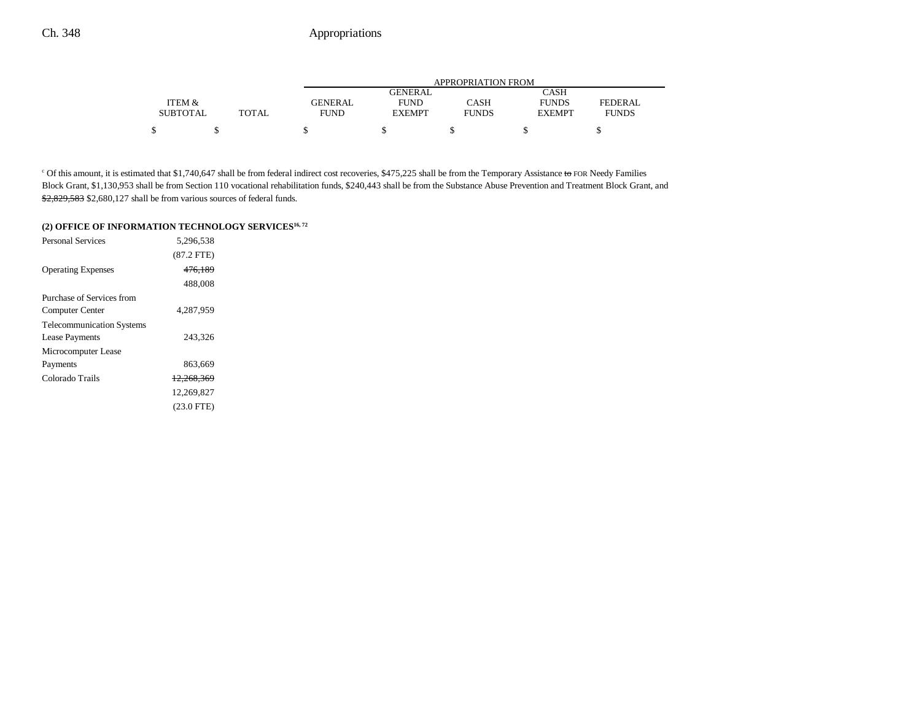| | ITEM & SUBTOTAL | TOTAL | GENERAL FUND | GENERAL FUND EXEMPT | CASH FUNDS | CASH FUNDS EXEMPT | FEDERAL FUNDS |
|---|---|---|---|---|---|---|---|
| | $ | $ | $ | $ | $ | $ | $ |

[c] Of this amount, it is estimated that $1,740,647 shall be from federal indirect cost recoveries, $475,225 shall be from the Temporary Assistance ~~to~~ FOR Needy Families Block Grant, $1,130,953 shall be from Section 110 vocational rehabilitation funds, $240,443 shall be from the Substance Abuse Prevention and Treatment Block Grant, and ~~$2,829,583~~ $2,680,127 shall be from various sources of federal funds.

**(2) OFFICE OF INFORMATION TECHNOLOGY SERVICES[16, 72]**

| | ITEM & SUBTOTAL | TOTAL | GENERAL FUND | GENERAL FUND EXEMPT | CASH FUNDS | CASH FUNDS EXEMPT | FEDERAL FUNDS |
|---|---|---|---|---|---|---|---|
| Personal Services | 5,296,538 | | | | | | |
| | (87.2 FTE) | | | | | | |
| Operating Expenses | ~~476,189~~ | | | | | | |
| | 488,008 | | | | | | |
| Purchase of Services from Computer Center | 4,287,959 | | | | | | |
| Telecommunication Systems Lease Payments | 243,326 | | | | | | |
| Microcomputer Lease Payments | 863,669 | | | | | | |
| Colorado Trails | ~~12,268,369~~ | | | | | | |
| | 12,269,827 | | | | | | |
| | (23.0 FTE) | | | | | | |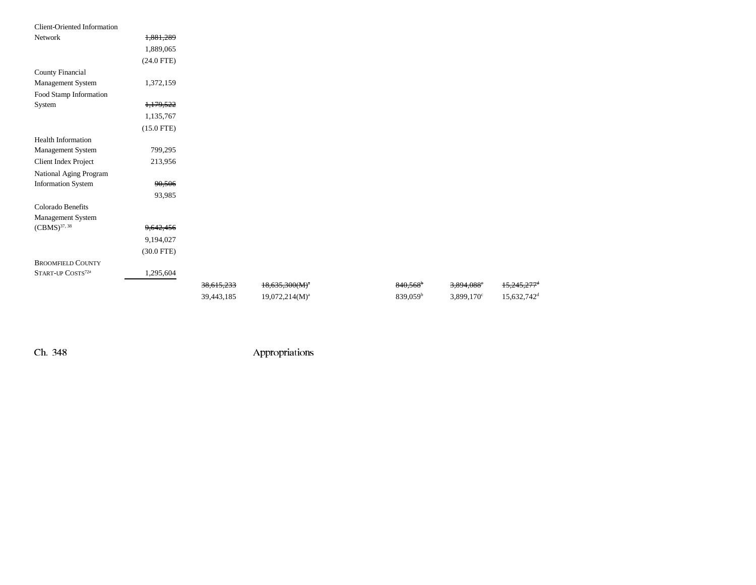| | | | | | | | |
|---|---|---|---|---|---|---|---|
| Client-Oriented Information Network | ~~1,881,289~~ 1,889,065 (24.0 FTE) | | | | | | |
| County Financial Management System | 1,372,159 | | | | | | |
| Food Stamp Information System | ~~1,179,522~~ 1,135,767 (15.0 FTE) | | | | | | |
| Health Information Management System | 799,295 | | | | | | |
| Client Index Project | 213,956 | | | | | | |
| National Aging Program Information System | ~~90,506~~ 93,985 | | | | | | |
| Colorado Benefits Management System (CBMS)[37, 38] | ~~9,642,456~~ 9,194,027 (30.0 FTE) | | | | | | |
| BROOMFIELD COUNTY START-UP COSTS[72a] | 1,295,604 | | | | | | |
| | | ~~38,615,233~~ 39,443,185 | ~~18,635,300(M)[a]~~ 19,072,214(M)[a] | | ~~840,568[b]~~ 839,059[b] | ~~3,894,088[c]~~ 3,899,170[c] | ~~15,245,277[d]~~ 15,632,742[d] |

Ch. 348 Appropriations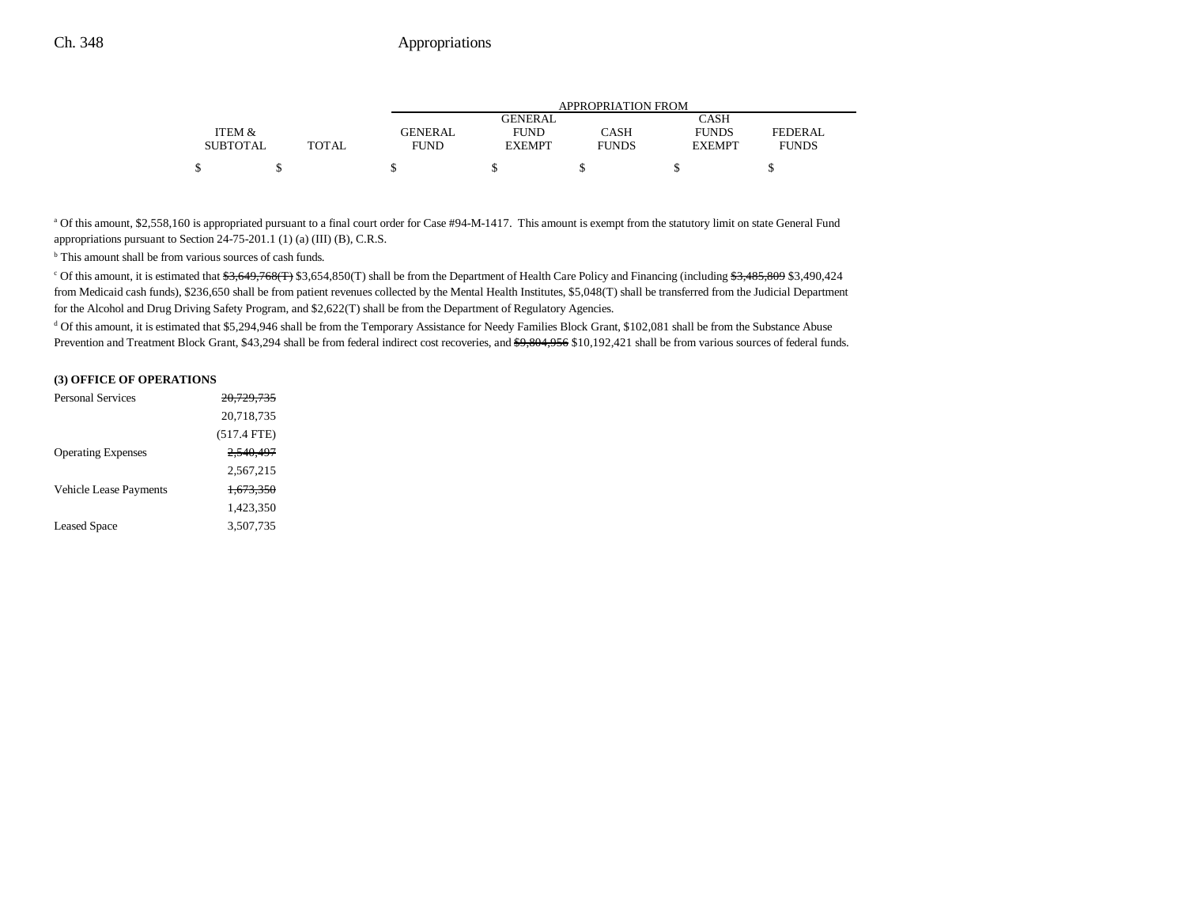| ITEM & SUBTOTAL | TOTAL | GENERAL FUND | GENERAL FUND EXEMPT | CASH FUNDS | CASH FUNDS EXEMPT | FEDERAL FUNDS |
|---|---|---|---|---|---|---|
| $ | $ | $ | $ | $ | $ | $ |

[a] Of this amount, $2,558,160 is appropriated pursuant to a final court order for Case #94-M-1417. This amount is exempt from the statutory limit on state General Fund appropriations pursuant to Section 24-75-201.1 (1) (a) (III) (B), C.R.S.

[b] This amount shall be from various sources of cash funds.

[c] Of this amount, it is estimated that ~~$3,649,768(T)~~ $3,654,850(T) shall be from the Department of Health Care Policy and Financing (including ~~$3,485,809~~ $3,490,424 from Medicaid cash funds), $236,650 shall be from patient revenues collected by the Mental Health Institutes, $5,048(T) shall be transferred from the Judicial Department for the Alcohol and Drug Driving Safety Program, and $2,622(T) shall be from the Department of Regulatory Agencies.

[d] Of this amount, it is estimated that $5,294,946 shall be from the Temporary Assistance for Needy Families Block Grant, $102,081 shall be from the Substance Abuse Prevention and Treatment Block Grant, $43,294 shall be from federal indirect cost recoveries, and ~~$9,804,956~~ $10,192,421 shall be from various sources of federal funds.

**(3) OFFICE OF OPERATIONS**

| | ITEM & SUBTOTAL |
|---|---|
| Personal Services | ~~20,729,735~~ |
| | 20,718,735 |
| | (517.4 FTE) |
| Operating Expenses | ~~2,540,497~~ |
| | 2,567,215 |
| Vehicle Lease Payments | ~~1,673,350~~ |
| | 1,423,350 |
| Leased Space | 3,507,735 |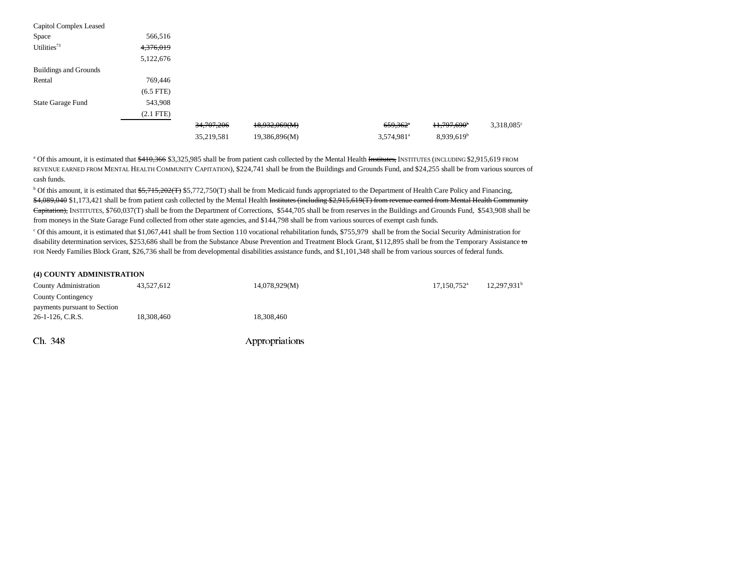| | | | | | | |
|---|---|---|---|---|---|---|
| Capitol Complex Leased Space | 566,516 | | | | | |
| Utilities[73] | ~~4,376,019~~ 5,122,676 | | | | | |
| Buildings and Grounds Rental | 769,446 (6.5 FTE) | | | | | |
| State Garage Fund | 543,908 (2.1 FTE) | | | | | |
| | | ~~34,707,206~~ 35,219,581 | ~~18,932,069(M)~~ 19,386,896(M) | ~~659,362~~[a] 3,574,981[a] | ~~11,797,690~~[b] 8,939,619[b] | 3,318,085[c] |

[a] Of this amount, it is estimated that ~~$410,366~~ $3,325,985 shall be from patient cash collected by the Mental Health ~~Institutes,~~ INSTITUTES (INCLUDING $2,915,619 FROM REVENUE EARNED FROM MENTAL HEALTH COMMUNITY CAPITATION), $224,741 shall be from the Buildings and Grounds Fund, and $24,255 shall be from various sources of cash funds.

[b] Of this amount, it is estimated that ~~$5,715,202(T)~~ $5,772,750(T) shall be from Medicaid funds appropriated to the Department of Health Care Policy and Financing, ~~$4,089,040~~ $1,173,421 shall be from patient cash collected by the Mental Health ~~Institutes (including $2,915,619(T) from revenue earned from Mental Health Community Capitation),~~ INSTITUTES, $760,037(T) shall be from the Department of Corrections, $544,705 shall be from reserves in the Buildings and Grounds Fund, $543,908 shall be from moneys in the State Garage Fund collected from other state agencies, and $144,798 shall be from various sources of exempt cash funds.

[c] Of this amount, it is estimated that $1,067,441 shall be from Section 110 vocational rehabilitation funds, $755,979 shall be from the Social Security Administration for disability determination services, $253,686 shall be from the Substance Abuse Prevention and Treatment Block Grant, $112,895 shall be from the Temporary Assistance ~~to~~ FOR Needy Families Block Grant, $26,736 shall be from developmental disabilities assistance funds, and $1,101,348 shall be from various sources of federal funds.

**(4) COUNTY ADMINISTRATION**

| | | | | | | |
|---|---|---|---|---|---|---|
| County Administration | 43,527,612 | | 14,078,929(M) | | 17,150,752[a] | 12,297,931[b] |
| County Contingency payments pursuant to Section 26-1-126, C.R.S. | 18,308,460 | | 18,308,460 | | | |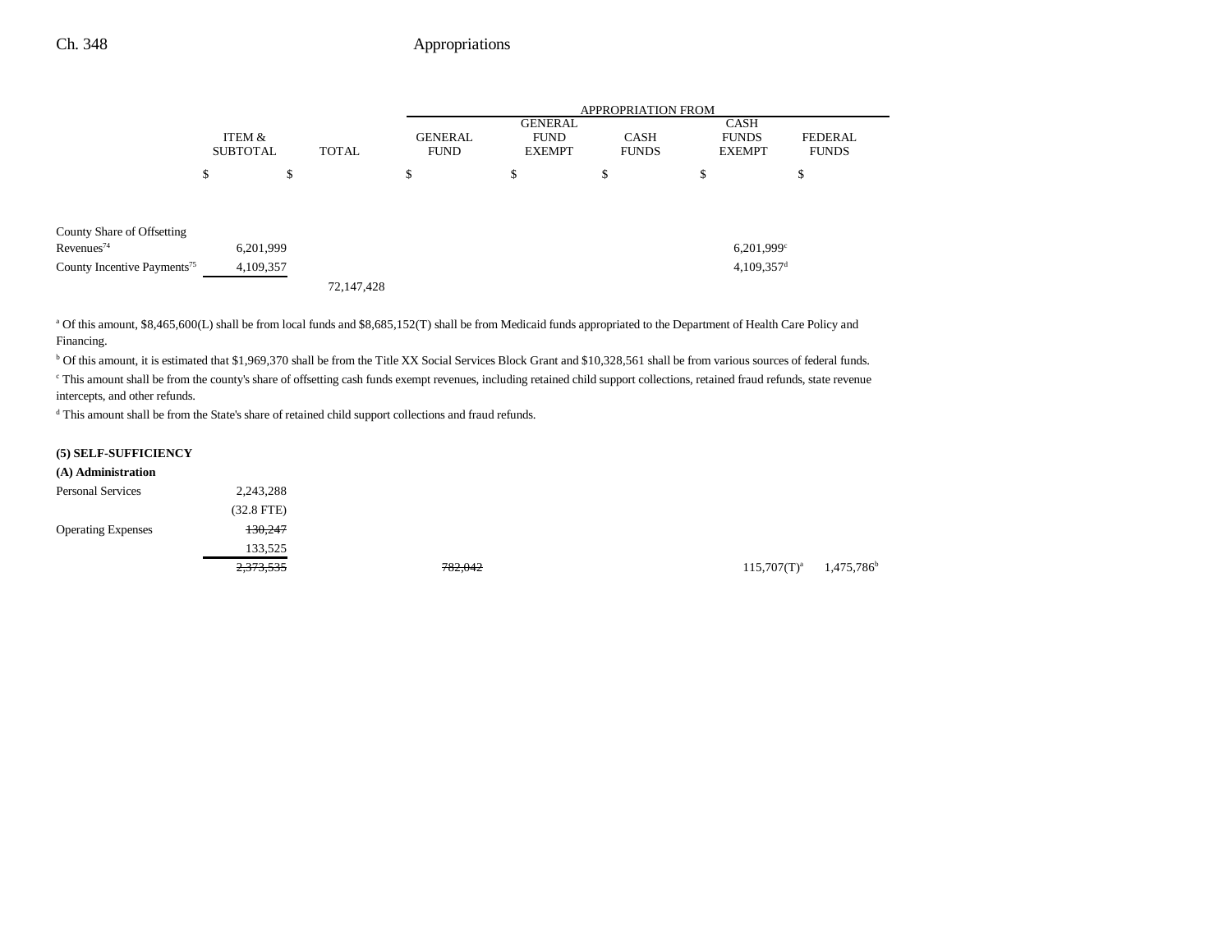| | ITEM & SUBTOTAL | TOTAL | APPROPRIATION FROM GENERAL FUND | GENERAL FUND EXEMPT | CASH FUNDS | CASH FUNDS EXEMPT | FEDERAL FUNDS |
|---|---|---|---|---|---|---|---|
| | $ | $ | $ | $ | $ | $ | $ |
| County Share of Offsetting Revenues[74] | 6,201,999 | | | | | 6,201,999[c] | |
| County Incentive Payments[75] | 4,109,357 | | | | | 4,109,357[d] | |
| | | 72,147,428 | | | | | |

[a] Of this amount, $8,465,600(L) shall be from local funds and $8,685,152(T) shall be from Medicaid funds appropriated to the Department of Health Care Policy and Financing.

[b] Of this amount, it is estimated that $1,969,370 shall be from the Title XX Social Services Block Grant and $10,328,561 shall be from various sources of federal funds.

[c] This amount shall be from the county's share of offsetting cash funds exempt revenues, including retained child support collections, retained fraud refunds, state revenue intercepts, and other refunds.

[d] This amount shall be from the State's share of retained child support collections and fraud refunds.

**(5) SELF-SUFFICIENCY**

**(A) Administration**

| | ITEM & SUBTOTAL | TOTAL | GENERAL FUND | GENERAL FUND EXEMPT | CASH FUNDS | CASH FUNDS EXEMPT | FEDERAL FUNDS |
|---|---|---|---|---|---|---|---|
| Personal Services | 2,243,288 | | | | | | |
| | (32.8 FTE) | | | | | | |
| Operating Expenses | ~~130,247~~ | | | | | | |
| | 133,525 | | | | | | |
| | ~~2,373,535~~ | | ~~782,042~~ | | | 115,707(T)[a] | 1,475,786[b] |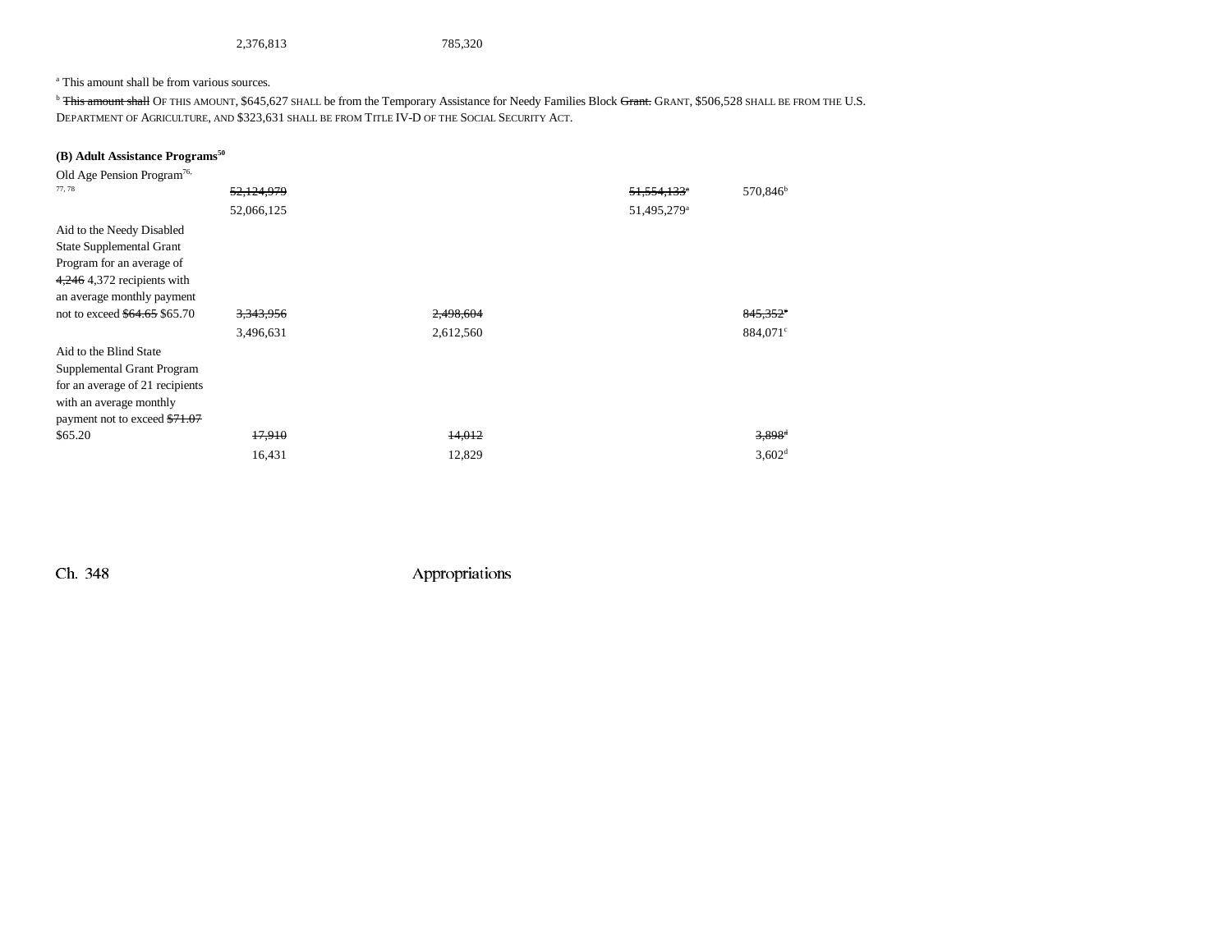| | | | | |
|---|---|---|---|---|
| | 2,376,813 | 785,320 | | |

[a] This amount shall be from various sources.

[b] ~~This amount shall~~ OF THIS AMOUNT, $645,627 SHALL be from the Temporary Assistance for Needy Families Block ~~Grant.~~ GRANT, $506,528 SHALL BE FROM THE U.S. DEPARTMENT OF AGRICULTURE, AND $323,631 SHALL BE FROM TITLE IV-D OF THE SOCIAL SECURITY ACT.

**(B) Adult Assistance Programs[50]**

| | | | | | |
|---|---|---|---|---|---|
| Old Age Pension Program[76, 77, 78] | ~~52,124,979~~ | | | ~~51,554,133~~[a] | 570,846[b] |
| | 52,066,125 | | | 51,495,279[a] | |
| Aid to the Needy Disabled State Supplemental Grant Program for an average of ~~4,246~~ 4,372 recipients with an average monthly payment not to exceed ~~$64.65~~ $65.70 | ~~3,343,956~~ | ~~2,498,604~~ | | | ~~845,352~~[c] |
| | 3,496,631 | 2,612,560 | | | 884,071[c] |
| Aid to the Blind State Supplemental Grant Program for an average of 21 recipients with an average monthly payment not to exceed ~~$71.07~~ $65.20 | ~~17,910~~ | ~~14,012~~ | | | ~~3,898~~[d] |
| | 16,431 | 12,829 | | | 3,602[d] |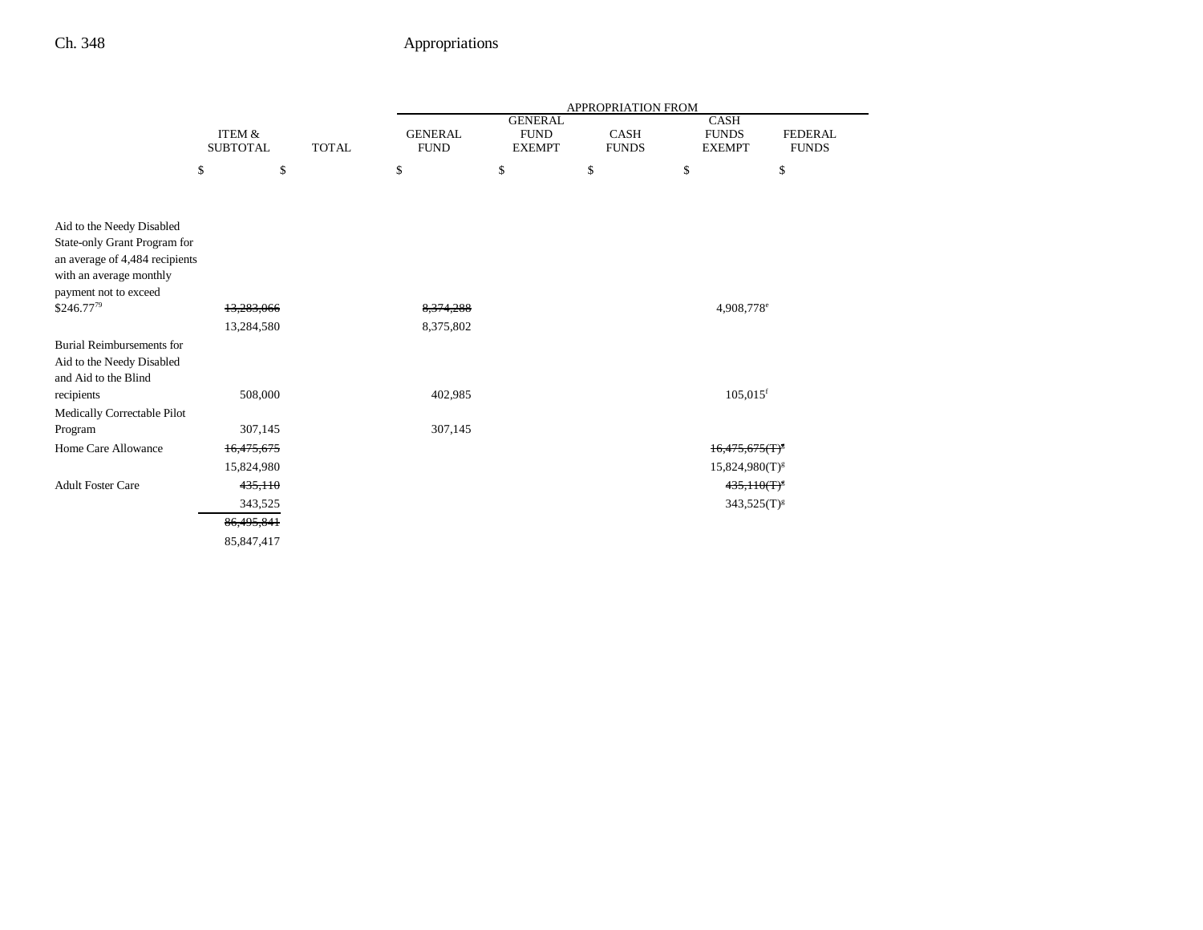| | ITEM & SUBTOTAL | TOTAL | APPROPRIATION FROM | | | | |
|---|---|---|---|---|---|---|---|
| | | | GENERAL FUND | GENERAL FUND EXEMPT | CASH FUNDS | CASH FUNDS EXEMPT | FEDERAL FUNDS |
| | $ | $ | $ | $ | $ | $ | $ |
| Aid to the Needy Disabled State-only Grant Program for an average of 4,484 recipients with an average monthly payment not to exceed $246.77[79] | ~~13,283,066~~ | | ~~8,374,288~~ | | | 4,908,778[e] | |
| | 13,284,580 | | 8,375,802 | | | | |
| Burial Reimbursements for Aid to the Needy Disabled and Aid to the Blind recipients | 508,000 | | 402,985 | | | 105,015[f] | |
| Medically Correctable Pilot Program | 307,145 | | 307,145 | | | | |
| Home Care Allowance | ~~16,475,675~~ | | | | | ~~16,475,675(T)[g]~~ | |
| | 15,824,980 | | | | | 15,824,980(T)[g] | |
| Adult Foster Care | ~~435,110~~ | | | | | ~~435,110(T)[g]~~ | |
| | 343,525 | | | | | 343,525(T)[g] | |
| | ~~86,495,841~~ | | | | | | |
| | 85,847,417 | | | | | | |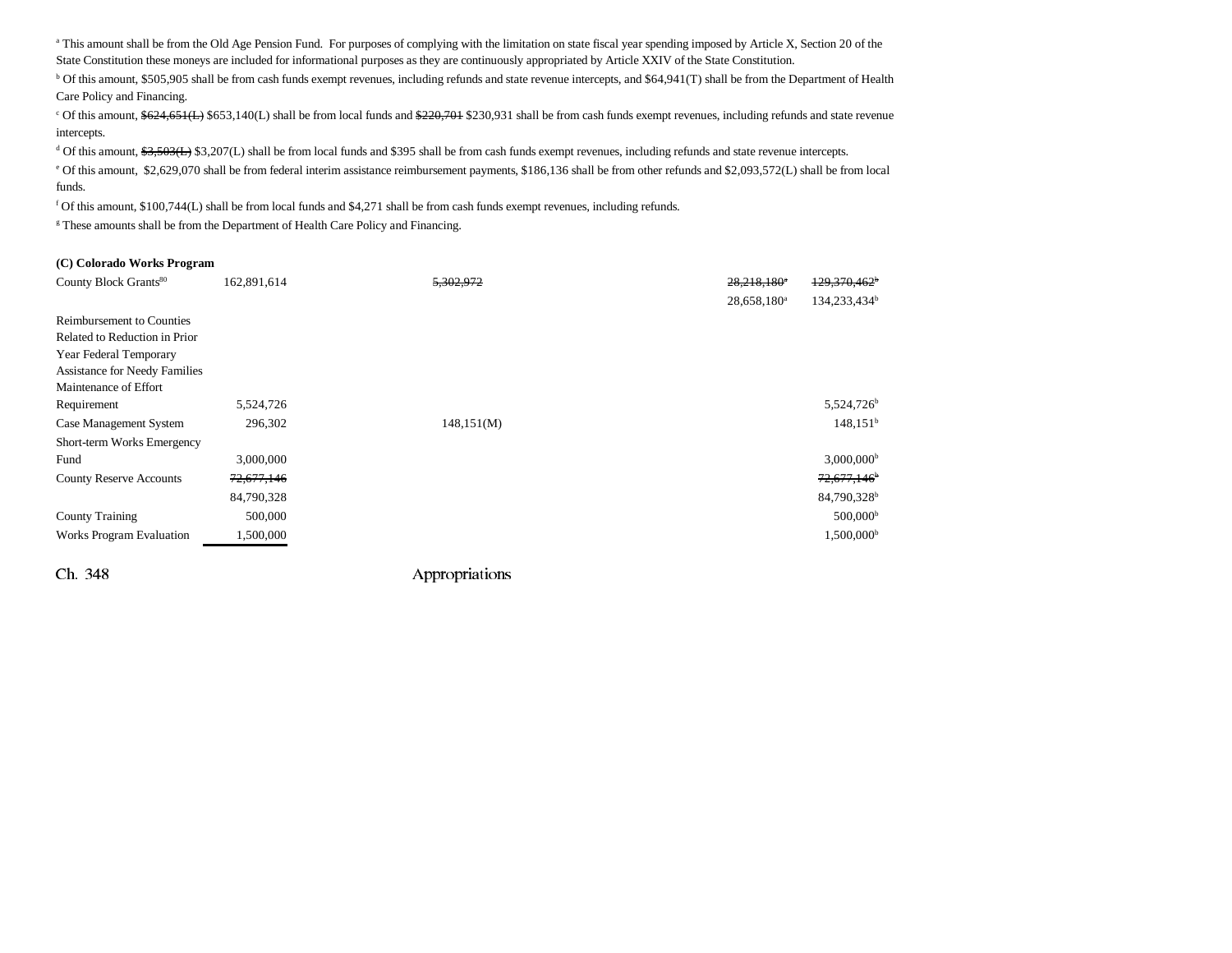[a] This amount shall be from the Old Age Pension Fund. For purposes of complying with the limitation on state fiscal year spending imposed by Article X, Section 20 of the State Constitution these moneys are included for informational purposes as they are continuously appropriated by Article XXIV of the State Constitution.

[b] Of this amount, $505,905 shall be from cash funds exempt revenues, including refunds and state revenue intercepts, and $64,941(T) shall be from the Department of Health Care Policy and Financing.

[c] Of this amount, ~~$624,651(L)~~ $653,140(L) shall be from local funds and ~~$220,701~~ $230,931 shall be from cash funds exempt revenues, including refunds and state revenue intercepts.

[d] Of this amount, ~~$3,503(L)~~ $3,207(L) shall be from local funds and $395 shall be from cash funds exempt revenues, including refunds and state revenue intercepts.

[e] Of this amount, $2,629,070 shall be from federal interim assistance reimbursement payments, $186,136 shall be from other refunds and $2,093,572(L) shall be from local funds.

[f] Of this amount, $100,744(L) shall be from local funds and $4,271 shall be from cash funds exempt revenues, including refunds.

[g] These amounts shall be from the Department of Health Care Policy and Financing.

**(C) Colorado Works Program**

| | | | | | |
|---|---|---|---|---|---|
| County Block Grants[80] | 162,891,614 | ~~5,302,972~~ | | ~~28,218,180~~[a] | ~~129,370,462~~[b] |
| | | | | 28,658,180[a] | 134,233,434[b] |
| Reimbursement to Counties Related to Reduction in Prior Year Federal Temporary Assistance for Needy Families Maintenance of Effort Requirement | 5,524,726 | | | | 5,524,726[b] |
| Case Management System | 296,302 | 148,151(M) | | | 148,151[b] |
| Short-term Works Emergency Fund | 3,000,000 | | | | 3,000,000[b] |
| County Reserve Accounts | ~~72,677,146~~ | | | | ~~72,677,146~~[b] |
| | 84,790,328 | | | | 84,790,328[b] |
| County Training | 500,000 | | | | 500,000[b] |
| Works Program Evaluation | 1,500,000 | | | | 1,500,000[b] |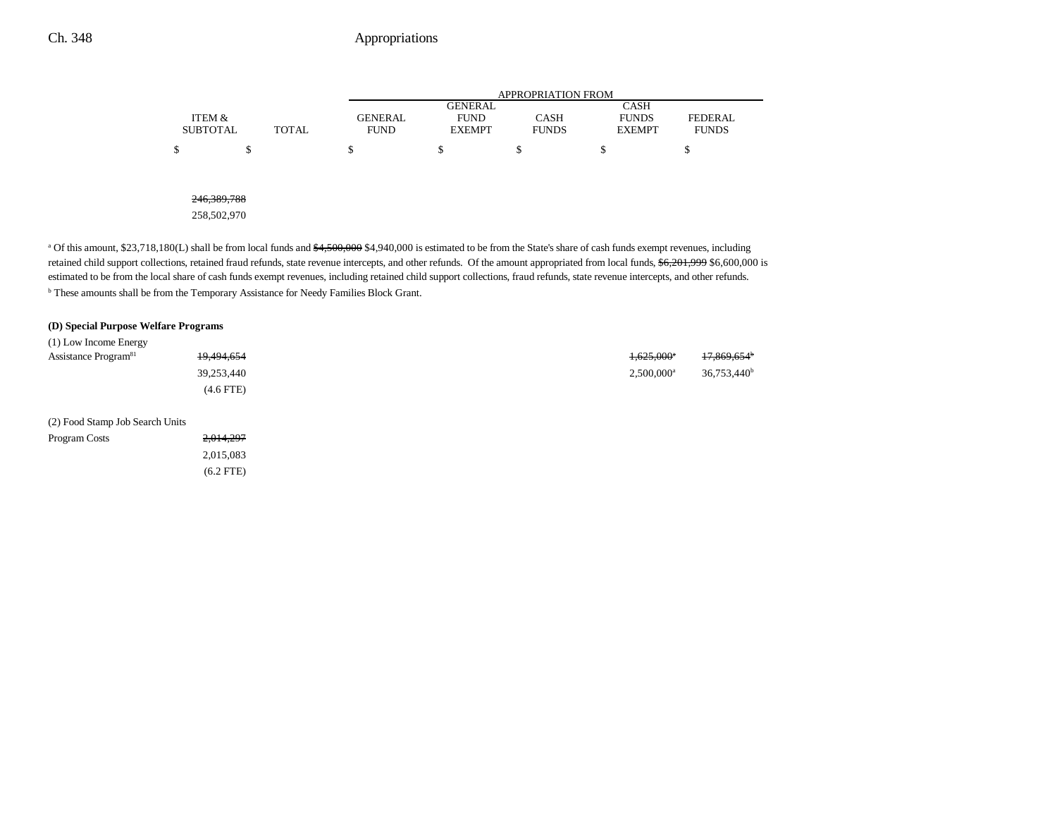| | ITEM & SUBTOTAL | TOTAL | GENERAL FUND | GENERAL FUND EXEMPT | CASH FUNDS | CASH FUNDS EXEMPT | FEDERAL FUNDS |
|---|---|---|---|---|---|---|---|
| | | | APPROPRIATION FROM | | | | |
| | $ | $ | $ | $ | $ | $ | $ |
| | ~~246,389,788~~ | | | | | | |
| | 258,502,970 | | | | | | |

[a] Of this amount, $23,718,180(L) shall be from local funds and ~~$4,500,000~~ $4,940,000 is estimated to be from the State's share of cash funds exempt revenues, including retained child support collections, retained fraud refunds, state revenue intercepts, and other refunds. Of the amount appropriated from local funds, ~~$6,201,999~~ $6,600,000 is estimated to be from the local share of cash funds exempt revenues, including retained child support collections, fraud refunds, state revenue intercepts, and other refunds.

[b] These amounts shall be from the Temporary Assistance for Needy Families Block Grant.

**(D) Special Purpose Welfare Programs**

| | ITEM & SUBTOTAL | TOTAL | GENERAL FUND | GENERAL FUND EXEMPT | CASH FUNDS | CASH FUNDS EXEMPT | FEDERAL FUNDS |
|---|---|---|---|---|---|---|---|
| (1) Low Income Energy Assistance Program[81] | ~~19,494,654~~ | | | | | ~~1,625,000~~[a] | ~~17,869,654~~[b] |
| | 39,253,440 | | | | | 2,500,000[a] | 36,753,440[b] |
| | (4.6 FTE) | | | | | | |
| (2) Food Stamp Job Search Units Program Costs | ~~2,014,297~~ | | | | | | |
| | 2,015,083 | | | | | | |
| | (6.2 FTE) | | | | | | |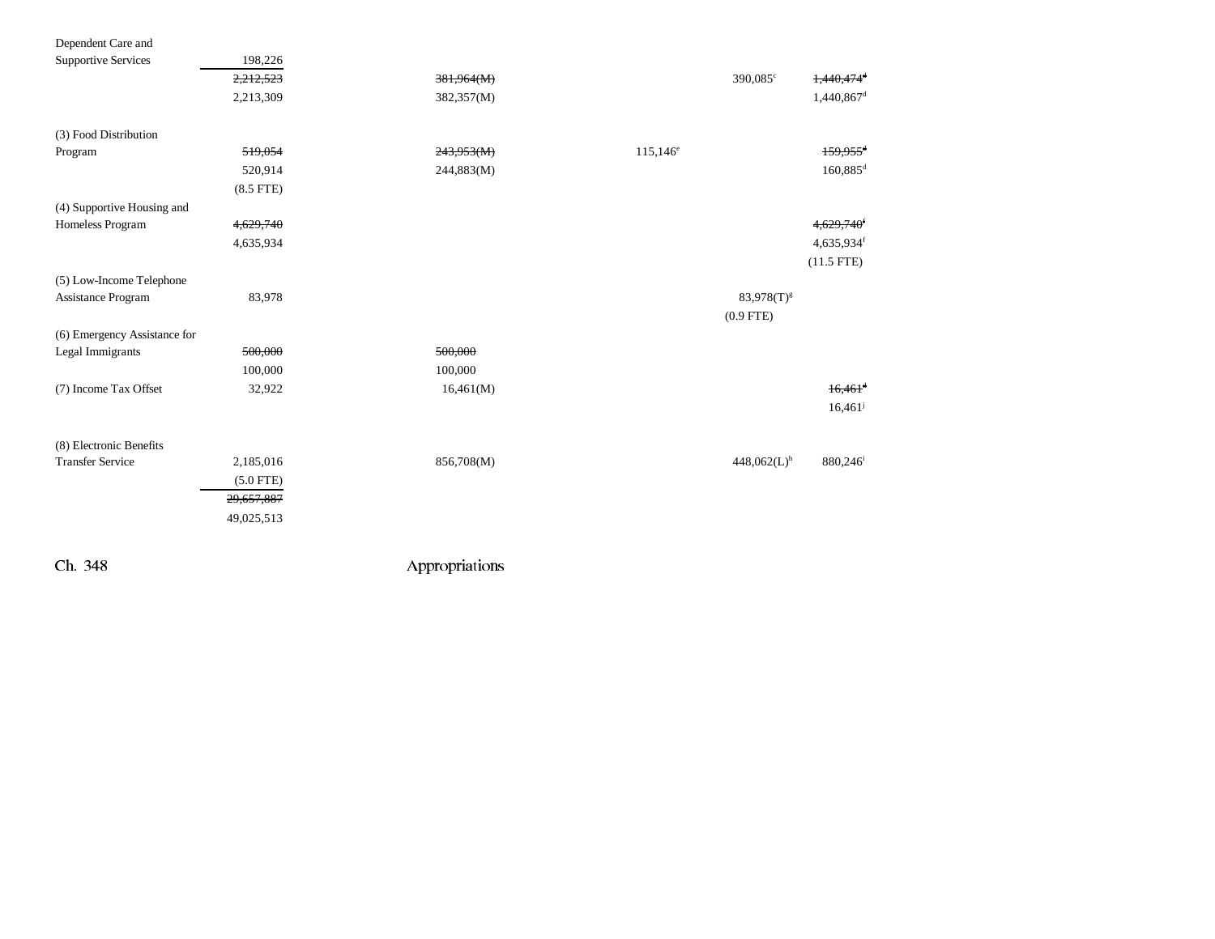| | | | | | |
|---|---|---|---|---|---|
| Dependent Care and Supportive Services | 198,226 | | | | |
| | ~~2,212,523~~ | ~~381,964(M)~~ | | 390,085[c] | ~~1,440,474~~[d] |
| | 2,213,309 | 382,357(M) | | | 1,440,867[d] |
| (3) Food Distribution Program | ~~519,054~~ | ~~243,953(M)~~ | 115,146[e] | | ~~159,955~~[d] |
| | 520,914 | 244,883(M) | | | 160,885[d] |
| | (8.5 FTE) | | | | |
| (4) Supportive Housing and Homeless Program | ~~4,629,740~~ | | | | ~~4,629,740~~[f] |
| | 4,635,934 | | | | 4,635,934[f] |
| | | | | | (11.5 FTE) |
| (5) Low-Income Telephone Assistance Program | 83,978 | | | 83,978(T)[g] | |
| | | | | (0.9 FTE) | |
| (6) Emergency Assistance for Legal Immigrants | ~~500,000~~ | ~~500,000~~ | | | |
| | 100,000 | 100,000 | | | |
| (7) Income Tax Offset | 32,922 | 16,461(M) | | | ~~16,461~~[d] |
| | | | | | 16,461[j] |
| (8) Electronic Benefits Transfer Service | 2,185,016 | 856,708(M) | | 448,062(L)[h] | 880,246[i] |
| | (5.0 FTE) | | | | |
| | ~~29,657,887~~ | | | | |
| | 49,025,513 | | | | |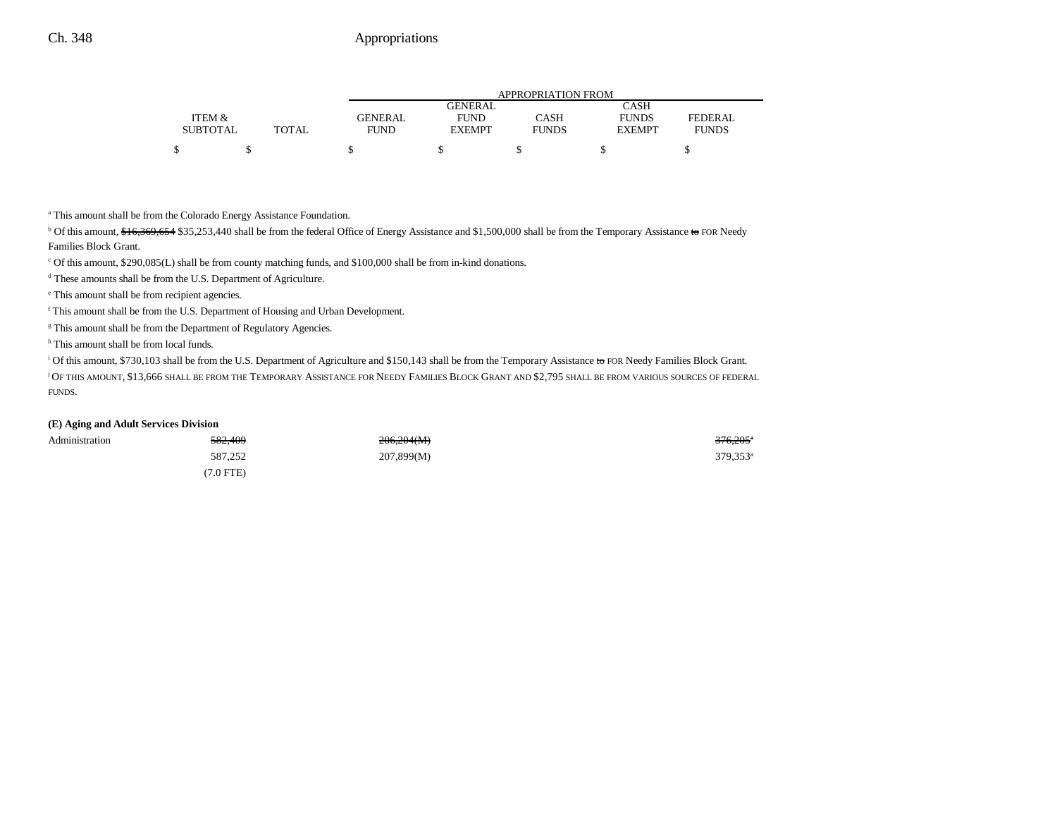| | ITEM & SUBTOTAL | TOTAL | APPROPRIATION FROM GENERAL FUND | GENERAL FUND EXEMPT | CASH FUNDS | CASH FUNDS EXEMPT | FEDERAL FUNDS |
|---|---|---|---|---|---|---|---|
| | $ | $ | $ | $ | $ | $ | $ |

[a] This amount shall be from the Colorado Energy Assistance Foundation.

[b] Of this amount, ~~$16,369,654~~ $35,253,440 shall be from the federal Office of Energy Assistance and $1,500,000 shall be from the Temporary Assistance ~~to~~ FOR Needy Families Block Grant.

[c] Of this amount, $290,085(L) shall be from county matching funds, and $100,000 shall be from in-kind donations.

[d] These amounts shall be from the U.S. Department of Agriculture.

[e] This amount shall be from recipient agencies.

[f] This amount shall be from the U.S. Department of Housing and Urban Development.

[g] This amount shall be from the Department of Regulatory Agencies.

[h] This amount shall be from local funds.

[i] Of this amount, $730,103 shall be from the U.S. Department of Agriculture and $150,143 shall be from the Temporary Assistance ~~to~~ FOR Needy Families Block Grant.

[j] OF THIS AMOUNT, $13,666 SHALL BE FROM THE TEMPORARY ASSISTANCE FOR NEEDY FAMILIES BLOCK GRANT AND $2,795 SHALL BE FROM VARIOUS SOURCES OF FEDERAL FUNDS.

**(E) Aging and Adult Services Division**

| | ITEM & SUBTOTAL | TOTAL | GENERAL FUND | GENERAL FUND EXEMPT | CASH FUNDS | CASH FUNDS EXEMPT | FEDERAL FUNDS |
|---|---|---|---|---|---|---|---|
| Administration | ~~582,409~~ | | ~~206,204(M)~~ | | | | ~~376,205~~[a] |
| | 587,252 | | 207,899(M) | | | | 379,353[a] |
| | (7.0 FTE) | | | | | | |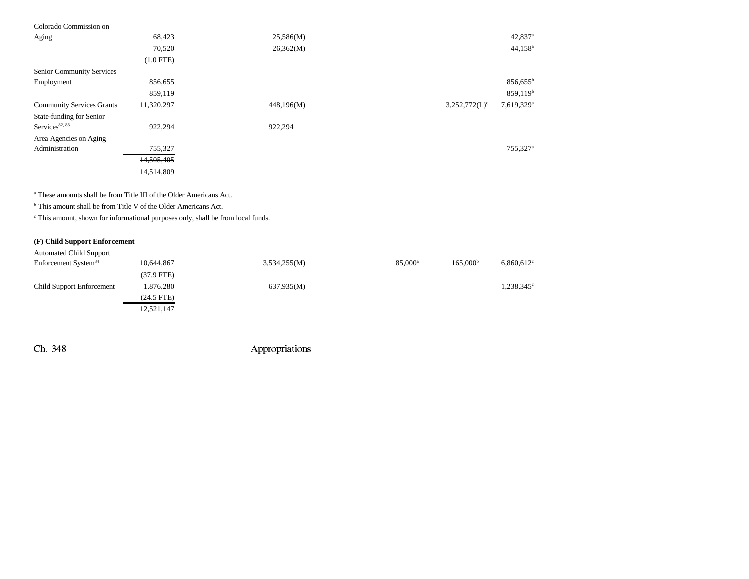| | | | | | |
|---|---|---|---|---|---|
| Colorado Commission on Aging | ~~68,423~~ | ~~25,586(M)~~ | | | ~~42,837~~[a] |
| | 70,520 | 26,362(M) | | | 44,158[a] |
| | (1.0 FTE) | | | | |
| Senior Community Services Employment | ~~856,655~~ | | | | ~~856,655~~[b] |
| | 859,119 | | | | 859,119[b] |
| Community Services Grants | 11,320,297 | 448,196(M) | | 3,252,772(L)[c] | 7,619,329[a] |
| State-funding for Senior Services[82, 83] | 922,294 | 922,294 | | | |
| Area Agencies on Aging Administration | 755,327 | | | | 755,327[a] |
| | ~~14,505,405~~ | | | | |
| | 14,514,809 | | | | |

[a] These amounts shall be from Title III of the Older Americans Act.

[b] This amount shall be from Title V of the Older Americans Act.

[c] This amount, shown for informational purposes only, shall be from local funds.

**(F) Child Support Enforcement**

| | | | | | |
|---|---|---|---|---|---|
| Automated Child Support Enforcement System[84] | 10,644,867 | 3,534,255(M) | 85,000[a] | 165,000[b] | 6,860,612[c] |
| | (37.9 FTE) | | | | |
| Child Support Enforcement | 1,876,280 | 637,935(M) | | | 1,238,345[c] |
| | (24.5 FTE) | | | | |
| | 12,521,147 | | | | |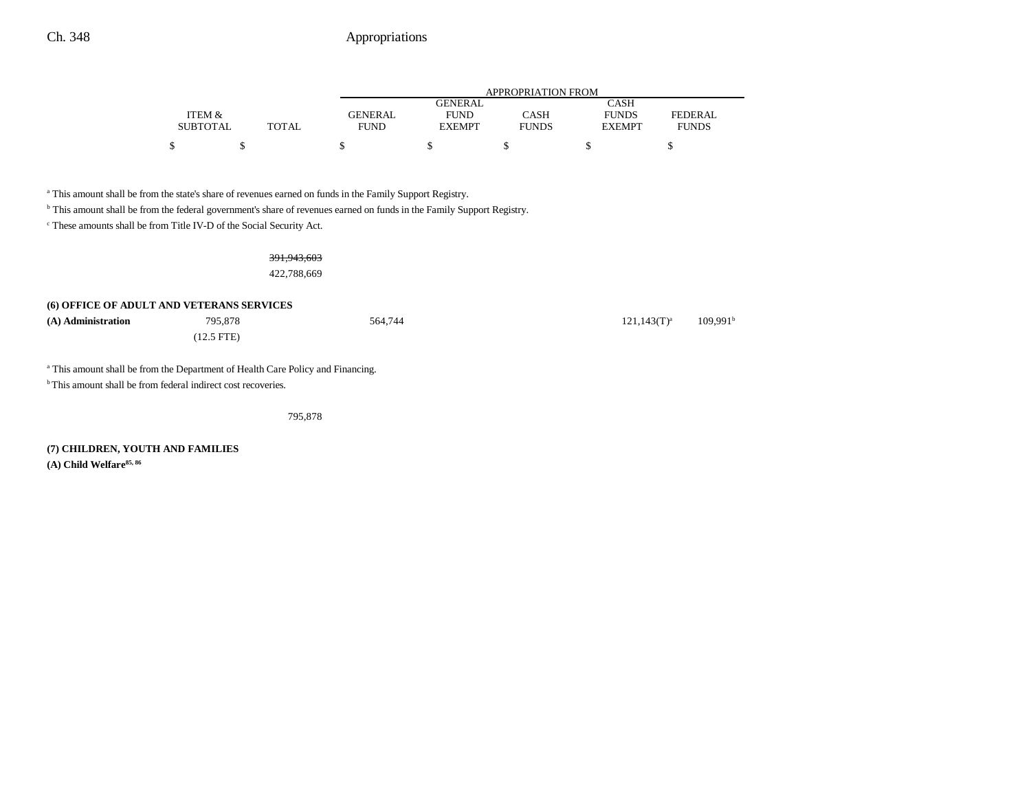| | ITEM & SUBTOTAL | TOTAL | GENERAL FUND | GENERAL FUND EXEMPT | CASH FUNDS | CASH FUNDS EXEMPT | FEDERAL FUNDS |
|---|---|---|---|---|---|---|---|
| | $ | $ | $ | $ | $ | $ | $ |

[a] This amount shall be from the state's share of revenues earned on funds in the Family Support Registry.

[b] This amount shall be from the federal government's share of revenues earned on funds in the Family Support Registry.

[c] These amounts shall be from Title IV-D of the Social Security Act.

| | ITEM & SUBTOTAL | TOTAL | GENERAL FUND | GENERAL FUND EXEMPT | CASH FUNDS | CASH FUNDS EXEMPT | FEDERAL FUNDS |
|---|---|---|---|---|---|---|---|
| | | ~~391,943,603~~ | | | | | |
| | | 422,788,669 | | | | | |

**(6) OFFICE OF ADULT AND VETERANS SERVICES**

| | ITEM & SUBTOTAL | TOTAL | GENERAL FUND | GENERAL FUND EXEMPT | CASH FUNDS | CASH FUNDS EXEMPT | FEDERAL FUNDS |
|---|---|---|---|---|---|---|---|
| **(A) Administration** | 795,878 | | 564,744 | | | 121,143(T)[a] | 109,991[b] |
| | (12.5 FTE) | | | | | | |

[a] This amount shall be from the Department of Health Care Policy and Financing.

[b] This amount shall be from federal indirect cost recoveries.

| | ITEM & SUBTOTAL | TOTAL | GENERAL FUND | GENERAL FUND EXEMPT | CASH FUNDS | CASH FUNDS EXEMPT | FEDERAL FUNDS |
|---|---|---|---|---|---|---|---|
| | | 795,878 | | | | | |

**(7) CHILDREN, YOUTH AND FAMILIES**

**(A) Child Welfare[85, 86]**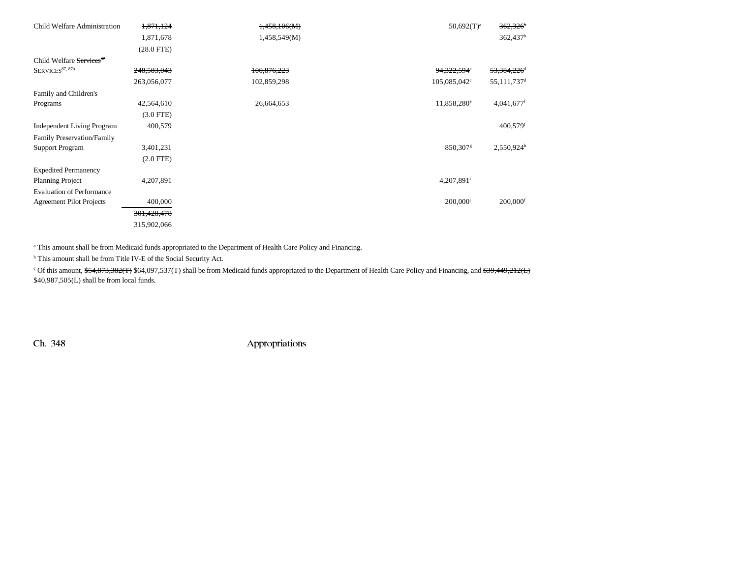| | | | | |
|---|---|---|---|---|
| Child Welfare Administration | ~~1,871,124~~ | ~~1,458,106(M)~~ | 50,692(T)[a] | ~~362,326~~[b] |
| | 1,871,678 | 1,458,549(M) | | 362,437[b] |
| | (28.0 FTE) | | | |
| Child Welfare ~~Services~~[87] SERVICES[87, 87b] | ~~248,583,043~~ | ~~100,876,223~~ | ~~94,322,594~~[c] | ~~53,384,226~~[d] |
| | 263,056,077 | 102,859,298 | 105,085,042[c] | 55,111,737[d] |
| Family and Children's Programs | 42,564,610 | 26,664,653 | 11,858,280[e] | 4,041,677[f] |
| | (3.0 FTE) | | | |
| Independent Living Program | 400,579 | | | 400,579[f] |
| Family Preservation/Family Support Program | 3,401,231 | | 850,307[g] | 2,550,924[h] |
| | (2.0 FTE) | | | |
| Expedited Permanency Planning Project | 4,207,891 | | 4,207,891[i] | |
| Evaluation of Performance Agreement Pilot Projects | 400,000 | | 200,000[i] | 200,000[f] |
| | ~~301,428,478~~ | | | |
| | 315,902,066 | | | |

[a] This amount shall be from Medicaid funds appropriated to the Department of Health Care Policy and Financing.

[b] This amount shall be from Title IV-E of the Social Security Act.

[c] Of this amount, ~~$54,873,382(T)~~ $64,097,537(T) shall be from Medicaid funds appropriated to the Department of Health Care Policy and Financing, and ~~$39,449,212(L)~~ $40,987,505(L) shall be from local funds.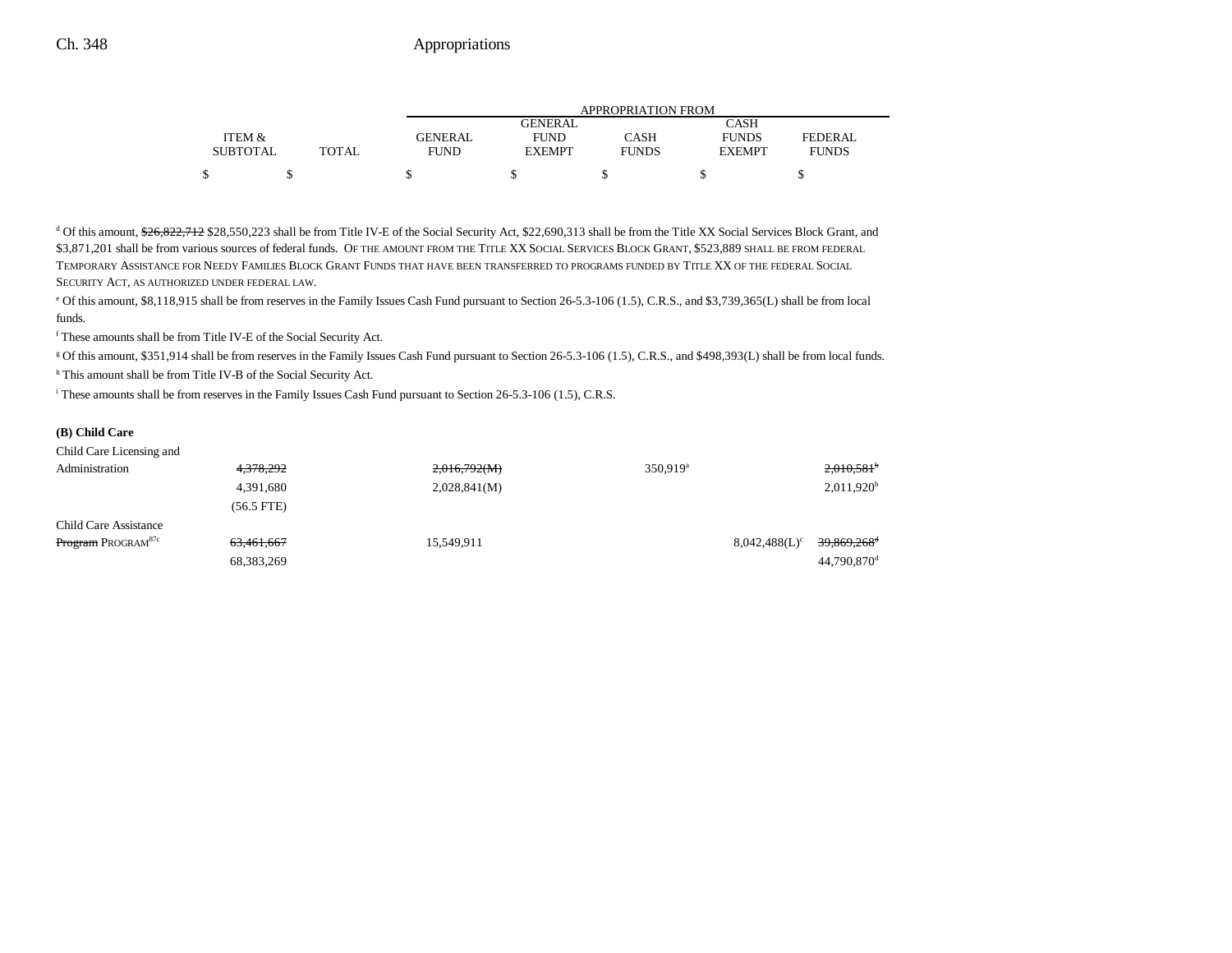| | ITEM & SUBTOTAL | TOTAL | APPROPRIATION FROM GENERAL FUND | GENERAL FUND EXEMPT | CASH FUNDS | CASH FUNDS EXEMPT | FEDERAL FUNDS |
|---|---|---|---|---|---|---|---|
| | $ | $ | $ | $ | $ | $ | $ |

[d] Of this amount, ~~$26,822,712~~ $28,550,223 shall be from Title IV-E of the Social Security Act, $22,690,313 shall be from the Title XX Social Services Block Grant, and $3,871,201 shall be from various sources of federal funds. OF THE AMOUNT FROM THE TITLE XX SOCIAL SERVICES BLOCK GRANT, $523,889 SHALL BE FROM FEDERAL TEMPORARY ASSISTANCE FOR NEEDY FAMILIES BLOCK GRANT FUNDS THAT HAVE BEEN TRANSFERRED TO PROGRAMS FUNDED BY TITLE XX OF THE FEDERAL SOCIAL SECURITY ACT, AS AUTHORIZED UNDER FEDERAL LAW.

[e] Of this amount, $8,118,915 shall be from reserves in the Family Issues Cash Fund pursuant to Section 26-5.3-106 (1.5), C.R.S., and $3,739,365(L) shall be from local funds.

[f] These amounts shall be from Title IV-E of the Social Security Act.

[g] Of this amount, $351,914 shall be from reserves in the Family Issues Cash Fund pursuant to Section 26-5.3-106 (1.5), C.R.S., and $498,393(L) shall be from local funds.

[h] This amount shall be from Title IV-B of the Social Security Act.

[i] These amounts shall be from reserves in the Family Issues Cash Fund pursuant to Section 26-5.3-106 (1.5), C.R.S.

**(B) Child Care**

| | ITEM & SUBTOTAL | TOTAL | GENERAL FUND | GENERAL FUND EXEMPT | CASH FUNDS | CASH FUNDS EXEMPT | FEDERAL FUNDS |
|---|---|---|---|---|---|---|---|
| Child Care Licensing and Administration | ~~4,378,292~~ | | ~~2,016,792(M)~~ | | 350,919[a] | | ~~2,010,581[b]~~ |
| | 4,391,680 | | 2,028,841(M) | | | | 2,011,920[b] |
| | (56.5 FTE) | | | | | | |
| Child Care Assistance ~~Program~~ PROGRAM[87c] | ~~63,461,667~~ | | 15,549,911 | | | 8,042,488(L)[c] | ~~39,869,268[d]~~ |
| | 68,383,269 | | | | | | 44,790,870[d] |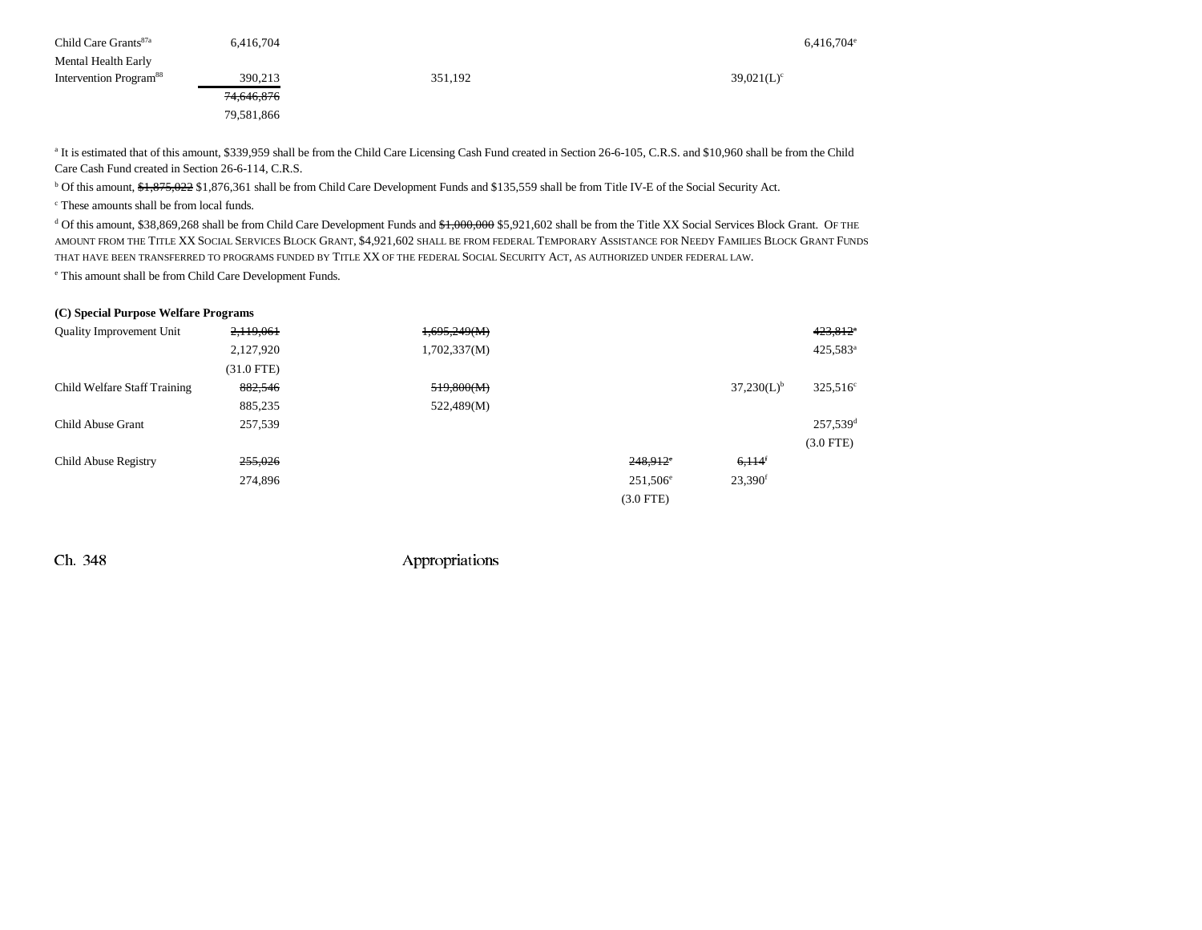| | Total | General Fund | General Fund Exempt | Cash Funds | Cash Funds Exempt | Federal Funds |
|---|---|---|---|---|---|---|
| Child Care Grants[87a] | 6,416,704 | | | | | 6,416,704[e] |
| Mental Health Early Intervention Program[88] | 390,213 | 351,192 | | | 39,021(L)[c] | |
| | ~~74,646,876~~ | | | | | |
| | 79,581,866 | | | | | |

[a] It is estimated that of this amount, $339,959 shall be from the Child Care Licensing Cash Fund created in Section 26-6-105, C.R.S. and $10,960 shall be from the Child Care Cash Fund created in Section 26-6-114, C.R.S.

[b] Of this amount, ~~$1,875,022~~ $1,876,361 shall be from Child Care Development Funds and $135,559 shall be from Title IV-E of the Social Security Act.

[c] These amounts shall be from local funds.

[d] Of this amount, $38,869,268 shall be from Child Care Development Funds and ~~$1,000,000~~ $5,921,602 shall be from the Title XX Social Services Block Grant. OF THE AMOUNT FROM THE TITLE XX SOCIAL SERVICES BLOCK GRANT, $4,921,602 SHALL BE FROM FEDERAL TEMPORARY ASSISTANCE FOR NEEDY FAMILIES BLOCK GRANT FUNDS THAT HAVE BEEN TRANSFERRED TO PROGRAMS FUNDED BY TITLE XX OF THE FEDERAL SOCIAL SECURITY ACT, AS AUTHORIZED UNDER FEDERAL LAW.

[e] This amount shall be from Child Care Development Funds.

**(C) Special Purpose Welfare Programs**

| | Total | General Fund | General Fund Exempt | Cash Funds | Cash Funds Exempt | Federal Funds |
|---|---|---|---|---|---|---|
| Quality Improvement Unit | ~~2,119,061~~ | ~~1,695,249(M)~~ | | | | ~~423,812~~[a] |
| | 2,127,920 | 1,702,337(M) | | | | 425,583[a] |
| | (31.0 FTE) | | | | | |
| Child Welfare Staff Training | ~~882,546~~ | ~~519,800(M)~~ | | | 37,230(L)[b] | 325,516[c] |
| | 885,235 | 522,489(M) | | | | |
| Child Abuse Grant | 257,539 | | | | | 257,539[d] |
| | | | | | | (3.0 FTE) |
| Child Abuse Registry | ~~255,026~~ | | | ~~248,912~~[e] | ~~6,114~~[f] | |
| | 274,896 | | | 251,506[e] | 23,390[f] | |
| | | | | (3.0 FTE) | | |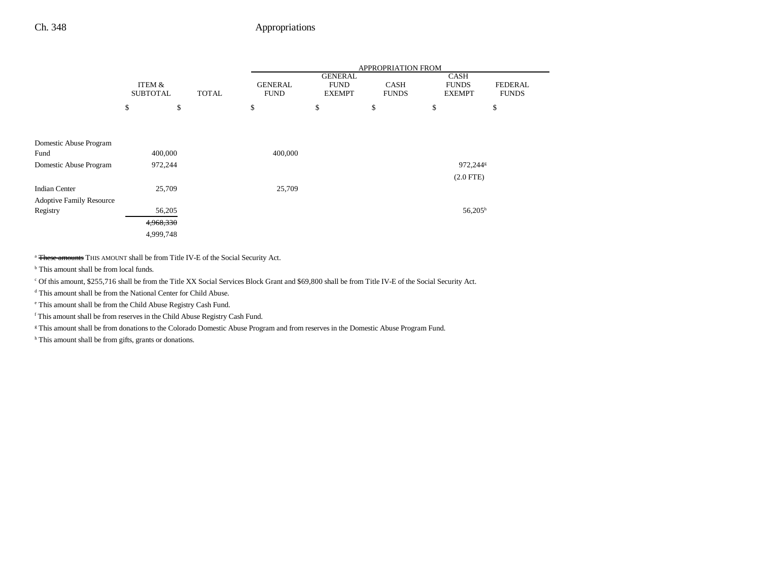| | ITEM & SUBTOTAL | TOTAL | APPROPRIATION FROM GENERAL FUND | GENERAL FUND EXEMPT | CASH FUNDS | CASH FUNDS EXEMPT | FEDERAL FUNDS |
|---|---|---|---|---|---|---|---|
| | $ | $ | $ | $ | $ | $ | $ |
| Domestic Abuse Program Fund | 400,000 | | 400,000 | | | | |
| Domestic Abuse Program | 972,244 | | | | | 972,244[g] (2.0 FTE) | |
| Indian Center | 25,709 | | 25,709 | | | | |
| Adoptive Family Resource Registry | 56,205 | | | | | 56,205[h] | |
| | ~~4,968,330~~ 4,999,748 | | | | | | |

[a] ~~These amounts~~ THIS AMOUNT shall be from Title IV-E of the Social Security Act.

[b] This amount shall be from local funds.

[c] Of this amount, $255,716 shall be from the Title XX Social Services Block Grant and $69,800 shall be from Title IV-E of the Social Security Act.

[d] This amount shall be from the National Center for Child Abuse.

[e] This amount shall be from the Child Abuse Registry Cash Fund.

[f] This amount shall be from reserves in the Child Abuse Registry Cash Fund.

[g] This amount shall be from donations to the Colorado Domestic Abuse Program and from reserves in the Domestic Abuse Program Fund.

[h] This amount shall be from gifts, grants or donations.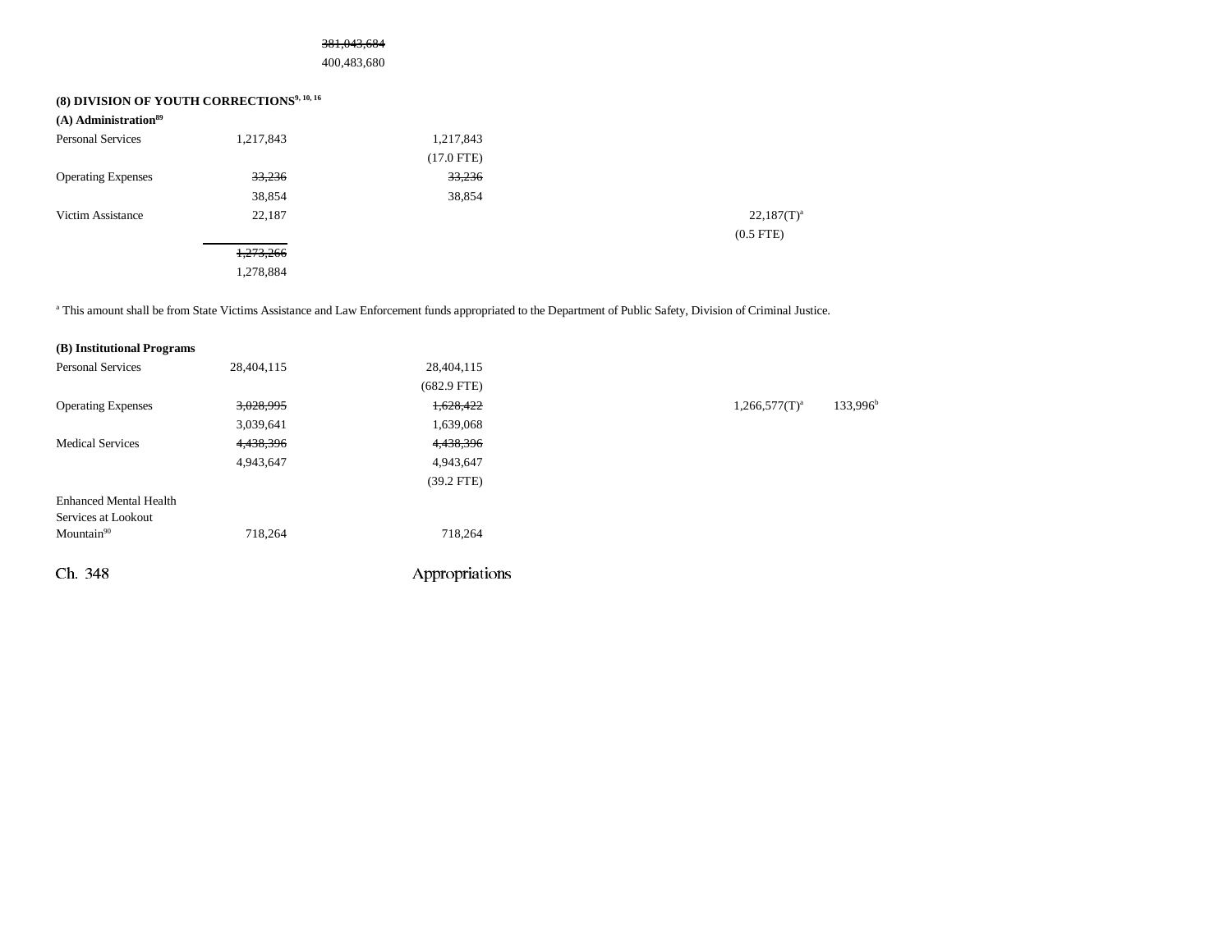| | | | | | | | |
|---|---|---|---|---|---|---|---|
| | | ~~381,043,684~~ | | | | | |
| | | 400,483,680 | | | | | |

**(8) DIVISION OF YOUTH CORRECTIONS**[9, 10, 16]

**(A) Administration**[89]

| | | | | | | |
|---|---|---|---|---|---|---|
| Personal Services | 1,217,843 | | 1,217,843 | | | |
| | | | (17.0 FTE) | | | |
| Operating Expenses | ~~33,236~~ | | ~~33,236~~ | | | |
| | 38,854 | | 38,854 | | | |
| Victim Assistance | 22,187 | | | | 22,187(T)[a] | |
| | | | | | (0.5 FTE) | |
| | ~~1,273,266~~ | | | | | |
| | 1,278,884 | | | | | |

[a] This amount shall be from State Victims Assistance and Law Enforcement funds appropriated to the Department of Public Safety, Division of Criminal Justice.

**(B) Institutional Programs**

| | | | | | | |
|---|---|---|---|---|---|---|
| Personal Services | 28,404,115 | | 28,404,115 | | | |
| | | | (682.9 FTE) | | | |
| Operating Expenses | ~~3,028,995~~ | | ~~1,628,422~~ | | 1,266,577(T)[a] | 133,996[b] |
| | 3,039,641 | | 1,639,068 | | | |
| Medical Services | ~~4,438,396~~ | | ~~4,438,396~~ | | | |
| | 4,943,647 | | 4,943,647 | | | |
| | | | (39.2 FTE) | | | |
| Enhanced Mental Health Services at Lookout Mountain[90] | 718,264 | | 718,264 | | | |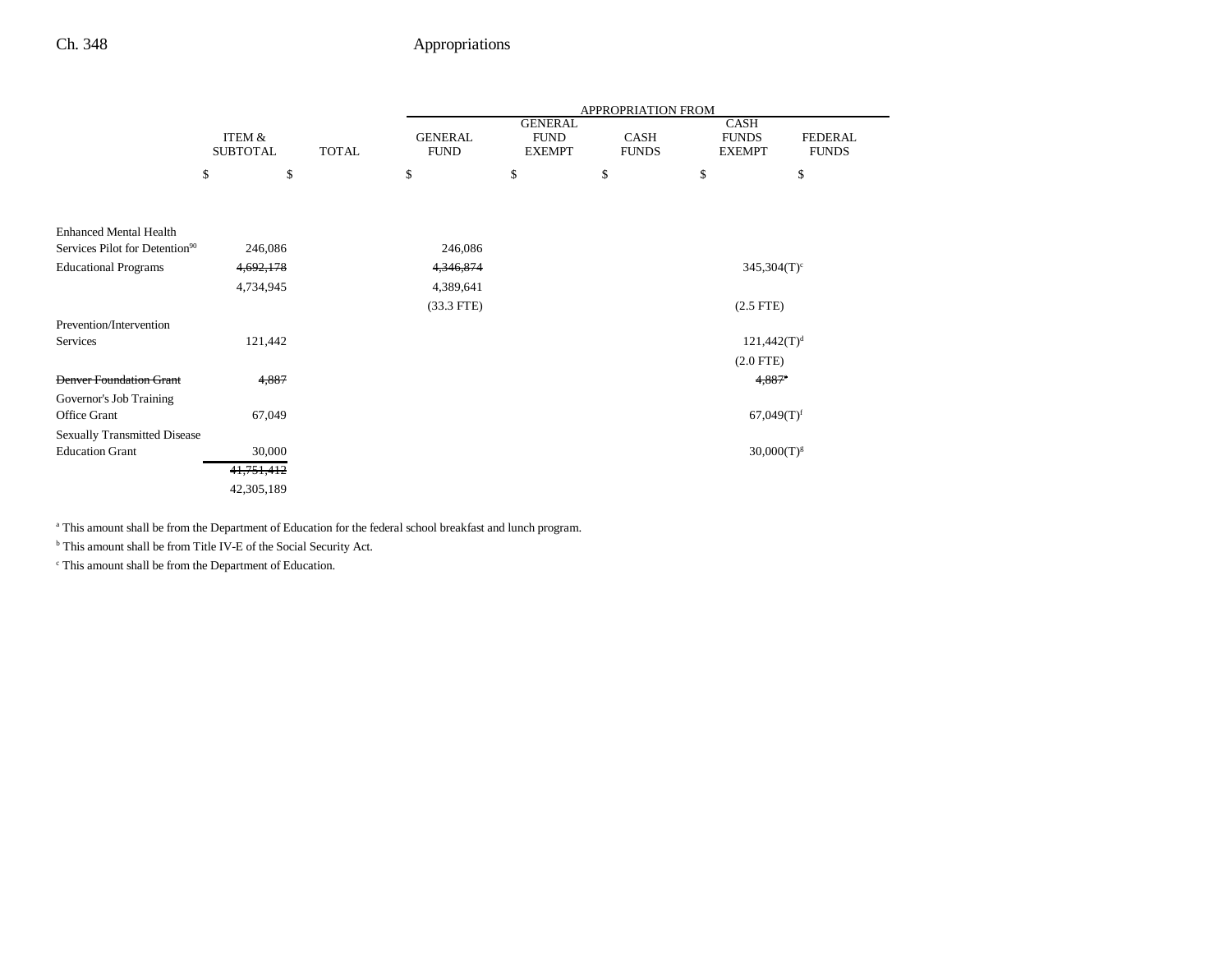| | ITEM & SUBTOTAL | TOTAL | APPROPRIATION FROM GENERAL FUND | GENERAL FUND EXEMPT | CASH FUNDS | CASH FUNDS EXEMPT | FEDERAL FUNDS |
|---|---|---|---|---|---|---|---|
| | $ | $ | $ | $ | $ | $ | $ |
| Enhanced Mental Health Services Pilot for Detention[90] | 246,086 | | 246,086 | | | | |
| Educational Programs | ~~4,692,178~~ | | ~~4,346,874~~ | | | 345,304(T)[c] | |
| | 4,734,945 | | 4,389,641 | | | | |
| | | | (33.3 FTE) | | | (2.5 FTE) | |
| Prevention/Intervention Services | 121,442 | | | | | 121,442(T)[d] | |
| | | | | | | (2.0 FTE) | |
| ~~Denver Foundation Grant~~ | ~~4,887~~ | | | | | ~~4,887[e]~~ | |
| Governor's Job Training Office Grant | 67,049 | | | | | 67,049(T)[f] | |
| Sexually Transmitted Disease Education Grant | 30,000 | | | | | 30,000(T)[g] | |
| | ~~41,751,412~~ | | | | | | |
| | 42,305,189 | | | | | | |

[a] This amount shall be from the Department of Education for the federal school breakfast and lunch program.

[b] This amount shall be from Title IV-E of the Social Security Act.

[c] This amount shall be from the Department of Education.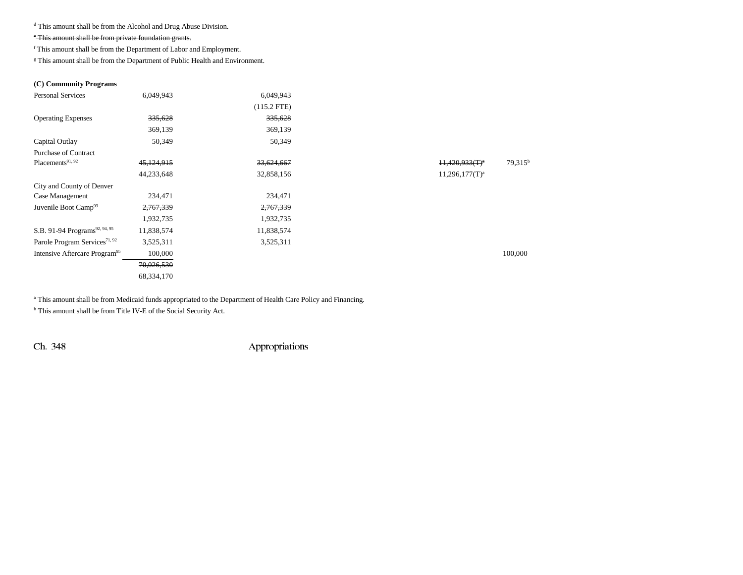[d] This amount shall be from the Alcohol and Drug Abuse Division.

~~[e] This amount shall be from private foundation grants.~~

[f] This amount shall be from the Department of Labor and Employment.

[g] This amount shall be from the Department of Public Health and Environment.

**(C) Community Programs**

| | | | | | |
|---|---|---|---|---|---|
| Personal Services | 6,049,943 | 6,049,943 | | | |
| | | (115.2 FTE) | | | |
| Operating Expenses | ~~335,628~~ | ~~335,628~~ | | | |
| | 369,139 | 369,139 | | | |
| Capital Outlay | 50,349 | 50,349 | | | |
| Purchase of Contract Placements[91, 92] | ~~45,124,915~~ | ~~33,624,667~~ | | ~~11,420,933(T)[a]~~ | 79,315[b] |
| | 44,233,648 | 32,858,156 | | 11,296,177(T)[a] | |
| City and County of Denver Case Management | 234,471 | 234,471 | | | |
| Juvenile Boot Camp[93] | ~~2,767,339~~ | ~~2,767,339~~ | | | |
| | 1,932,735 | 1,932,735 | | | |
| S.B. 91-94 Programs[92, 94, 95] | 11,838,574 | 11,838,574 | | | |
| Parole Program Services[71, 92] | 3,525,311 | 3,525,311 | | | |
| Intensive Aftercare Program[95] | 100,000 | | | | 100,000 |
| | ~~70,026,530~~ | | | | |
| | 68,334,170 | | | | |

[a] This amount shall be from Medicaid funds appropriated to the Department of Health Care Policy and Financing.

[b] This amount shall be from Title IV-E of the Social Security Act.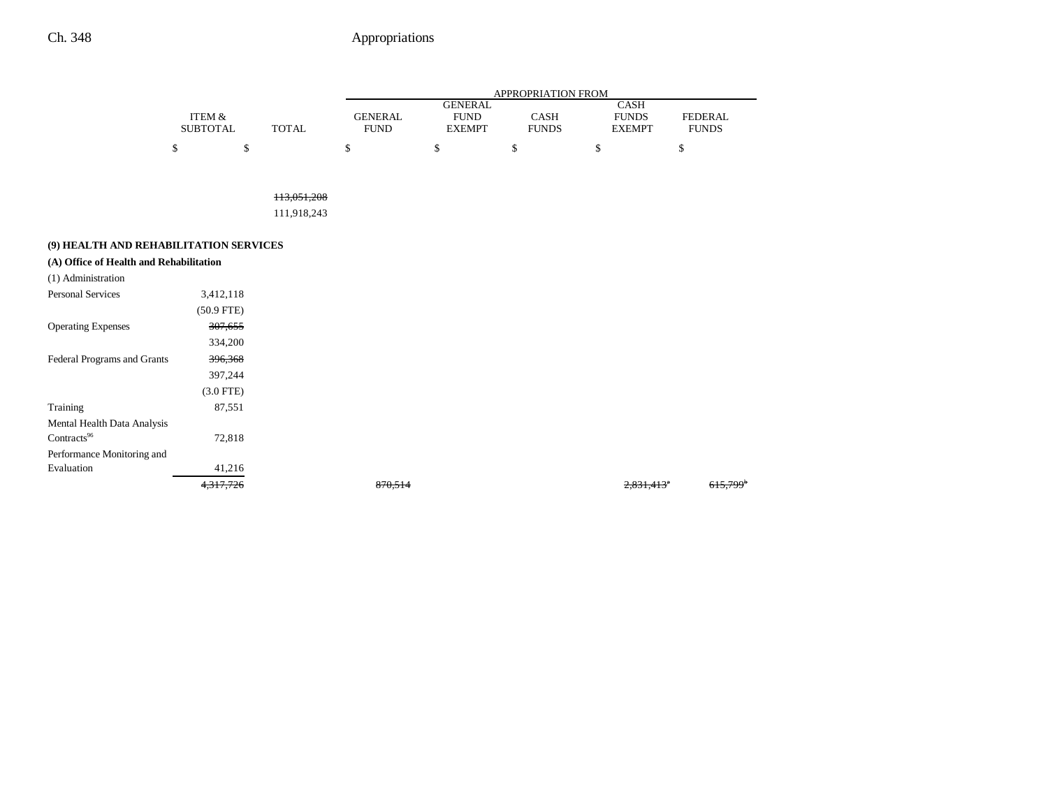| | ITEM & SUBTOTAL | TOTAL | APPROPRIATION FROM GENERAL FUND | GENERAL FUND EXEMPT | CASH FUNDS | CASH FUNDS EXEMPT | FEDERAL FUNDS |
|---|---|---|---|---|---|---|---|
| | $ | $ | $ | $ | $ | $ | $ |
| | | ~~113,051,208~~ | | | | | |
| | | 111,918,243 | | | | | |
| **(9) HEALTH AND REHABILITATION SERVICES** | | | | | | | |
| **(A) Office of Health and Rehabilitation** | | | | | | | |
| (1) Administration | | | | | | | |
| Personal Services | 3,412,118 | | | | | | |
| | (50.9 FTE) | | | | | | |
| Operating Expenses | ~~307,655~~ | | | | | | |
| | 334,200 | | | | | | |
| Federal Programs and Grants | ~~396,368~~ | | | | | | |
| | 397,244 | | | | | | |
| | (3.0 FTE) | | | | | | |
| Training | 87,551 | | | | | | |
| Mental Health Data Analysis Contracts[96] | 72,818 | | | | | | |
| Performance Monitoring and Evaluation | 41,216 | | | | | | |
| | ~~4,317,726~~ | | ~~870,514~~ | | | ~~2,831,413~~[a] | ~~615,799~~[b] |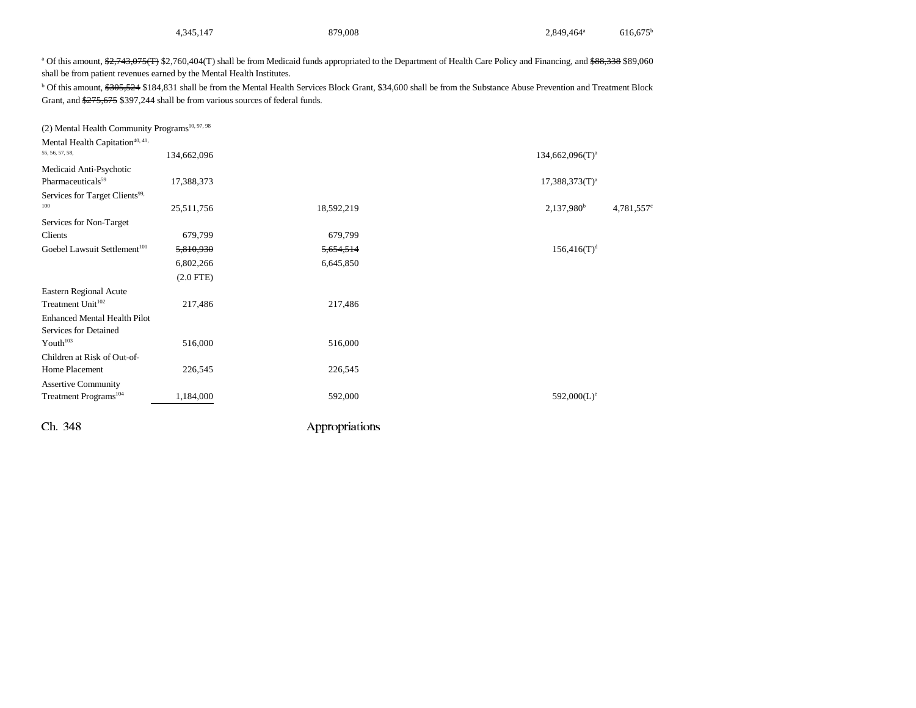| | | | | | |
|---|---|---|---|---|---|
| | 4,345,147 | 879,008 | | 2,849,464[a] | 616,675[b] |

[a] Of this amount, ~~$2,743,075(T)~~ $2,760,404(T) shall be from Medicaid funds appropriated to the Department of Health Care Policy and Financing, and ~~$88,338~~ $89,060 shall be from patient revenues earned by the Mental Health Institutes.

[b] Of this amount, ~~$305,524~~ $184,831 shall be from the Mental Health Services Block Grant, $34,600 shall be from the Substance Abuse Prevention and Treatment Block Grant, and ~~$275,675~~ $397,244 shall be from various sources of federal funds.

| | | | | | |
|---|---|---|---|---|---|
| (2) Mental Health Community Programs[10, 97, 98] | | | | | |
| Mental Health Capitation[40, 41, 55, 56, 57, 58,] | 134,662,096 | | | 134,662,096(T)[a] | |
| Medicaid Anti-Psychotic Pharmaceuticals[59] | 17,388,373 | | | 17,388,373(T)[a] | |
| Services for Target Clients[99, 100] | 25,511,756 | 18,592,219 | | 2,137,980[b] | 4,781,557[c] |
| Services for Non-Target Clients | 679,799 | 679,799 | | | |
| Goebel Lawsuit Settlement[101] | ~~5,810,930~~ | ~~5,654,514~~ | | 156,416(T)[d] | |
| | 6,802,266 | 6,645,850 | | | |
| | (2.0 FTE) | | | | |
| Eastern Regional Acute Treatment Unit[102] | 217,486 | 217,486 | | | |
| Enhanced Mental Health Pilot Services for Detained Youth[103] | 516,000 | 516,000 | | | |
| Children at Risk of Out-of-Home Placement | 226,545 | 226,545 | | | |
| Assertive Community Treatment Programs[104] | 1,184,000 | 592,000 | | 592,000(L)[e] | |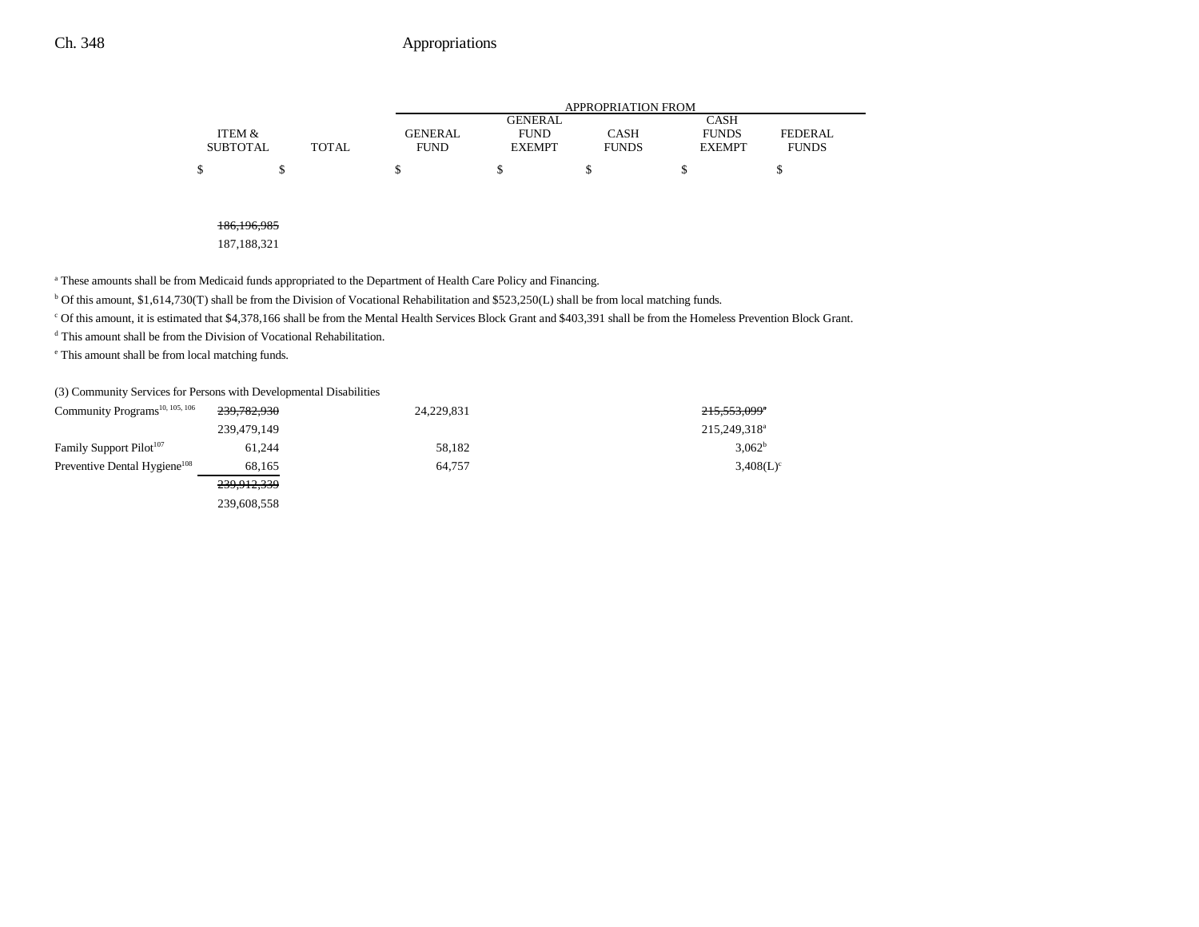| | ITEM & SUBTOTAL | TOTAL | APPROPRIATION FROM GENERAL FUND | GENERAL FUND EXEMPT | CASH FUNDS | CASH FUNDS EXEMPT | FEDERAL FUNDS |
|---|---|---|---|---|---|---|---|
| | $ | $ | $ | $ | $ | $ | $ |
| | ~~186,196,985~~ | | | | | | |
| | 187,188,321 | | | | | | |

[a] These amounts shall be from Medicaid funds appropriated to the Department of Health Care Policy and Financing.

[b] Of this amount, $1,614,730(T) shall be from the Division of Vocational Rehabilitation and $523,250(L) shall be from local matching funds.

[c] Of this amount, it is estimated that $4,378,166 shall be from the Mental Health Services Block Grant and $403,391 shall be from the Homeless Prevention Block Grant.

[d] This amount shall be from the Division of Vocational Rehabilitation.

[e] This amount shall be from local matching funds.

(3) Community Services for Persons with Developmental Disabilities

| | ITEM & SUBTOTAL | TOTAL | GENERAL FUND | GENERAL FUND EXEMPT | CASH FUNDS | CASH FUNDS EXEMPT | FEDERAL FUNDS |
|---|---|---|---|---|---|---|---|
| Community Programs[10, 105, 106] | ~~239,782,930~~ | | 24,229,831 | | | ~~215,553,099~~[a] | |
| | 239,479,149 | | | | | 215,249,318[a] | |
| Family Support Pilot[107] | 61,244 | | 58,182 | | | 3,062[b] | |
| Preventive Dental Hygiene[108] | 68,165 | | 64,757 | | | 3,408(L)[c] | |
| | ~~239,912,339~~ | | | | | | |
| | 239,608,558 | | | | | | |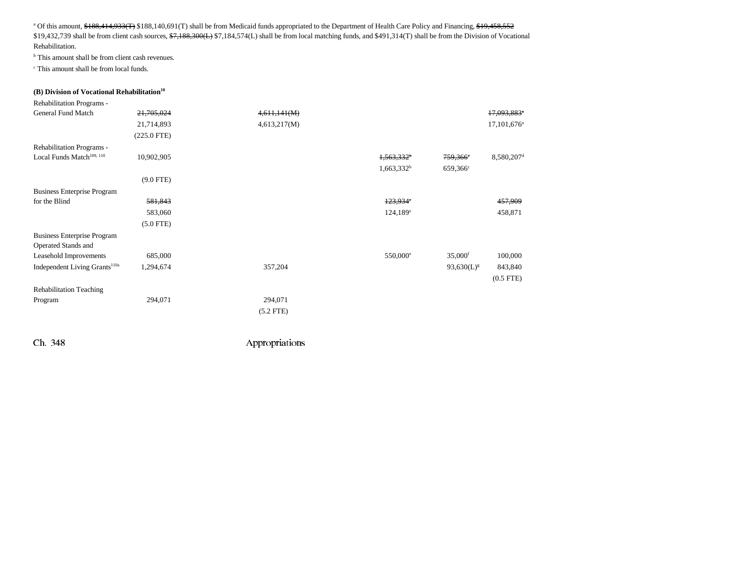[a] Of this amount, ~~$188,414,933(T)~~ $188,140,691(T) shall be from Medicaid funds appropriated to the Department of Health Care Policy and Financing, ~~$19,458,552~~ $19,432,739 shall be from client cash sources, ~~$7,188,300(L)~~ $7,184,574(L) shall be from local matching funds, and $491,314(T) shall be from the Division of Vocational Rehabilitation.

[b] This amount shall be from client cash revenues.

[c] This amount shall be from local funds.

**(B) Division of Vocational Rehabilitation[10]**

| | | | | | |
|---|---|---|---|---|---|
| Rehabilitation Programs - General Fund Match | ~~21,705,024~~ | ~~4,611,141(M)~~ | | | ~~17,093,883[a]~~ |
| | 21,714,893 | 4,613,217(M) | | | 17,101,676[a] |
| | (225.0 FTE) | | | | |
| Rehabilitation Programs - Local Funds Match[109, 110] | 10,902,905 | | ~~1,563,332[b]~~ | ~~759,366[c]~~ | 8,580,207[d] |
| | | | 1,663,332[b] | 659,366[c] | |
| | (9.0 FTE) | | | | |
| Business Enterprise Program for the Blind | ~~581,843~~ | | ~~123,934[e]~~ | | ~~457,909~~ |
| | 583,060 | | 124,189[e] | | 458,871 |
| | (5.0 FTE) | | | | |
| Business Enterprise Program Operated Stands and Leasehold Improvements | 685,000 | | 550,000[e] | 35,000[f] | 100,000 |
| Independent Living Grants[110a] | 1,294,674 | 357,204 | | 93,630(L)[g] | 843,840 |
| | | | | | (0.5 FTE) |
| Rehabilitation Teaching Program | 294,071 | 294,071 | | | |
| | | (5.2 FTE) | | | |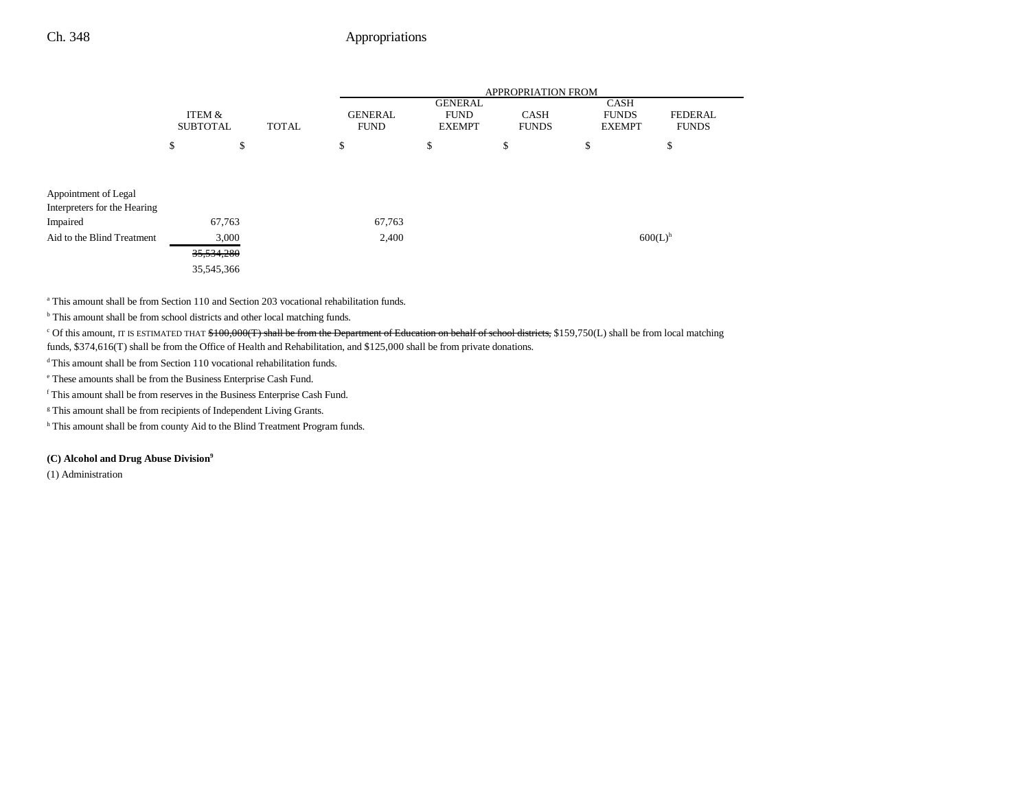| | ITEM & SUBTOTAL | TOTAL | GENERAL FUND | GENERAL FUND EXEMPT | CASH FUNDS | CASH FUNDS EXEMPT | FEDERAL FUNDS |
|---|---|---|---|---|---|---|---|
| | $ | $ | $ | $ | $ | $ | $ |
| Appointment of Legal Interpreters for the Hearing Impaired | 67,763 | | 67,763 | | | | |
| Aid to the Blind Treatment | 3,000 | | 2,400 | | | 600(L)[h] | |
| | ~~35,534,280~~ | | | | | | |
| | 35,545,366 | | | | | | |

[a] This amount shall be from Section 110 and Section 203 vocational rehabilitation funds.

[b] This amount shall be from school districts and other local matching funds.

[c] Of this amount, IT IS ESTIMATED THAT ~~$100,000(T) shall be from the Department of Education on behalf of school districts,~~ $159,750(L) shall be from local matching funds, $374,616(T) shall be from the Office of Health and Rehabilitation, and $125,000 shall be from private donations.

[d] This amount shall be from Section 110 vocational rehabilitation funds.

[e] These amounts shall be from the Business Enterprise Cash Fund.

[f] This amount shall be from reserves in the Business Enterprise Cash Fund.

[g] This amount shall be from recipients of Independent Living Grants.

[h] This amount shall be from county Aid to the Blind Treatment Program funds.

**(C) Alcohol and Drug Abuse Division[9]**

(1) Administration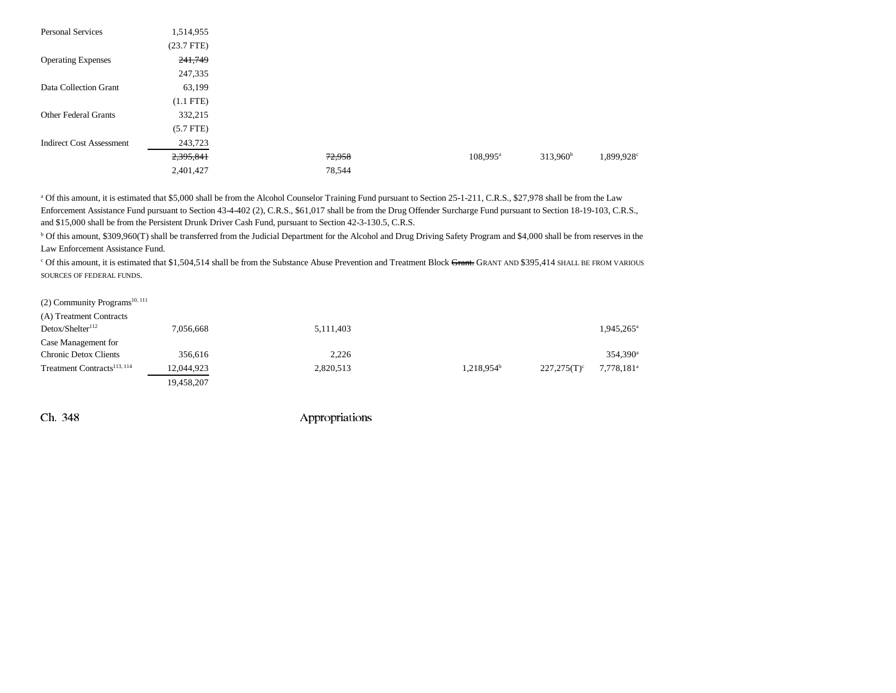| | | | | | |
|---|---|---|---|---|---|
| Personal Services | 1,514,955 | | | | |
| | (23.7 FTE) | | | | |
| Operating Expenses | ~~241,749~~ | | | | |
| | 247,335 | | | | |
| Data Collection Grant | 63,199 | | | | |
| | (1.1 FTE) | | | | |
| Other Federal Grants | 332,215 | | | | |
| | (5.7 FTE) | | | | |
| Indirect Cost Assessment | 243,723 | | | | |
| | ~~2,395,841~~ | ~~72,958~~ | 108,995[a] | 313,960[b] | 1,899,928[c] |
| | 2,401,427 | 78,544 | | | |

[a] Of this amount, it is estimated that $5,000 shall be from the Alcohol Counselor Training Fund pursuant to Section 25-1-211, C.R.S., $27,978 shall be from the Law Enforcement Assistance Fund pursuant to Section 43-4-402 (2), C.R.S., $61,017 shall be from the Drug Offender Surcharge Fund pursuant to Section 18-19-103, C.R.S., and $15,000 shall be from the Persistent Drunk Driver Cash Fund, pursuant to Section 42-3-130.5, C.R.S.

[b] Of this amount, $309,960(T) shall be transferred from the Judicial Department for the Alcohol and Drug Driving Safety Program and $4,000 shall be from reserves in the Law Enforcement Assistance Fund.

[c] Of this amount, it is estimated that $1,504,514 shall be from the Substance Abuse Prevention and Treatment Block ~~Grant.~~ GRANT AND $395,414 SHALL BE FROM VARIOUS SOURCES OF FEDERAL FUNDS.

| | | | | | |
|---|---|---|---|---|---|
| (2) Community Programs[10, 111] | | | | | |
| (A) Treatment Contracts | | | | | |
| Detox/Shelter[112] | 7,056,668 | 5,111,403 | | | 1,945,265[a] |
| Case Management for Chronic Detox Clients | 356,616 | 2,226 | | | 354,390[a] |
| Treatment Contracts[113, 114] | 12,044,923 | 2,820,513 | 1,218,954[b] | 227,275(T)[c] | 7,778,181[a] |
| | 19,458,207 | | | | |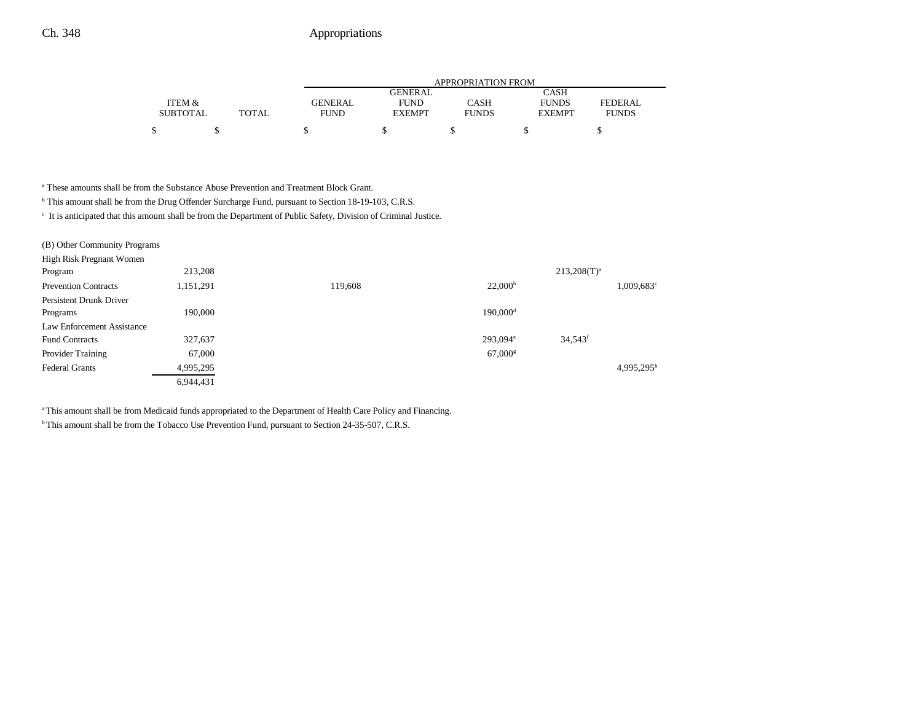| | ITEM & SUBTOTAL | TOTAL | GENERAL FUND | GENERAL FUND EXEMPT | CASH FUNDS | CASH FUNDS EXEMPT | FEDERAL FUNDS |
|---|---|---|---|---|---|---|---|
| | $ | $ | $ | $ | $ | $ | $ |

[a] These amounts shall be from the Substance Abuse Prevention and Treatment Block Grant.

[b] This amount shall be from the Drug Offender Surcharge Fund, pursuant to Section 18-19-103, C.R.S.

[c] It is anticipated that this amount shall be from the Department of Public Safety, Division of Criminal Justice.

| | ITEM & SUBTOTAL | TOTAL | GENERAL FUND | GENERAL FUND EXEMPT | CASH FUNDS | CASH FUNDS EXEMPT | FEDERAL FUNDS |
|---|---|---|---|---|---|---|---|
| (B) Other Community Programs | | | | | | | |
| High Risk Pregnant Women Program | 213,208 | | | | | 213,208(T)[a] | |
| Prevention Contracts | 1,151,291 | | 119,608 | | 22,000[b] | | 1,009,683[c] |
| Persistent Drunk Driver Programs | 190,000 | | | | 190,000[d] | | |
| Law Enforcement Assistance Fund Contracts | 327,637 | | | | 293,094[e] | 34,543[f] | |
| Provider Training | 67,000 | | | | 67,000[g] | | |
| Federal Grants | 4,995,295 | | | | | | 4,995,295[h] |
| | 6,944,431 | | | | | | |

[a] This amount shall be from Medicaid funds appropriated to the Department of Health Care Policy and Financing.

[b] This amount shall be from the Tobacco Use Prevention Fund, pursuant to Section 24-35-507, C.R.S.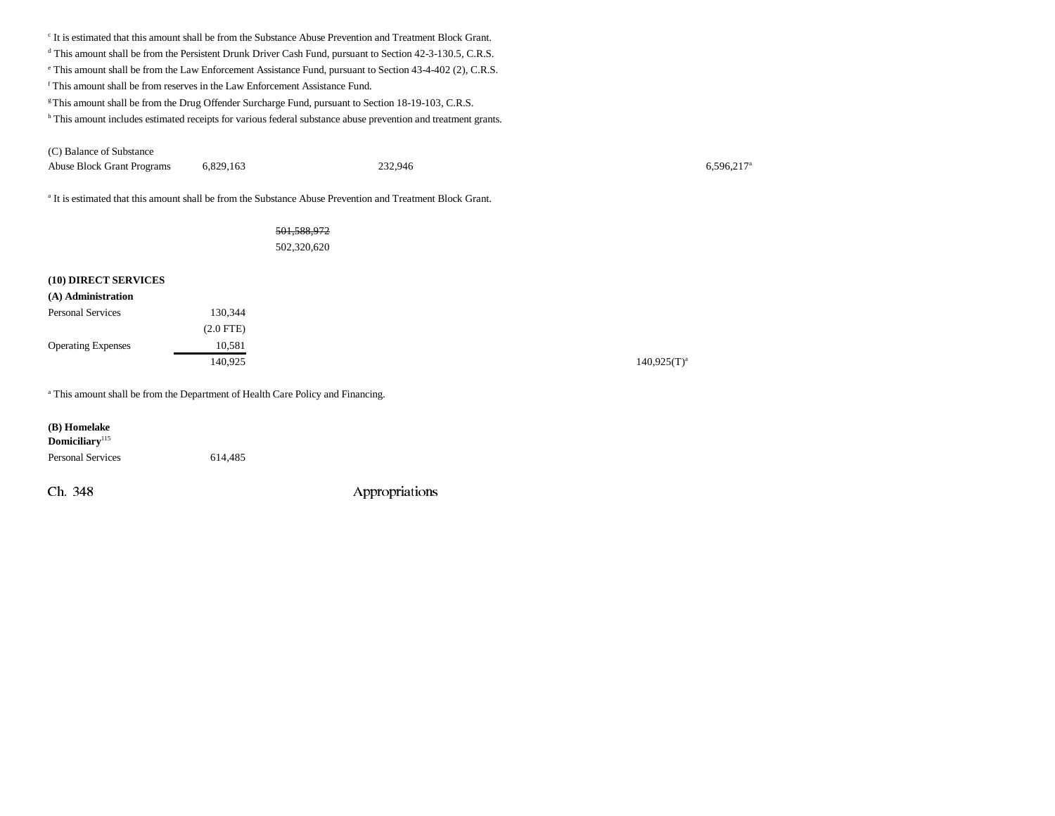[c] It is estimated that this amount shall be from the Substance Abuse Prevention and Treatment Block Grant.
[d] This amount shall be from the Persistent Drunk Driver Cash Fund, pursuant to Section 42-3-130.5, C.R.S.
[e] This amount shall be from the Law Enforcement Assistance Fund, pursuant to Section 43-4-402 (2), C.R.S.
[f] This amount shall be from reserves in the Law Enforcement Assistance Fund.
[g] This amount shall be from the Drug Offender Surcharge Fund, pursuant to Section 18-19-103, C.R.S.
[h] This amount includes estimated receipts for various federal substance abuse prevention and treatment grants.

| | | | | | |
|---|---|---|---|---|---|
| (C) Balance of Substance Abuse Block Grant Programs | 6,829,163 | | 232,946 | | 6,596,217[a] |

[a] It is estimated that this amount shall be from the Substance Abuse Prevention and Treatment Block Grant.

| | | |
|---|---|---|
| | | ~~501,588,972~~ |
| | | 502,320,620 |

**(10) DIRECT SERVICES**

**(A) Administration**

| | | |
|---|---|---|
| Personal Services | 130,344 | |
| | (2.0 FTE) | |
| Operating Expenses | 10,581 | |
| | 140,925 | 140,925(T)[a] |

[a] This amount shall be from the Department of Health Care Policy and Financing.

**(B) Homelake Domiciliary**[115]

| | |
|---|---|
| Personal Services | 614,485 |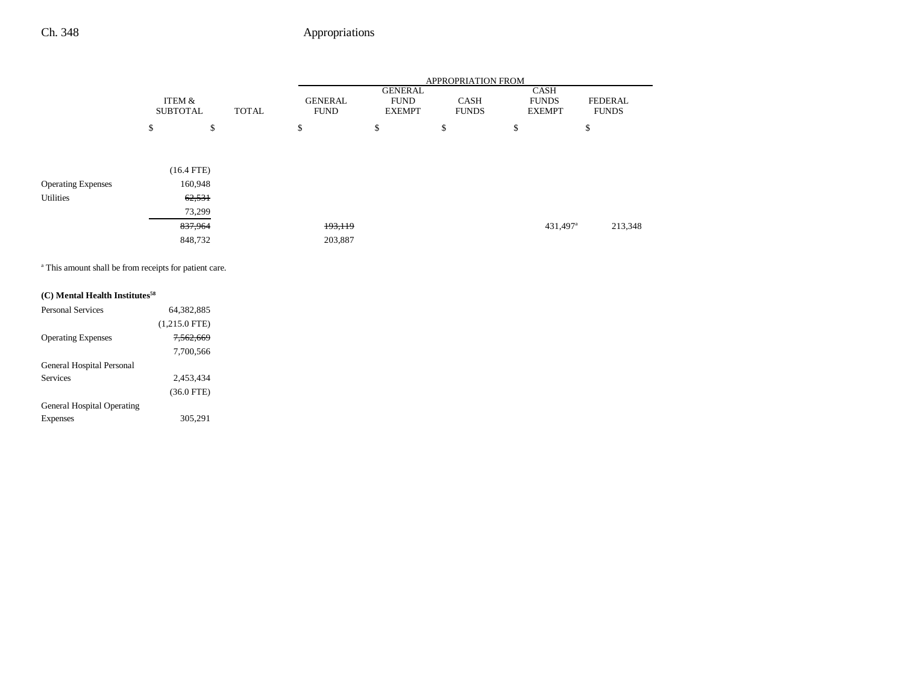| | ITEM & SUBTOTAL | TOTAL | APPROPRIATION FROM GENERAL FUND | GENERAL FUND EXEMPT | CASH FUNDS | CASH FUNDS EXEMPT | FEDERAL FUNDS |
|---|---|---|---|---|---|---|---|
| | $ | $ | $ | $ | $ | $ | $ |
| | (16.4 FTE) | | | | | | |
| Operating Expenses | 160,948 | | | | | | |
| Utilities | ~~62,531~~ | | | | | | |
| | 73,299 | | | | | | |
| | ~~837,964~~ | | ~~193,119~~ | | | 431,497[a] | 213,348 |
| | 848,732 | | 203,887 | | | | |

[a] This amount shall be from receipts for patient care.

**(C) Mental Health Institutes[58]**

| | ITEM & SUBTOTAL | TOTAL | GENERAL FUND | GENERAL FUND EXEMPT | CASH FUNDS | CASH FUNDS EXEMPT | FEDERAL FUNDS |
|---|---|---|---|---|---|---|---|
| Personal Services | 64,382,885 | | | | | | |
| | (1,215.0 FTE) | | | | | | |
| Operating Expenses | ~~7,562,669~~ | | | | | | |
| | 7,700,566 | | | | | | |
| General Hospital Personal Services | 2,453,434 | | | | | | |
| | (36.0 FTE) | | | | | | |
| General Hospital Operating Expenses | 305,291 | | | | | | |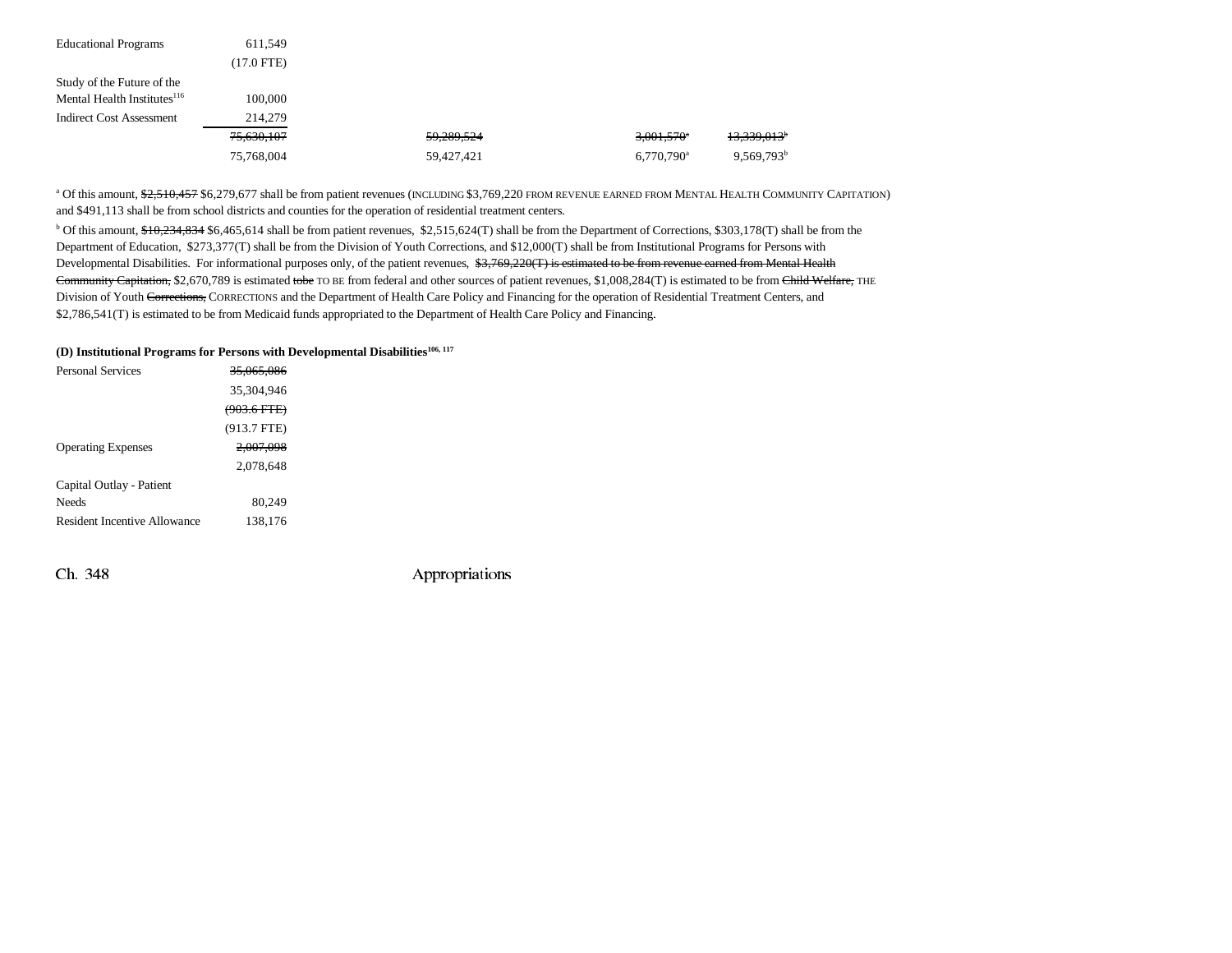| | | | | |
|---|---|---|---|---|
| Educational Programs | 611,549 | | | |
| | (17.0 FTE) | | | |
| Study of the Future of the Mental Health Institutes[116] | 100,000 | | | |
| Indirect Cost Assessment | 214,279 | | | |
| | ~~75,630,107~~ | ~~59,289,524~~ | ~~3,001,570~~[a] | ~~13,339,013~~[b] |
| | 75,768,004 | 59,427,421 | 6,770,790[a] | 9,569,793[b] |

[a] Of this amount, ~~$2,510,457~~ $6,279,677 shall be from patient revenues (INCLUDING $3,769,220 FROM REVENUE EARNED FROM MENTAL HEALTH COMMUNITY CAPITATION) and $491,113 shall be from school districts and counties for the operation of residential treatment centers.

[b] Of this amount, ~~$10,234,834~~ $6,465,614 shall be from patient revenues, $2,515,624(T) shall be from the Department of Corrections, $303,178(T) shall be from the Department of Education, $273,377(T) shall be from the Division of Youth Corrections, and $12,000(T) shall be from Institutional Programs for Persons with Developmental Disabilities. For informational purposes only, of the patient revenues, ~~$3,769,220(T) is estimated to be from revenue earned from Mental Health Community Capitation,~~ $2,670,789 is estimated ~~tobe~~ TO BE from federal and other sources of patient revenues, $1,008,284(T) is estimated to be from ~~Child Welfare,~~ THE Division of Youth ~~Corrections,~~ CORRECTIONS and the Department of Health Care Policy and Financing for the operation of Residential Treatment Centers, and $2,786,541(T) is estimated to be from Medicaid funds appropriated to the Department of Health Care Policy and Financing.

**(D) Institutional Programs for Persons with Developmental Disabilities[106, 117]**

| | |
|---|---|
| Personal Services | ~~35,065,086~~ |
| | 35,304,946 |
| | ~~(903.6 FTE)~~ |
| | (913.7 FTE) |
| Operating Expenses | ~~2,007,098~~ |
| | 2,078,648 |
| Capital Outlay - Patient Needs | 80,249 |
| Resident Incentive Allowance | 138,176 |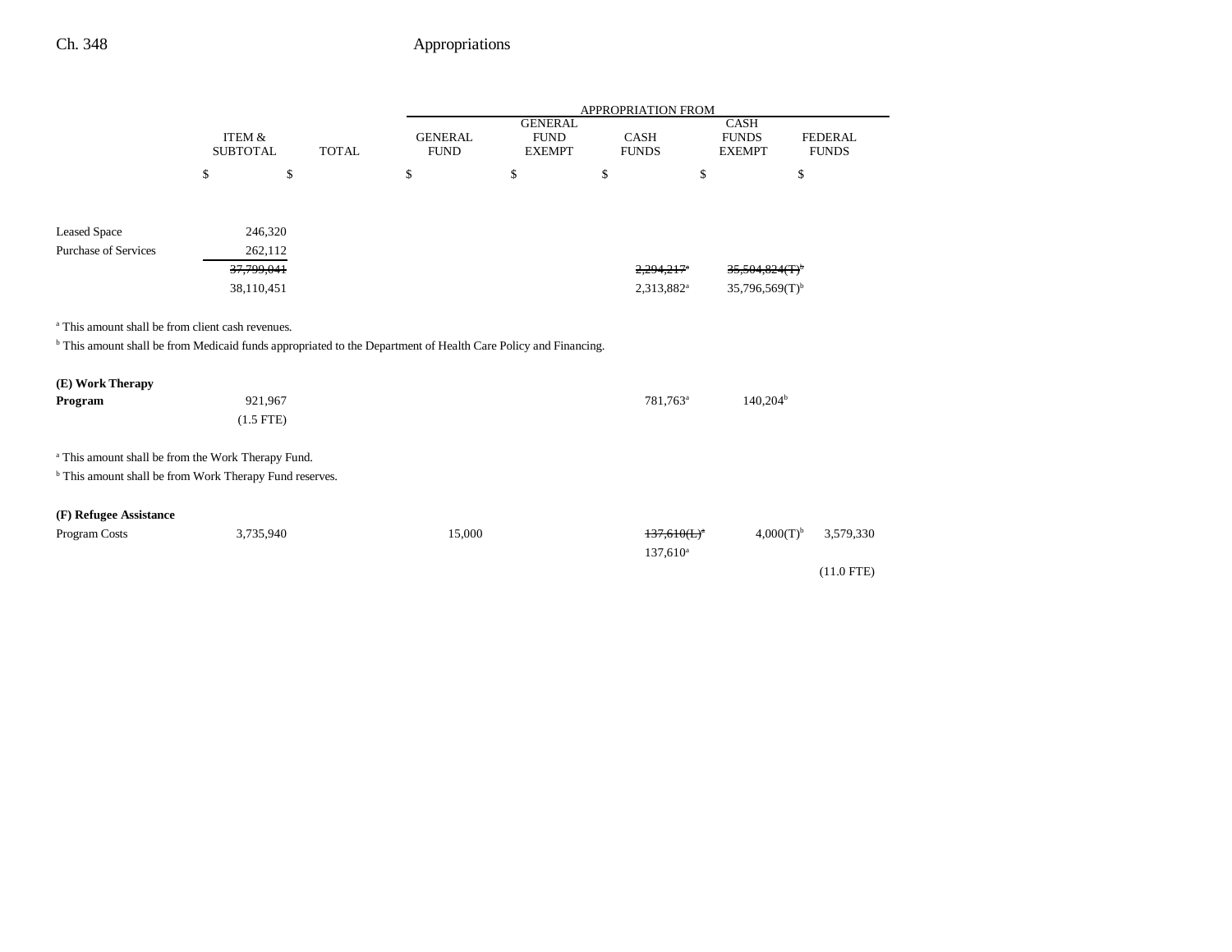| | ITEM & SUBTOTAL | TOTAL | GENERAL FUND | GENERAL FUND EXEMPT | CASH FUNDS | CASH FUNDS EXEMPT | FEDERAL FUNDS |
|---|---|---|---|---|---|---|---|
| | $ | $ | $ | $ | $ | $ | $ |
| Leased Space | 246,320 | | | | | | |
| Purchase of Services | 262,112 | | | | | | |
| | ~~37,799,041~~ | | | | ~~2,294,217~~[a] | ~~35,504,824(T)~~[b] | |
| | 38,110,451 | | | | 2,313,882[a] | 35,796,569(T)[b] | |

[a] This amount shall be from client cash revenues.

[b] This amount shall be from Medicaid funds appropriated to the Department of Health Care Policy and Financing.

| | ITEM & SUBTOTAL | TOTAL | GENERAL FUND | GENERAL FUND EXEMPT | CASH FUNDS | CASH FUNDS EXEMPT | FEDERAL FUNDS |
|---|---|---|---|---|---|---|---|
| **(E) Work Therapy Program** | 921,967 | | | | 781,763[a] | 140,204[b] | |
| | (1.5 FTE) | | | | | | |

[a] This amount shall be from the Work Therapy Fund.

[b] This amount shall be from Work Therapy Fund reserves.

| | ITEM & SUBTOTAL | TOTAL | GENERAL FUND | GENERAL FUND EXEMPT | CASH FUNDS | CASH FUNDS EXEMPT | FEDERAL FUNDS |
|---|---|---|---|---|---|---|---|
| **(F) Refugee Assistance** | | | | | | | |
| Program Costs | 3,735,940 | | 15,000 | | ~~137,610(L)~~[a] | 4,000(T)[b] | 3,579,330 |
| | | | | | 137,610[a] | | |
| | | | | | | | (11.0 FTE) |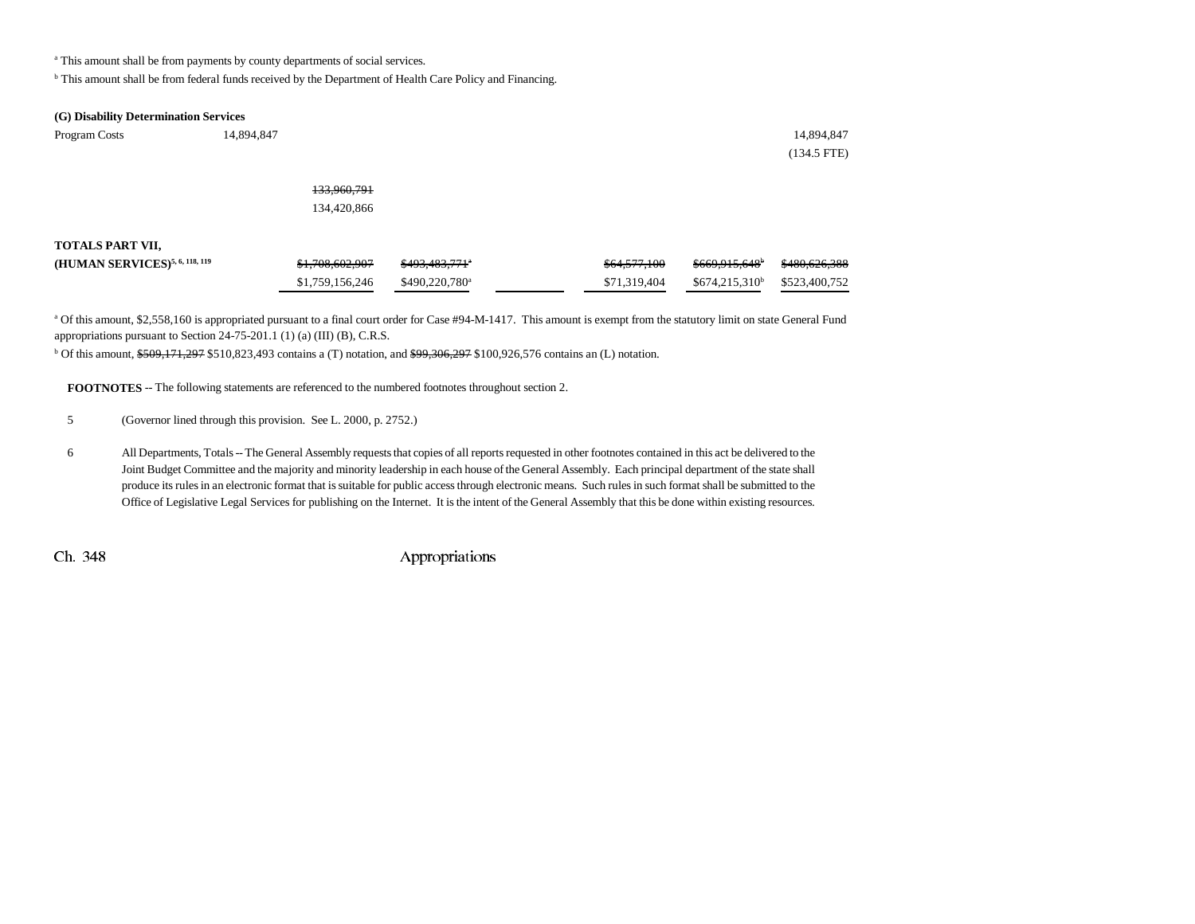[a] This amount shall be from payments by county departments of social services.

[b] This amount shall be from federal funds received by the Department of Health Care Policy and Financing.

**(G) Disability Determination Services**

| | | | | | | | |
|---|---|---|---|---|---|---|---|
| Program Costs | 14,894,847 | | | | | | 14,894,847 |
| | | | | | | | (134.5 FTE) |
| | | ~~133,960,791~~ | | | | | |
| | | 134,420,866 | | | | | |
| **TOTALS PART VII, (HUMAN SERVICES)**[5, 6, 118, 119] | | ~~$1,708,602,907~~ | ~~$493,483,771~~[a] | | ~~$64,577,100~~ | ~~$669,915,648~~[b] | ~~$480,626,388~~ |
| | | $1,759,156,246 | $490,220,780[a] | | $71,319,404 | $674,215,310[b] | $523,400,752 |

[a] Of this amount, $2,558,160 is appropriated pursuant to a final court order for Case #94-M-1417. This amount is exempt from the statutory limit on state General Fund appropriations pursuant to Section 24-75-201.1 (1) (a) (III) (B), C.R.S.

[b] Of this amount, ~~$509,171,297~~ $510,823,493 contains a (T) notation, and ~~$99,306,297~~ $100,926,576 contains an (L) notation.

**FOOTNOTES** -- The following statements are referenced to the numbered footnotes throughout section 2.

5 (Governor lined through this provision. See L. 2000, p. 2752.)

6 All Departments, Totals -- The General Assembly requests that copies of all reports requested in other footnotes contained in this act be delivered to the Joint Budget Committee and the majority and minority leadership in each house of the General Assembly. Each principal department of the state shall produce its rules in an electronic format that is suitable for public access through electronic means. Such rules in such format shall be submitted to the Office of Legislative Legal Services for publishing on the Internet. It is the intent of the General Assembly that this be done within existing resources.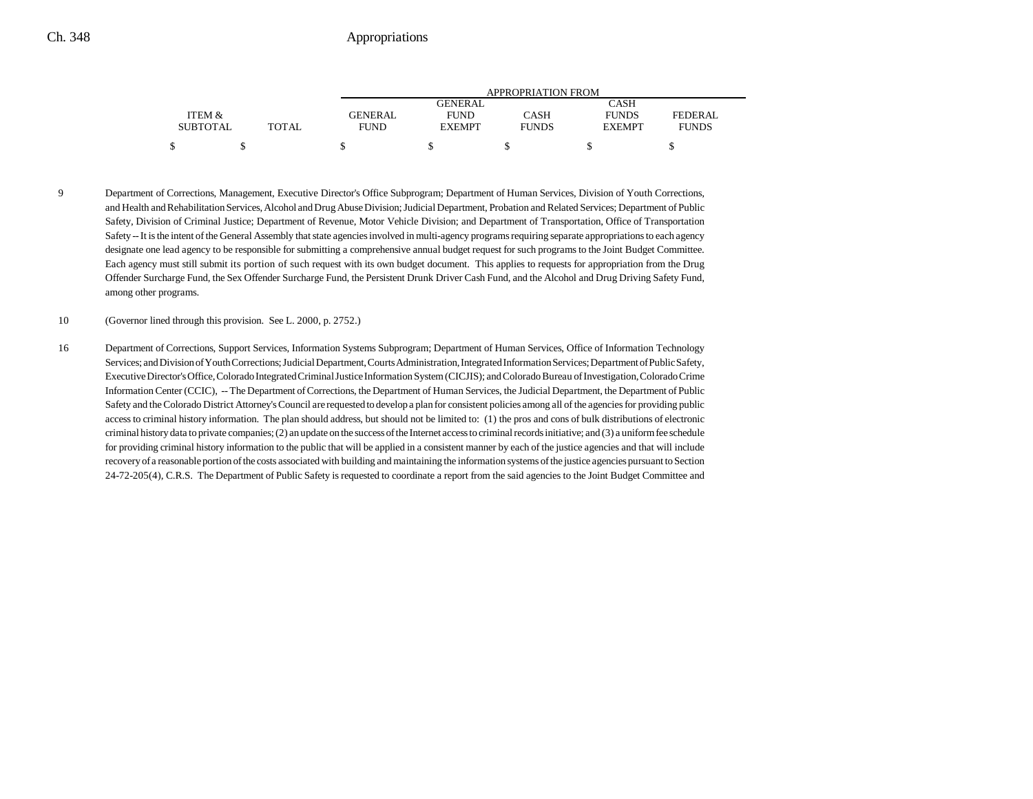| ITEM & SUBTOTAL | TOTAL | APPROPRIATION FROM GENERAL FUND | GENERAL FUND EXEMPT | CASH FUNDS | CASH FUNDS EXEMPT | FEDERAL FUNDS |
|---|---|---|---|---|---|---|
| $ | $ | $ | $ | $ | $ | $ |

9 Department of Corrections, Management, Executive Director's Office Subprogram; Department of Human Services, Division of Youth Corrections, and Health and Rehabilitation Services, Alcohol and Drug Abuse Division; Judicial Department, Probation and Related Services; Department of Public Safety, Division of Criminal Justice; Department of Revenue, Motor Vehicle Division; and Department of Transportation, Office of Transportation Safety -- It is the intent of the General Assembly that state agencies involved in multi-agency programs requiring separate appropriations to each agency designate one lead agency to be responsible for submitting a comprehensive annual budget request for such programs to the Joint Budget Committee. Each agency must still submit its portion of such request with its own budget document. This applies to requests for appropriation from the Drug Offender Surcharge Fund, the Sex Offender Surcharge Fund, the Persistent Drunk Driver Cash Fund, and the Alcohol and Drug Driving Safety Fund, among other programs.

10 (Governor lined through this provision. See L. 2000, p. 2752.)

16 Department of Corrections, Support Services, Information Systems Subprogram; Department of Human Services, Office of Information Technology Services; and Division of Youth Corrections; Judicial Department, Courts Administration, Integrated Information Services; Department of Public Safety, Executive Director's Office, Colorado Integrated Criminal Justice Information System (CICJIS); and Colorado Bureau of Investigation, Colorado Crime Information Center (CCIC), -- The Department of Corrections, the Department of Human Services, the Judicial Department, the Department of Public Safety and the Colorado District Attorney's Council are requested to develop a plan for consistent policies among all of the agencies for providing public access to criminal history information. The plan should address, but should not be limited to: (1) the pros and cons of bulk distributions of electronic criminal history data to private companies; (2) an update on the success of the Internet access to criminal records initiative; and (3) a uniform fee schedule for providing criminal history information to the public that will be applied in a consistent manner by each of the justice agencies and that will include recovery of a reasonable portion of the costs associated with building and maintaining the information systems of the justice agencies pursuant to Section 24-72-205(4), C.R.S. The Department of Public Safety is requested to coordinate a report from the said agencies to the Joint Budget Committee and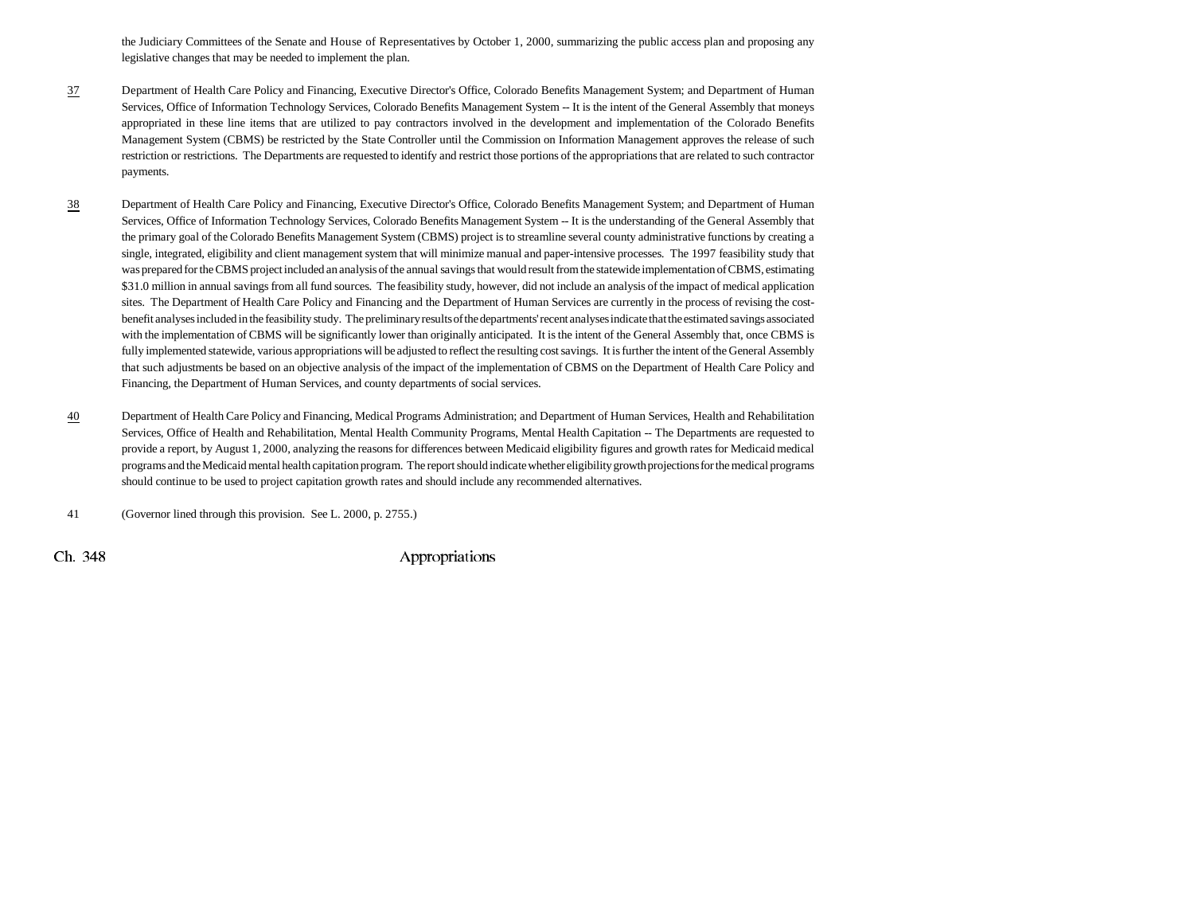the Judiciary Committees of the Senate and House of Representatives by October 1, 2000, summarizing the public access plan and proposing any legislative changes that may be needed to implement the plan.

37 Department of Health Care Policy and Financing, Executive Director's Office, Colorado Benefits Management System; and Department of Human Services, Office of Information Technology Services, Colorado Benefits Management System -- It is the intent of the General Assembly that moneys appropriated in these line items that are utilized to pay contractors involved in the development and implementation of the Colorado Benefits Management System (CBMS) be restricted by the State Controller until the Commission on Information Management approves the release of such restriction or restrictions. The Departments are requested to identify and restrict those portions of the appropriations that are related to such contractor payments.

38 Department of Health Care Policy and Financing, Executive Director's Office, Colorado Benefits Management System; and Department of Human Services, Office of Information Technology Services, Colorado Benefits Management System -- It is the understanding of the General Assembly that the primary goal of the Colorado Benefits Management System (CBMS) project is to streamline several county administrative functions by creating a single, integrated, eligibility and client management system that will minimize manual and paper-intensive processes. The 1997 feasibility study that was prepared for the CBMS project included an analysis of the annual savings that would result from the statewide implementation of CBMS, estimating $31.0 million in annual savings from all fund sources. The feasibility study, however, did not include an analysis of the impact of medical application sites. The Department of Health Care Policy and Financing and the Department of Human Services are currently in the process of revising the cost-benefit analyses included in the feasibility study. The preliminary results of the departments' recent analyses indicate that the estimated savings associated with the implementation of CBMS will be significantly lower than originally anticipated. It is the intent of the General Assembly that, once CBMS is fully implemented statewide, various appropriations will be adjusted to reflect the resulting cost savings. It is further the intent of the General Assembly that such adjustments be based on an objective analysis of the impact of the implementation of CBMS on the Department of Health Care Policy and Financing, the Department of Human Services, and county departments of social services.

40 Department of Health Care Policy and Financing, Medical Programs Administration; and Department of Human Services, Health and Rehabilitation Services, Office of Health and Rehabilitation, Mental Health Community Programs, Mental Health Capitation -- The Departments are requested to provide a report, by August 1, 2000, analyzing the reasons for differences between Medicaid eligibility figures and growth rates for Medicaid medical programs and the Medicaid mental health capitation program. The report should indicate whether eligibility growth projections for the medical programs should continue to be used to project capitation growth rates and should include any recommended alternatives.

41 (Governor lined through this provision. See L. 2000, p. 2755.)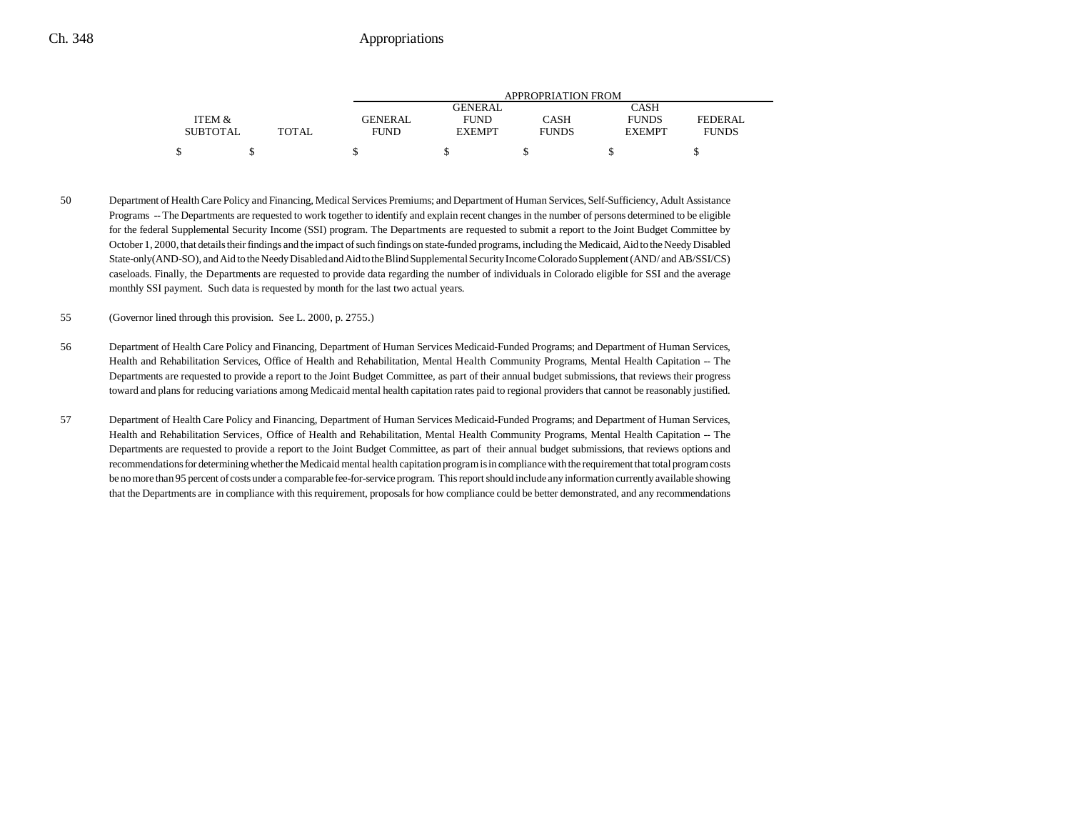| ITEM & SUBTOTAL | TOTAL | GENERAL FUND | GENERAL FUND EXEMPT | CASH FUNDS | CASH FUNDS EXEMPT | FEDERAL FUNDS |
|---|---|---|---|---|---|---|
| | | APPROPRIATION FROM | | | | |
| $ | $ | $ | $ | $ | $ | $ |

50 Department of Health Care Policy and Financing, Medical Services Premiums; and Department of Human Services, Self-Sufficiency, Adult Assistance Programs -- The Departments are requested to work together to identify and explain recent changes in the number of persons determined to be eligible for the federal Supplemental Security Income (SSI) program. The Departments are requested to submit a report to the Joint Budget Committee by October 1, 2000, that details their findings and the impact of such findings on state-funded programs, including the Medicaid, Aid to the Needy Disabled State-only(AND-SO), and Aid to the Needy Disabled and Aid to the Blind Supplemental Security Income Colorado Supplement (AND/ and AB/SSI/CS) caseloads. Finally, the Departments are requested to provide data regarding the number of individuals in Colorado eligible for SSI and the average monthly SSI payment. Such data is requested by month for the last two actual years.

55 (Governor lined through this provision. See L. 2000, p. 2755.)

56 Department of Health Care Policy and Financing, Department of Human Services Medicaid-Funded Programs; and Department of Human Services, Health and Rehabilitation Services, Office of Health and Rehabilitation, Mental Health Community Programs, Mental Health Capitation -- The Departments are requested to provide a report to the Joint Budget Committee, as part of their annual budget submissions, that reviews their progress toward and plans for reducing variations among Medicaid mental health capitation rates paid to regional providers that cannot be reasonably justified.

57 Department of Health Care Policy and Financing, Department of Human Services Medicaid-Funded Programs; and Department of Human Services, Health and Rehabilitation Services, Office of Health and Rehabilitation, Mental Health Community Programs, Mental Health Capitation -- The Departments are requested to provide a report to the Joint Budget Committee, as part of their annual budget submissions, that reviews options and recommendations for determining whether the Medicaid mental health capitation program is in compliance with the requirement that total program costs be no more than 95 percent of costs under a comparable fee-for-service program. This report should include any information currently available showing that the Departments are in compliance with this requirement, proposals for how compliance could be better demonstrated, and any recommendations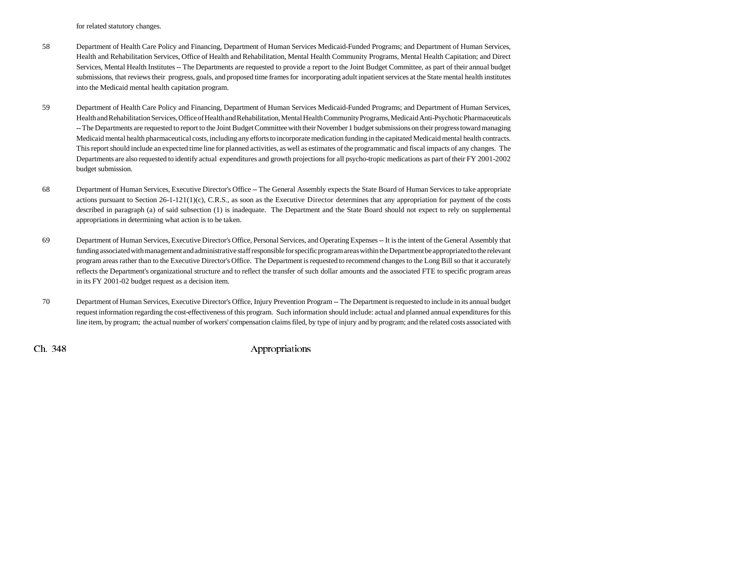for related statutory changes.

58 Department of Health Care Policy and Financing, Department of Human Services Medicaid-Funded Programs; and Department of Human Services, Health and Rehabilitation Services, Office of Health and Rehabilitation, Mental Health Community Programs, Mental Health Capitation; and Direct Services, Mental Health Institutes -- The Departments are requested to provide a report to the Joint Budget Committee, as part of their annual budget submissions, that reviews their progress, goals, and proposed time frames for incorporating adult inpatient services at the State mental health institutes into the Medicaid mental health capitation program.

59 Department of Health Care Policy and Financing, Department of Human Services Medicaid-Funded Programs; and Department of Human Services, Health and Rehabilitation Services, Office of Health and Rehabilitation, Mental Health Community Programs, Medicaid Anti-Psychotic Pharmaceuticals -- The Departments are requested to report to the Joint Budget Committee with their November 1 budget submissions on their progress toward managing Medicaid mental health pharmaceutical costs, including any efforts to incorporate medication funding in the capitated Medicaid mental health contracts. This report should include an expected time line for planned activities, as well as estimates of the programmatic and fiscal impacts of any changes. The Departments are also requested to identify actual expenditures and growth projections for all psycho-tropic medications as part of their FY 2001-2002 budget submission.

68 Department of Human Services, Executive Director's Office -- The General Assembly expects the State Board of Human Services to take appropriate actions pursuant to Section 26-1-121(1)(c), C.R.S., as soon as the Executive Director determines that any appropriation for payment of the costs described in paragraph (a) of said subsection (1) is inadequate. The Department and the State Board should not expect to rely on supplemental appropriations in determining what action is to be taken.

69 Department of Human Services, Executive Director's Office, Personal Services, and Operating Expenses -- It is the intent of the General Assembly that funding associated with management and administrative staff responsible for specific program areas within the Department be appropriated to the relevant program areas rather than to the Executive Director's Office. The Department is requested to recommend changes to the Long Bill so that it accurately reflects the Department's organizational structure and to reflect the transfer of such dollar amounts and the associated FTE to specific program areas in its FY 2001-02 budget request as a decision item.

70 Department of Human Services, Executive Director's Office, Injury Prevention Program -- The Department is requested to include in its annual budget request information regarding the cost-effectiveness of this program. Such information should include: actual and planned annual expenditures for this line item, by program; the actual number of workers' compensation claims filed, by type of injury and by program; and the related costs associated with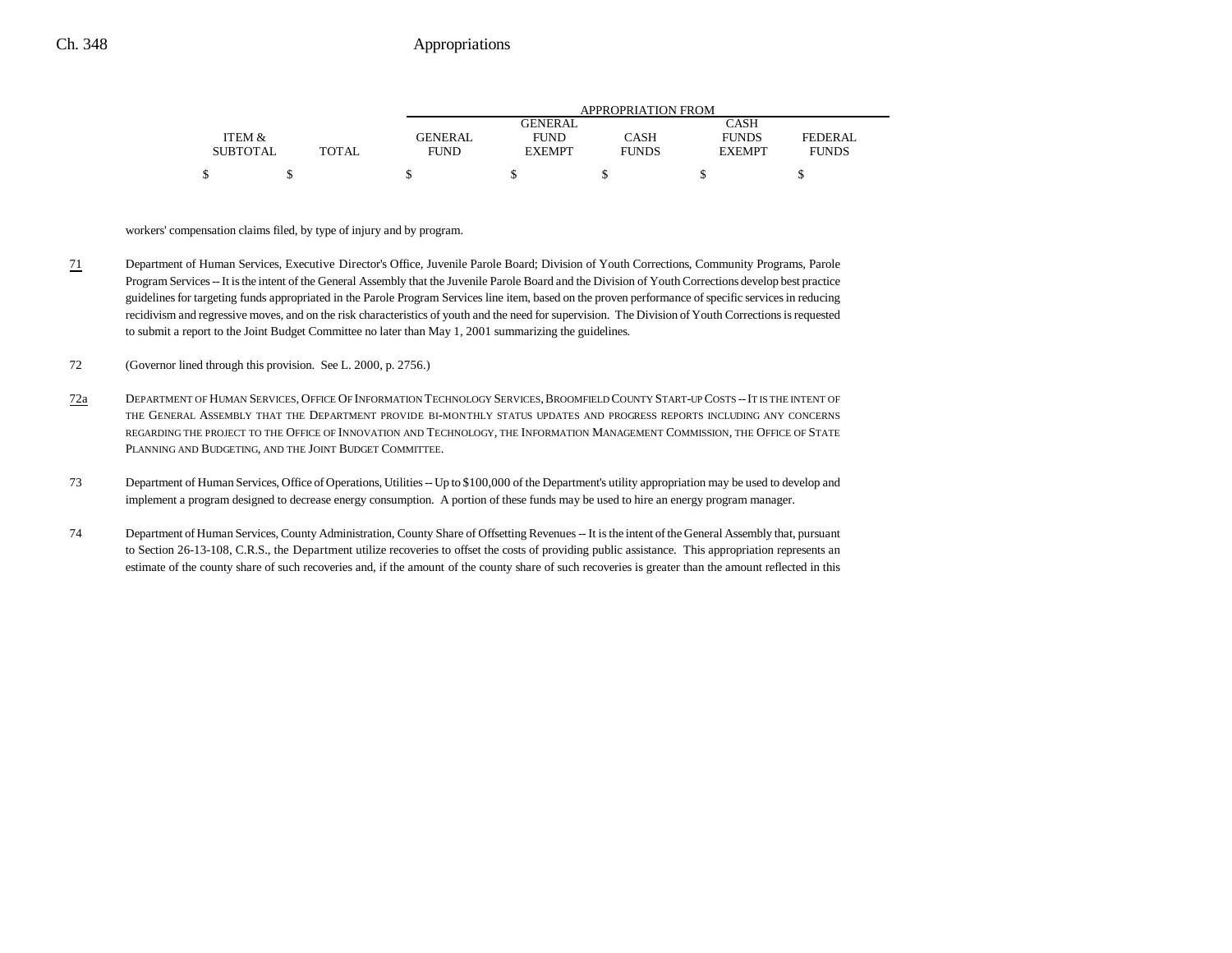| ITEM & SUBTOTAL | TOTAL | APPROPRIATION FROM GENERAL FUND | GENERAL FUND EXEMPT | CASH FUNDS | CASH FUNDS EXEMPT | FEDERAL FUNDS |
|---|---|---|---|---|---|---|
| $ | $ | $ | $ | $ | $ | $ |

workers' compensation claims filed, by type of injury and by program.

71 Department of Human Services, Executive Director's Office, Juvenile Parole Board; Division of Youth Corrections, Community Programs, Parole Program Services -- It is the intent of the General Assembly that the Juvenile Parole Board and the Division of Youth Corrections develop best practice guidelines for targeting funds appropriated in the Parole Program Services line item, based on the proven performance of specific services in reducing recidivism and regressive moves, and on the risk characteristics of youth and the need for supervision. The Division of Youth Corrections is requested to submit a report to the Joint Budget Committee no later than May 1, 2001 summarizing the guidelines.

72 (Governor lined through this provision. See L. 2000, p. 2756.)

72a DEPARTMENT OF HUMAN SERVICES, OFFICE OF INFORMATION TECHNOLOGY SERVICES, BROOMFIELD COUNTY START-UP COSTS -- IT IS THE INTENT OF THE GENERAL ASSEMBLY THAT THE DEPARTMENT PROVIDE BI-MONTHLY STATUS UPDATES AND PROGRESS REPORTS INCLUDING ANY CONCERNS REGARDING THE PROJECT TO THE OFFICE OF INNOVATION AND TECHNOLOGY, THE INFORMATION MANAGEMENT COMMISSION, THE OFFICE OF STATE PLANNING AND BUDGETING, AND THE JOINT BUDGET COMMITTEE.

73 Department of Human Services, Office of Operations, Utilities -- Up to $100,000 of the Department's utility appropriation may be used to develop and implement a program designed to decrease energy consumption. A portion of these funds may be used to hire an energy program manager.

74 Department of Human Services, County Administration, County Share of Offsetting Revenues -- It is the intent of the General Assembly that, pursuant to Section 26-13-108, C.R.S., the Department utilize recoveries to offset the costs of providing public assistance. This appropriation represents an estimate of the county share of such recoveries and, if the amount of the county share of such recoveries is greater than the amount reflected in this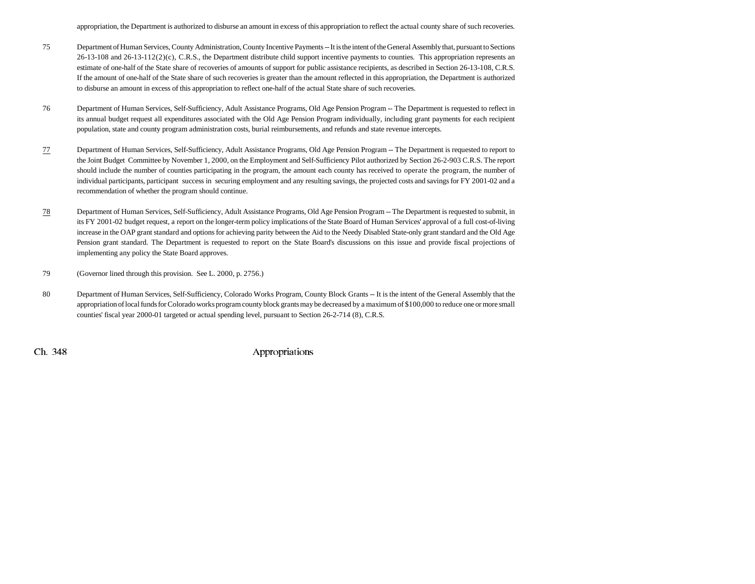appropriation, the Department is authorized to disburse an amount in excess of this appropriation to reflect the actual county share of such recoveries.

75 Department of Human Services, County Administration, County Incentive Payments -- It is the intent of the General Assembly that, pursuant to Sections 26-13-108 and 26-13-112(2)(c), C.R.S., the Department distribute child support incentive payments to counties. This appropriation represents an estimate of one-half of the State share of recoveries of amounts of support for public assistance recipients, as described in Section 26-13-108, C.R.S. If the amount of one-half of the State share of such recoveries is greater than the amount reflected in this appropriation, the Department is authorized to disburse an amount in excess of this appropriation to reflect one-half of the actual State share of such recoveries.

76 Department of Human Services, Self-Sufficiency, Adult Assistance Programs, Old Age Pension Program -- The Department is requested to reflect in its annual budget request all expenditures associated with the Old Age Pension Program individually, including grant payments for each recipient population, state and county program administration costs, burial reimbursements, and refunds and state revenue intercepts.

77 Department of Human Services, Self-Sufficiency, Adult Assistance Programs, Old Age Pension Program -- The Department is requested to report to the Joint Budget Committee by November 1, 2000, on the Employment and Self-Sufficiency Pilot authorized by Section 26-2-903 C.R.S. The report should include the number of counties participating in the program, the amount each county has received to operate the program, the number of individual participants, participant success in securing employment and any resulting savings, the projected costs and savings for FY 2001-02 and a recommendation of whether the program should continue.

78 Department of Human Services, Self-Sufficiency, Adult Assistance Programs, Old Age Pension Program -- The Department is requested to submit, in its FY 2001-02 budget request, a report on the longer-term policy implications of the State Board of Human Services' approval of a full cost-of-living increase in the OAP grant standard and options for achieving parity between the Aid to the Needy Disabled State-only grant standard and the Old Age Pension grant standard. The Department is requested to report on the State Board's discussions on this issue and provide fiscal projections of implementing any policy the State Board approves.

79 (Governor lined through this provision. See L. 2000, p. 2756.)

80 Department of Human Services, Self-Sufficiency, Colorado Works Program, County Block Grants -- It is the intent of the General Assembly that the appropriation of local funds for Colorado works program county block grants may be decreased by a maximum of $100,000 to reduce one or more small counties' fiscal year 2000-01 targeted or actual spending level, pursuant to Section 26-2-714 (8), C.R.S.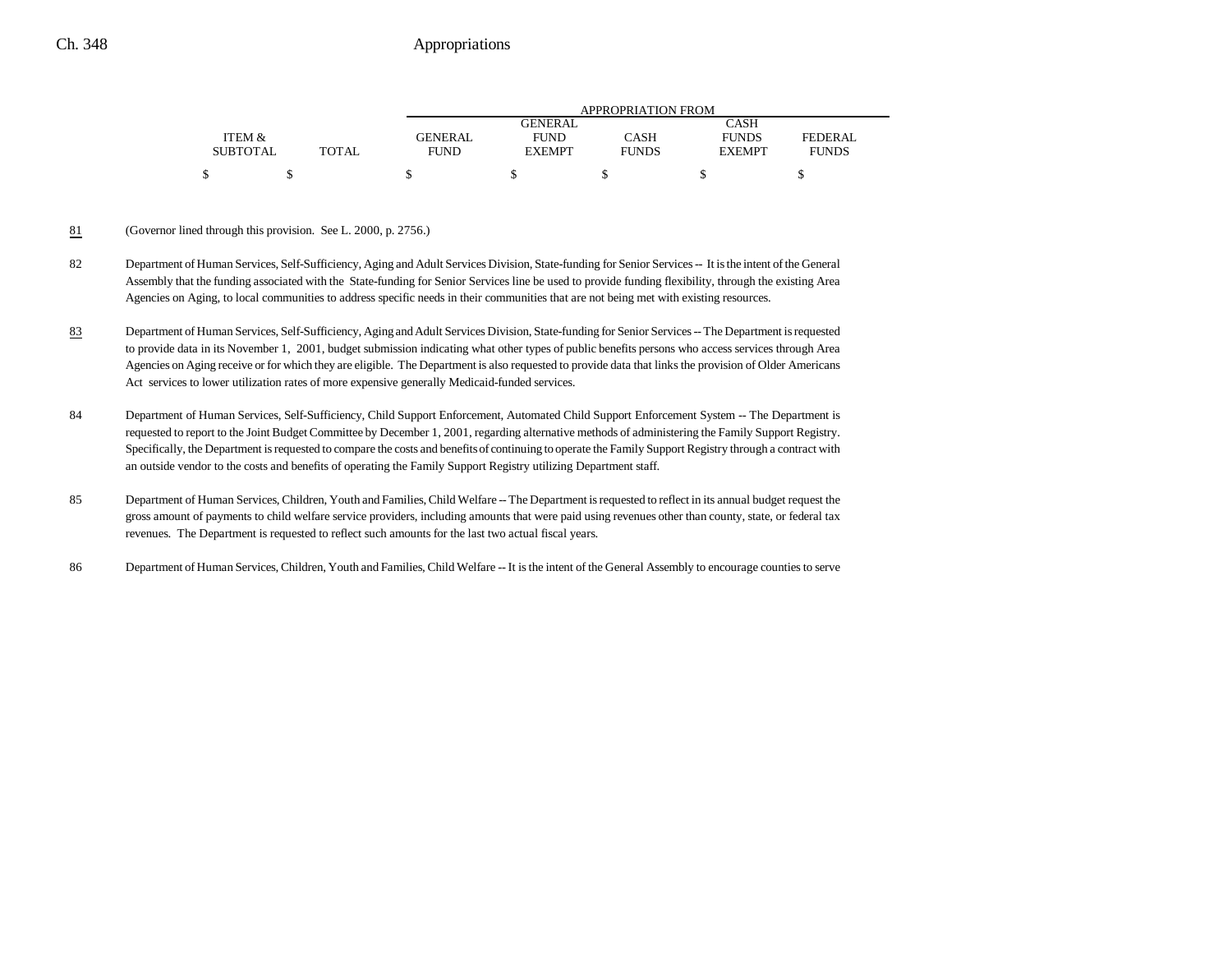| ITEM & SUBTOTAL | TOTAL | APPROPRIATION FROM GENERAL FUND | GENERAL FUND EXEMPT | CASH FUNDS | CASH FUNDS EXEMPT | FEDERAL FUNDS |
|---|---|---|---|---|---|---|
| $ | $ | $ | $ | $ | $ | $ |

81 (Governor lined through this provision. See L. 2000, p. 2756.)

82 Department of Human Services, Self-Sufficiency, Aging and Adult Services Division, State-funding for Senior Services -- It is the intent of the General Assembly that the funding associated with the State-funding for Senior Services line be used to provide funding flexibility, through the existing Area Agencies on Aging, to local communities to address specific needs in their communities that are not being met with existing resources.

83 Department of Human Services, Self-Sufficiency, Aging and Adult Services Division, State-funding for Senior Services -- The Department is requested to provide data in its November 1, 2001, budget submission indicating what other types of public benefits persons who access services through Area Agencies on Aging receive or for which they are eligible. The Department is also requested to provide data that links the provision of Older Americans Act services to lower utilization rates of more expensive generally Medicaid-funded services.

84 Department of Human Services, Self-Sufficiency, Child Support Enforcement, Automated Child Support Enforcement System -- The Department is requested to report to the Joint Budget Committee by December 1, 2001, regarding alternative methods of administering the Family Support Registry. Specifically, the Department is requested to compare the costs and benefits of continuing to operate the Family Support Registry through a contract with an outside vendor to the costs and benefits of operating the Family Support Registry utilizing Department staff.

85 Department of Human Services, Children, Youth and Families, Child Welfare -- The Department is requested to reflect in its annual budget request the gross amount of payments to child welfare service providers, including amounts that were paid using revenues other than county, state, or federal tax revenues. The Department is requested to reflect such amounts for the last two actual fiscal years.

86 Department of Human Services, Children, Youth and Families, Child Welfare -- It is the intent of the General Assembly to encourage counties to serve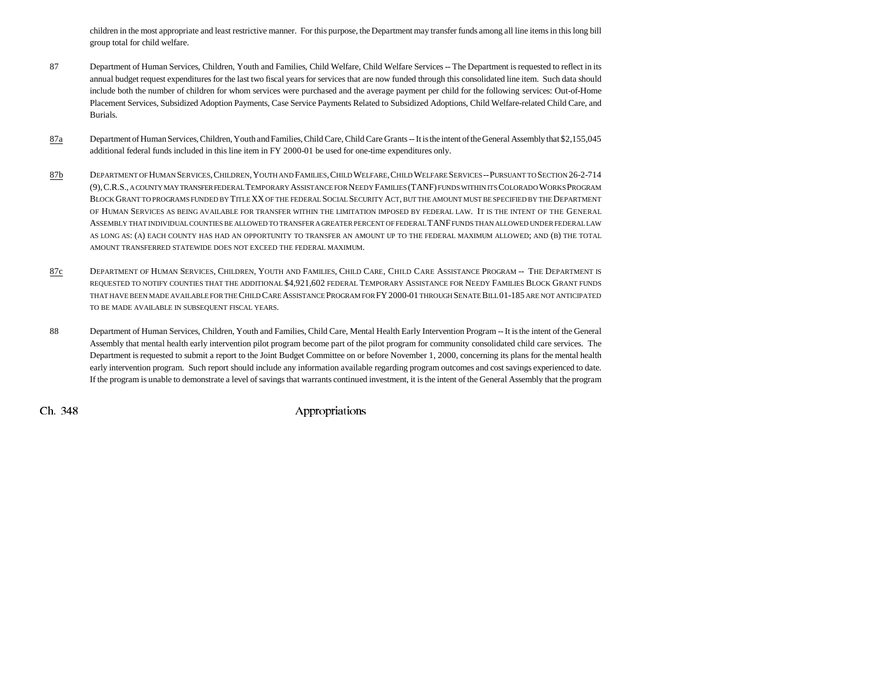children in the most appropriate and least restrictive manner. For this purpose, the Department may transfer funds among all line items in this long bill group total for child welfare.

87 Department of Human Services, Children, Youth and Families, Child Welfare, Child Welfare Services -- The Department is requested to reflect in its annual budget request expenditures for the last two fiscal years for services that are now funded through this consolidated line item. Such data should include both the number of children for whom services were purchased and the average payment per child for the following services: Out-of-Home Placement Services, Subsidized Adoption Payments, Case Service Payments Related to Subsidized Adoptions, Child Welfare-related Child Care, and Burials.

87a Department of Human Services, Children, Youth and Families, Child Care, Child Care Grants -- It is the intent of the General Assembly that $2,155,045 additional federal funds included in this line item in FY 2000-01 be used for one-time expenditures only.

87b DEPARTMENT OF HUMAN SERVICES, CHILDREN, YOUTH AND FAMILIES, CHILD WELFARE, CHILD WELFARE SERVICES -- PURSUANT TO SECTION 26-2-714 (9), C.R.S., A COUNTY MAY TRANSFER FEDERAL TEMPORARY ASSISTANCE FOR NEEDY FAMILIES (TANF) FUNDS WITHIN ITS COLORADO WORKS PROGRAM BLOCK GRANT TO PROGRAMS FUNDED BY TITLE XX OF THE FEDERAL SOCIAL SECURITY ACT, BUT THE AMOUNT MUST BE SPECIFIED BY THE DEPARTMENT OF HUMAN SERVICES AS BEING AVAILABLE FOR TRANSFER WITHIN THE LIMITATION IMPOSED BY FEDERAL LAW. IT IS THE INTENT OF THE GENERAL ASSEMBLY THAT INDIVIDUAL COUNTIES BE ALLOWED TO TRANSFER A GREATER PERCENT OF FEDERAL TANF FUNDS THAN ALLOWED UNDER FEDERAL LAW AS LONG AS: (A) EACH COUNTY HAS HAD AN OPPORTUNITY TO TRANSFER AN AMOUNT UP TO THE FEDERAL MAXIMUM ALLOWED; AND (B) THE TOTAL AMOUNT TRANSFERRED STATEWIDE DOES NOT EXCEED THE FEDERAL MAXIMUM.

87c DEPARTMENT OF HUMAN SERVICES, CHILDREN, YOUTH AND FAMILIES, CHILD CARE, CHILD CARE ASSISTANCE PROGRAM -- THE DEPARTMENT IS REQUESTED TO NOTIFY COUNTIES THAT THE ADDITIONAL $4,921,602 FEDERAL TEMPORARY ASSISTANCE FOR NEEDY FAMILIES BLOCK GRANT FUNDS THAT HAVE BEEN MADE AVAILABLE FOR THE CHILD CARE ASSISTANCE PROGRAM FOR FY 2000-01 THROUGH SENATE BILL 01-185 ARE NOT ANTICIPATED TO BE MADE AVAILABLE IN SUBSEQUENT FISCAL YEARS.

88 Department of Human Services, Children, Youth and Families, Child Care, Mental Health Early Intervention Program -- It is the intent of the General Assembly that mental health early intervention pilot program become part of the pilot program for community consolidated child care services. The Department is requested to submit a report to the Joint Budget Committee on or before November 1, 2000, concerning its plans for the mental health early intervention program. Such report should include any information available regarding program outcomes and cost savings experienced to date. If the program is unable to demonstrate a level of savings that warrants continued investment, it is the intent of the General Assembly that the program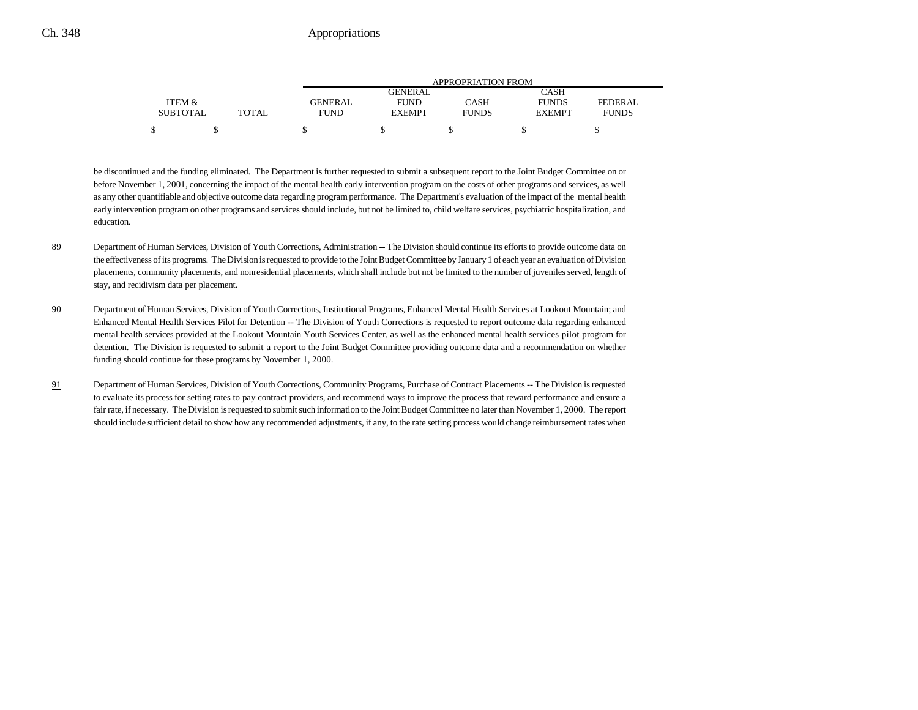| ITEM & SUBTOTAL | TOTAL | APPROPRIATION FROM GENERAL FUND | GENERAL FUND EXEMPT | CASH FUNDS | CASH FUNDS EXEMPT | FEDERAL FUNDS |
|---|---|---|---|---|---|---|
| $ | $ | $ | $ | $ | $ | $ |

be discontinued and the funding eliminated. The Department is further requested to submit a subsequent report to the Joint Budget Committee on or before November 1, 2001, concerning the impact of the mental health early intervention program on the costs of other programs and services, as well as any other quantifiable and objective outcome data regarding program performance. The Department's evaluation of the impact of the mental health early intervention program on other programs and services should include, but not be limited to, child welfare services, psychiatric hospitalization, and education.

89 Department of Human Services, Division of Youth Corrections, Administration -- The Division should continue its efforts to provide outcome data on the effectiveness of its programs. The Division is requested to provide to the Joint Budget Committee by January 1 of each year an evaluation of Division placements, community placements, and nonresidential placements, which shall include but not be limited to the number of juveniles served, length of stay, and recidivism data per placement.

90 Department of Human Services, Division of Youth Corrections, Institutional Programs, Enhanced Mental Health Services at Lookout Mountain; and Enhanced Mental Health Services Pilot for Detention -- The Division of Youth Corrections is requested to report outcome data regarding enhanced mental health services provided at the Lookout Mountain Youth Services Center, as well as the enhanced mental health services pilot program for detention. The Division is requested to submit a report to the Joint Budget Committee providing outcome data and a recommendation on whether funding should continue for these programs by November 1, 2000.

91 Department of Human Services, Division of Youth Corrections, Community Programs, Purchase of Contract Placements -- The Division is requested to evaluate its process for setting rates to pay contract providers, and recommend ways to improve the process that reward performance and ensure a fair rate, if necessary. The Division is requested to submit such information to the Joint Budget Committee no later than November 1, 2000. The report should include sufficient detail to show how any recommended adjustments, if any, to the rate setting process would change reimbursement rates when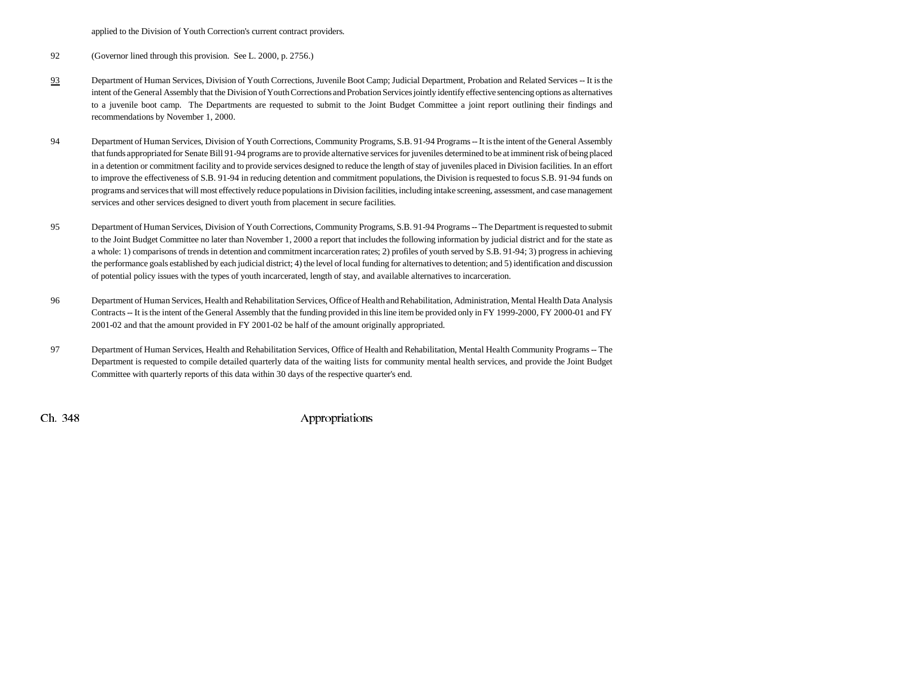applied to the Division of Youth Correction's current contract providers.

92 (Governor lined through this provision. See L. 2000, p. 2756.)

93 Department of Human Services, Division of Youth Corrections, Juvenile Boot Camp; Judicial Department, Probation and Related Services -- It is the intent of the General Assembly that the Division of Youth Corrections and Probation Services jointly identify effective sentencing options as alternatives to a juvenile boot camp. The Departments are requested to submit to the Joint Budget Committee a joint report outlining their findings and recommendations by November 1, 2000.

94 Department of Human Services, Division of Youth Corrections, Community Programs, S.B. 91-94 Programs -- It is the intent of the General Assembly that funds appropriated for Senate Bill 91-94 programs are to provide alternative services for juveniles determined to be at imminent risk of being placed in a detention or commitment facility and to provide services designed to reduce the length of stay of juveniles placed in Division facilities. In an effort to improve the effectiveness of S.B. 91-94 in reducing detention and commitment populations, the Division is requested to focus S.B. 91-94 funds on programs and services that will most effectively reduce populations in Division facilities, including intake screening, assessment, and case management services and other services designed to divert youth from placement in secure facilities.

95 Department of Human Services, Division of Youth Corrections, Community Programs, S.B. 91-94 Programs -- The Department is requested to submit to the Joint Budget Committee no later than November 1, 2000 a report that includes the following information by judicial district and for the state as a whole: 1) comparisons of trends in detention and commitment incarceration rates; 2) profiles of youth served by S.B. 91-94; 3) progress in achieving the performance goals established by each judicial district; 4) the level of local funding for alternatives to detention; and 5) identification and discussion of potential policy issues with the types of youth incarcerated, length of stay, and available alternatives to incarceration.

96 Department of Human Services, Health and Rehabilitation Services, Office of Health and Rehabilitation, Administration, Mental Health Data Analysis Contracts -- It is the intent of the General Assembly that the funding provided in this line item be provided only in FY 1999-2000, FY 2000-01 and FY 2001-02 and that the amount provided in FY 2001-02 be half of the amount originally appropriated.

97 Department of Human Services, Health and Rehabilitation Services, Office of Health and Rehabilitation, Mental Health Community Programs -- The Department is requested to compile detailed quarterly data of the waiting lists for community mental health services, and provide the Joint Budget Committee with quarterly reports of this data within 30 days of the respective quarter's end.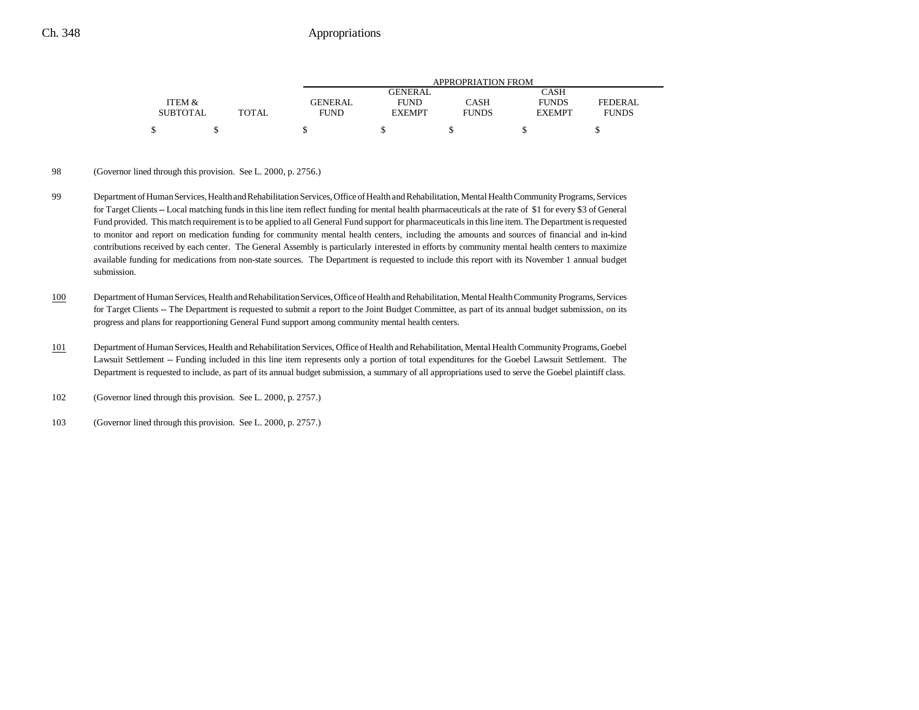| ITEM & SUBTOTAL | TOTAL | GENERAL FUND | GENERAL FUND EXEMPT | CASH FUNDS | CASH FUNDS EXEMPT | FEDERAL FUNDS |
|---|---|---|---|---|---|---|
| $ | $ | $ | $ | $ | $ | $ |

98 (Governor lined through this provision. See L. 2000, p. 2756.)

99 Department of Human Services, Health and Rehabilitation Services, Office of Health and Rehabilitation, Mental Health Community Programs, Services for Target Clients -- Local matching funds in this line item reflect funding for mental health pharmaceuticals at the rate of $1 for every $3 of General Fund provided. This match requirement is to be applied to all General Fund support for pharmaceuticals in this line item. The Department is requested to monitor and report on medication funding for community mental health centers, including the amounts and sources of financial and in-kind contributions received by each center. The General Assembly is particularly interested in efforts by community mental health centers to maximize available funding for medications from non-state sources. The Department is requested to include this report with its November 1 annual budget submission.

100 Department of Human Services, Health and Rehabilitation Services, Office of Health and Rehabilitation, Mental Health Community Programs, Services for Target Clients -- The Department is requested to submit a report to the Joint Budget Committee, as part of its annual budget submission, on its progress and plans for reapportioning General Fund support among community mental health centers.

101 Department of Human Services, Health and Rehabilitation Services, Office of Health and Rehabilitation, Mental Health Community Programs, Goebel Lawsuit Settlement -- Funding included in this line item represents only a portion of total expenditures for the Goebel Lawsuit Settlement. The Department is requested to include, as part of its annual budget submission, a summary of all appropriations used to serve the Goebel plaintiff class.

102 (Governor lined through this provision. See L. 2000, p. 2757.)

103 (Governor lined through this provision. See L. 2000, p. 2757.)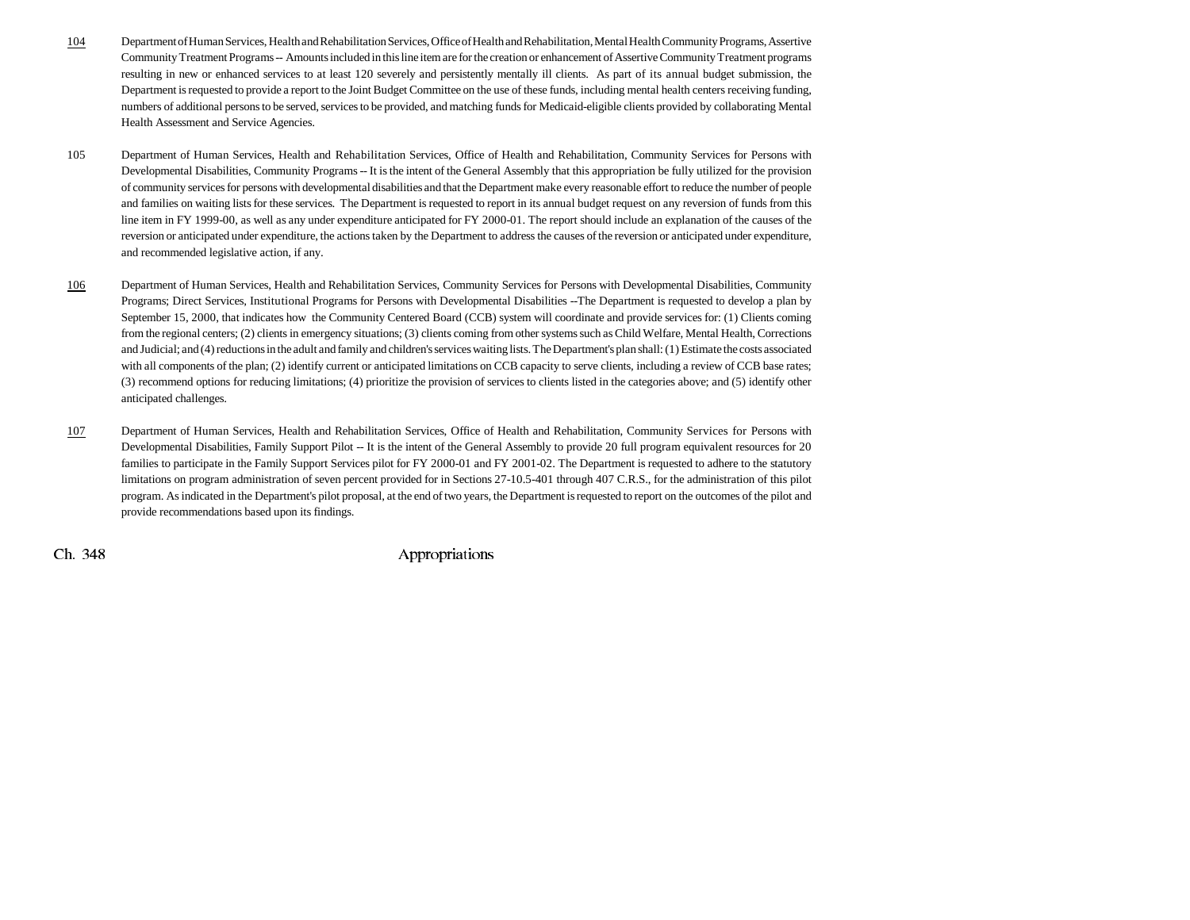104 Department of Human Services, Health and Rehabilitation Services, Office of Health and Rehabilitation, Mental Health Community Programs, Assertive Community Treatment Programs -- Amounts included in this line item are for the creation or enhancement of Assertive Community Treatment programs resulting in new or enhanced services to at least 120 severely and persistently mentally ill clients. As part of its annual budget submission, the Department is requested to provide a report to the Joint Budget Committee on the use of these funds, including mental health centers receiving funding, numbers of additional persons to be served, services to be provided, and matching funds for Medicaid-eligible clients provided by collaborating Mental Health Assessment and Service Agencies.

105 Department of Human Services, Health and Rehabilitation Services, Office of Health and Rehabilitation, Community Services for Persons with Developmental Disabilities, Community Programs -- It is the intent of the General Assembly that this appropriation be fully utilized for the provision of community services for persons with developmental disabilities and that the Department make every reasonable effort to reduce the number of people and families on waiting lists for these services. The Department is requested to report in its annual budget request on any reversion of funds from this line item in FY 1999-00, as well as any under expenditure anticipated for FY 2000-01. The report should include an explanation of the causes of the reversion or anticipated under expenditure, the actions taken by the Department to address the causes of the reversion or anticipated under expenditure, and recommended legislative action, if any.

106 Department of Human Services, Health and Rehabilitation Services, Community Services for Persons with Developmental Disabilities, Community Programs; Direct Services, Institutional Programs for Persons with Developmental Disabilities --The Department is requested to develop a plan by September 15, 2000, that indicates how the Community Centered Board (CCB) system will coordinate and provide services for: (1) Clients coming from the regional centers; (2) clients in emergency situations; (3) clients coming from other systems such as Child Welfare, Mental Health, Corrections and Judicial; and (4) reductions in the adult and family and children's services waiting lists. The Department's plan shall: (1) Estimate the costs associated with all components of the plan; (2) identify current or anticipated limitations on CCB capacity to serve clients, including a review of CCB base rates; (3) recommend options for reducing limitations; (4) prioritize the provision of services to clients listed in the categories above; and (5) identify other anticipated challenges.

107 Department of Human Services, Health and Rehabilitation Services, Office of Health and Rehabilitation, Community Services for Persons with Developmental Disabilities, Family Support Pilot -- It is the intent of the General Assembly to provide 20 full program equivalent resources for 20 families to participate in the Family Support Services pilot for FY 2000-01 and FY 2001-02. The Department is requested to adhere to the statutory limitations on program administration of seven percent provided for in Sections 27-10.5-401 through 407 C.R.S., for the administration of this pilot program. As indicated in the Department's pilot proposal, at the end of two years, the Department is requested to report on the outcomes of the pilot and provide recommendations based upon its findings.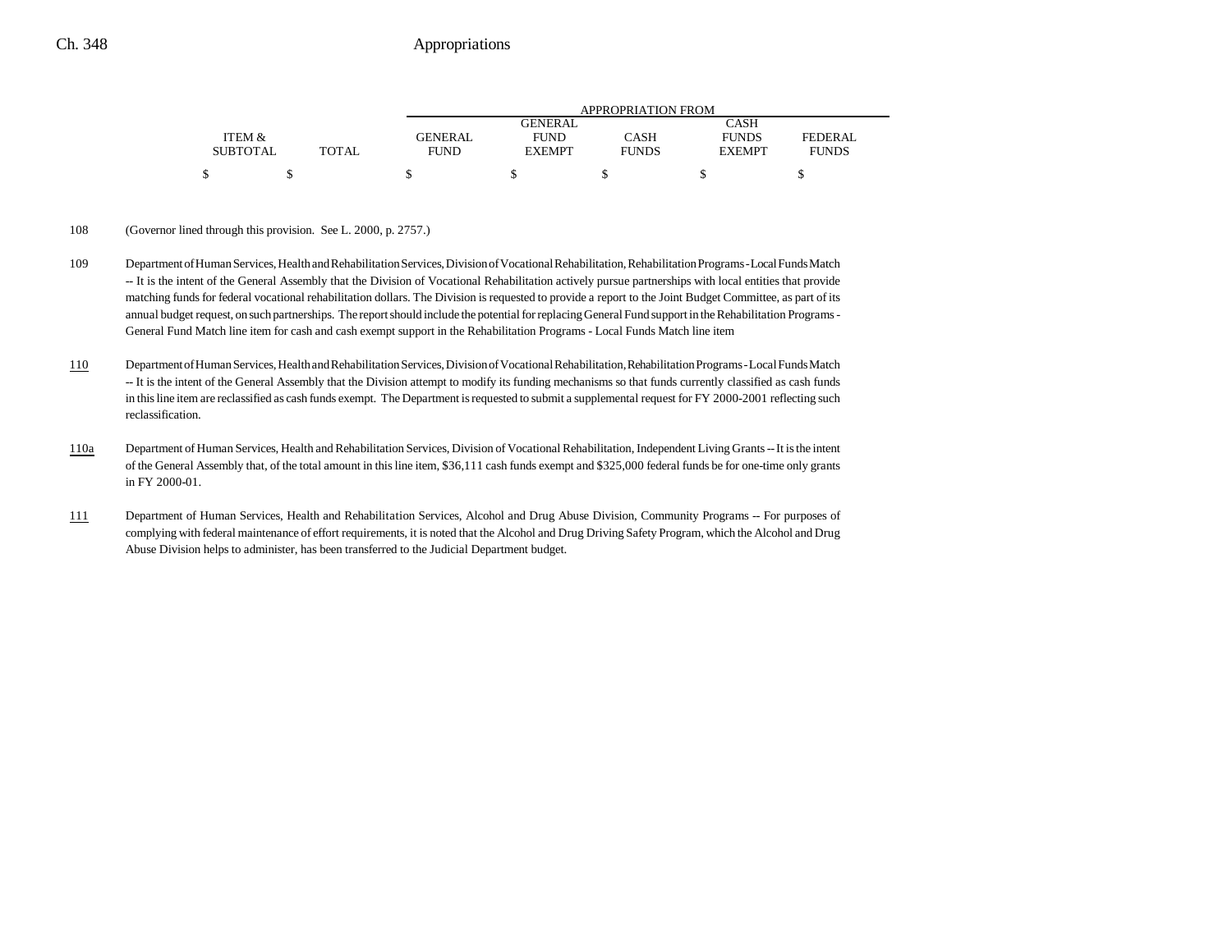| ITEM & SUBTOTAL | TOTAL | APPROPRIATION FROM GENERAL FUND | GENERAL FUND EXEMPT | CASH FUNDS | CASH FUNDS EXEMPT | FEDERAL FUNDS |
|---|---|---|---|---|---|---|
| $ | $ | $ | $ | $ | $ | $ |

108 (Governor lined through this provision. See L. 2000, p. 2757.)

109 Department of Human Services, Health and Rehabilitation Services, Division of Vocational Rehabilitation, Rehabilitation Programs - Local Funds Match -- It is the intent of the General Assembly that the Division of Vocational Rehabilitation actively pursue partnerships with local entities that provide matching funds for federal vocational rehabilitation dollars. The Division is requested to provide a report to the Joint Budget Committee, as part of its annual budget request, on such partnerships. The report should include the potential for replacing General Fund support in the Rehabilitation Programs - General Fund Match line item for cash and cash exempt support in the Rehabilitation Programs - Local Funds Match line item

110 Department of Human Services, Health and Rehabilitation Services, Division of Vocational Rehabilitation, Rehabilitation Programs - Local Funds Match -- It is the intent of the General Assembly that the Division attempt to modify its funding mechanisms so that funds currently classified as cash funds in this line item are reclassified as cash funds exempt. The Department is requested to submit a supplemental request for FY 2000-2001 reflecting such reclassification.

110a Department of Human Services, Health and Rehabilitation Services, Division of Vocational Rehabilitation, Independent Living Grants -- It is the intent of the General Assembly that, of the total amount in this line item, $36,111 cash funds exempt and $325,000 federal funds be for one-time only grants in FY 2000-01.

111 Department of Human Services, Health and Rehabilitation Services, Alcohol and Drug Abuse Division, Community Programs -- For purposes of complying with federal maintenance of effort requirements, it is noted that the Alcohol and Drug Driving Safety Program, which the Alcohol and Drug Abuse Division helps to administer, has been transferred to the Judicial Department budget.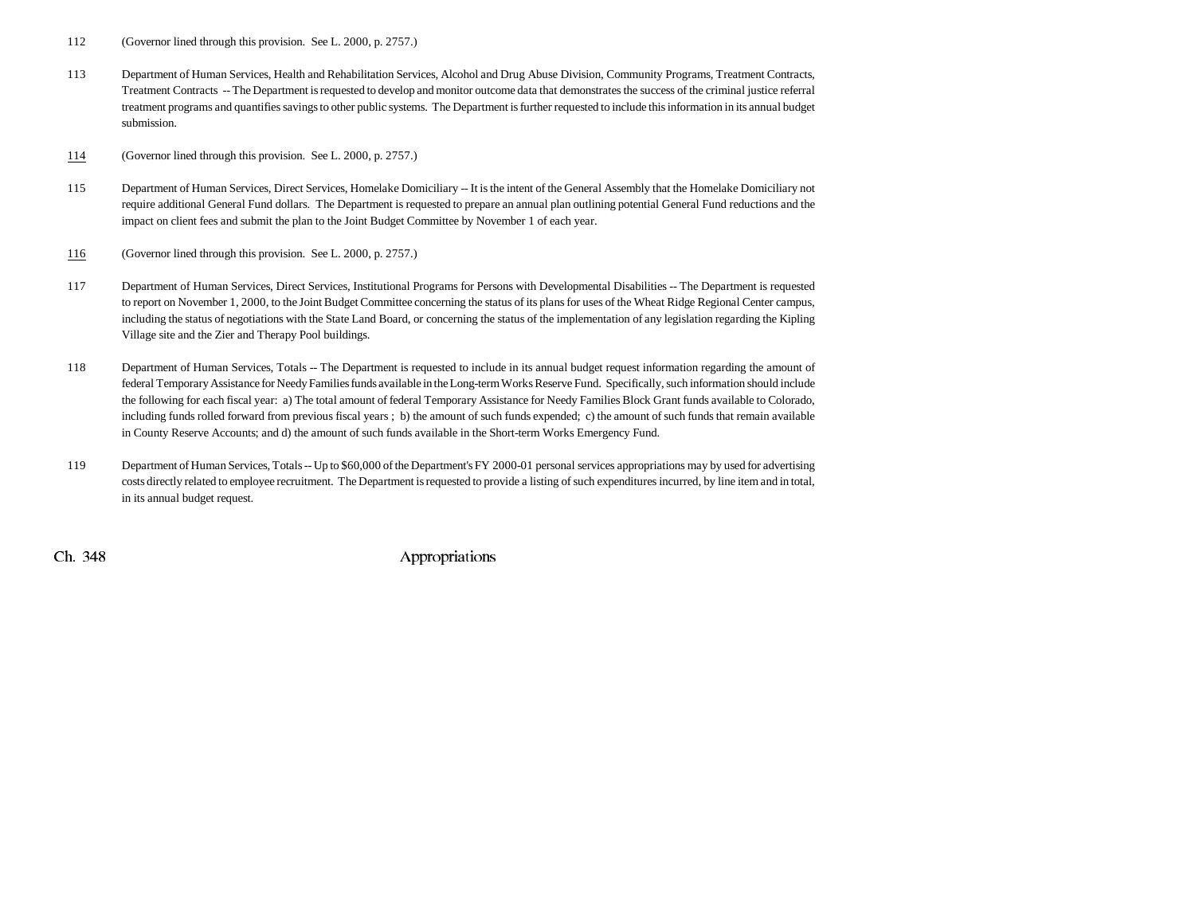112 (Governor lined through this provision. See L. 2000, p. 2757.)

113 Department of Human Services, Health and Rehabilitation Services, Alcohol and Drug Abuse Division, Community Programs, Treatment Contracts, Treatment Contracts -- The Department is requested to develop and monitor outcome data that demonstrates the success of the criminal justice referral treatment programs and quantifies savings to other public systems. The Department is further requested to include this information in its annual budget submission.

114 (Governor lined through this provision. See L. 2000, p. 2757.)

115 Department of Human Services, Direct Services, Homelake Domiciliary -- It is the intent of the General Assembly that the Homelake Domiciliary not require additional General Fund dollars. The Department is requested to prepare an annual plan outlining potential General Fund reductions and the impact on client fees and submit the plan to the Joint Budget Committee by November 1 of each year.

116 (Governor lined through this provision. See L. 2000, p. 2757.)

117 Department of Human Services, Direct Services, Institutional Programs for Persons with Developmental Disabilities -- The Department is requested to report on November 1, 2000, to the Joint Budget Committee concerning the status of its plans for uses of the Wheat Ridge Regional Center campus, including the status of negotiations with the State Land Board, or concerning the status of the implementation of any legislation regarding the Kipling Village site and the Zier and Therapy Pool buildings.

118 Department of Human Services, Totals -- The Department is requested to include in its annual budget request information regarding the amount of federal Temporary Assistance for Needy Families funds available in the Long-term Works Reserve Fund. Specifically, such information should include the following for each fiscal year: a) The total amount of federal Temporary Assistance for Needy Families Block Grant funds available to Colorado, including funds rolled forward from previous fiscal years ; b) the amount of such funds expended; c) the amount of such funds that remain available in County Reserve Accounts; and d) the amount of such funds available in the Short-term Works Emergency Fund.

119 Department of Human Services, Totals -- Up to $60,000 of the Department's FY 2000-01 personal services appropriations may by used for advertising costs directly related to employee recruitment. The Department is requested to provide a listing of such expenditures incurred, by line item and in total, in its annual budget request.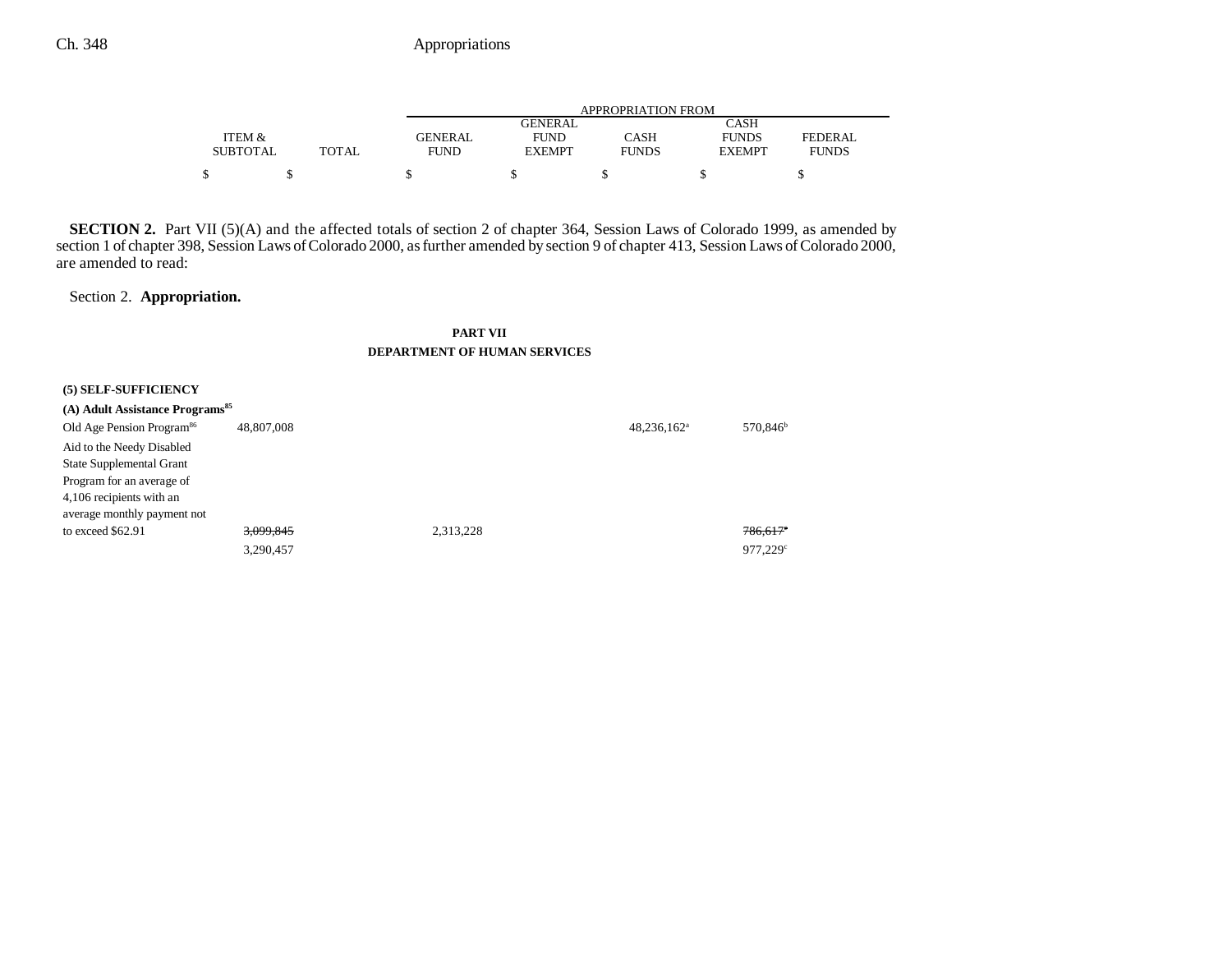| | ITEM & SUBTOTAL | TOTAL | GENERAL FUND | GENERAL FUND EXEMPT | CASH FUNDS | CASH FUNDS EXEMPT | FEDERAL FUNDS |
|---|---|---|---|---|---|---|---|
| | | | APPROPRIATION FROM | | | | |
| | $ | $ | $ | $ | $ | $ | $ |

**SECTION 2.** Part VII (5)(A) and the affected totals of section 2 of chapter 364, Session Laws of Colorado 1999, as amended by section 1 of chapter 398, Session Laws of Colorado 2000, as further amended by section 9 of chapter 413, Session Laws of Colorado 2000, are amended to read:

Section 2. **Appropriation.**

**PART VII**

**DEPARTMENT OF HUMAN SERVICES**

| | ITEM & SUBTOTAL | TOTAL | GENERAL FUND | GENERAL FUND EXEMPT | CASH FUNDS | CASH FUNDS EXEMPT | FEDERAL FUNDS |
|---|---|---|---|---|---|---|---|
| **(5) SELF-SUFFICIENCY** | | | | | | | |
| **(A) Adult Assistance Programs[85]** | | | | | | | |
| Old Age Pension Program[86] | 48,807,008 | | | | 48,236,162[a] | 570,846[b] | |
| Aid to the Needy Disabled State Supplemental Grant Program for an average of 4,106 recipients with an average monthly payment not to exceed $62.91 | ~~3,099,845~~ | | 2,313,228 | | | ~~786,617[c]~~ | |
| | 3,290,457 | | | | | 977,229[c] | |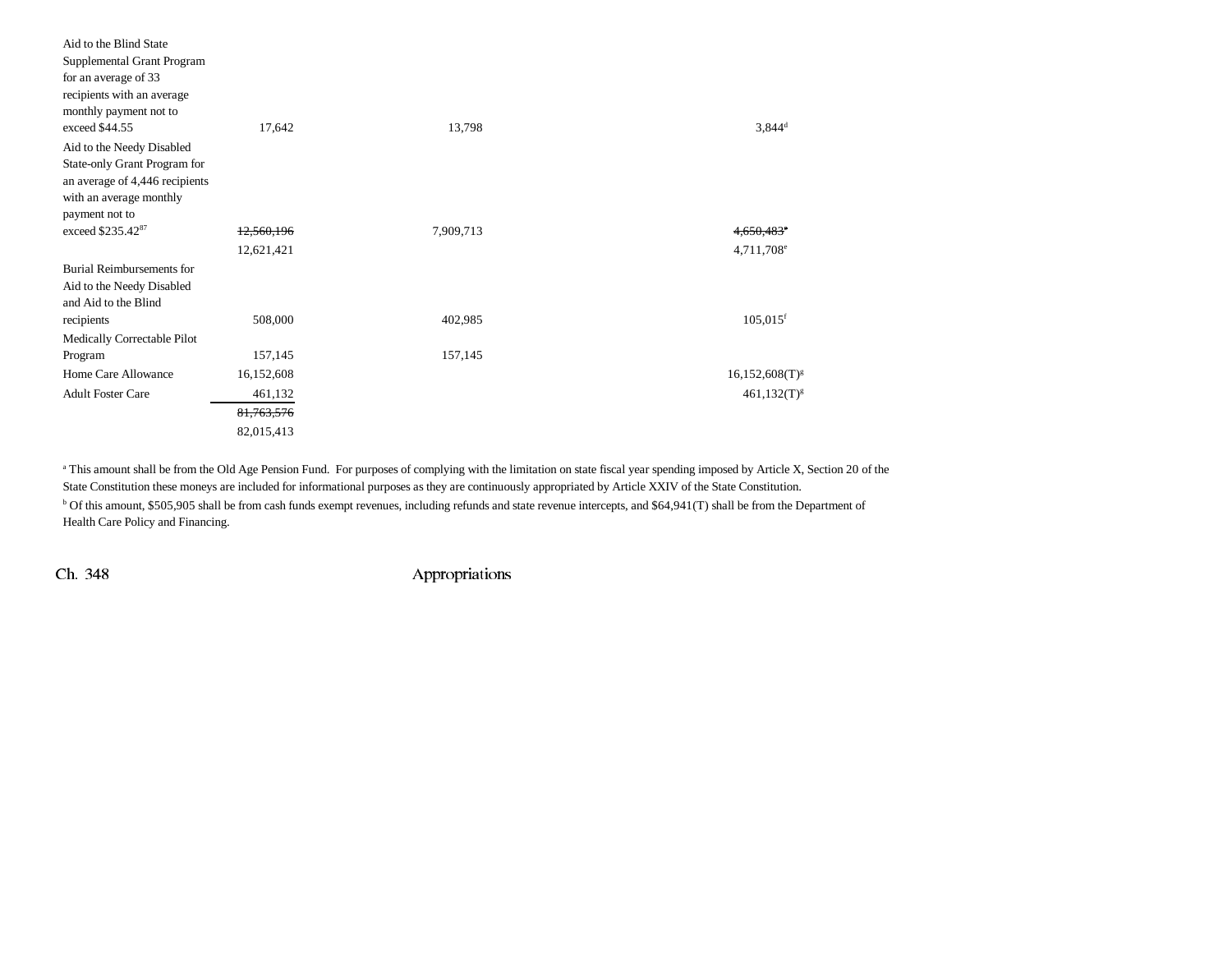| | | | |
|---|---|---|---|
| Aid to the Blind State Supplemental Grant Program for an average of 33 recipients with an average monthly payment not to exceed $44.55 | 17,642 | 13,798 | 3,844[d] |
| Aid to the Needy Disabled State-only Grant Program for an average of 4,446 recipients with an average monthly payment not to exceed $235.42[87] | ~~12,560,196~~ 12,621,421 | 7,909,713 | ~~4,650,483[e]~~ 4,711,708[e] |
| Burial Reimbursements for Aid to the Needy Disabled and Aid to the Blind recipients | 508,000 | 402,985 | 105,015[f] |
| Medically Correctable Pilot Program | 157,145 | 157,145 | |
| Home Care Allowance | 16,152,608 | | 16,152,608(T)[g] |
| Adult Foster Care | 461,132 | | 461,132(T)[g] |
| | ~~81,763,576~~ 82,015,413 | | |

[a] This amount shall be from the Old Age Pension Fund. For purposes of complying with the limitation on state fiscal year spending imposed by Article X, Section 20 of the State Constitution these moneys are included for informational purposes as they are continuously appropriated by Article XXIV of the State Constitution.

[b] Of this amount, $505,905 shall be from cash funds exempt revenues, including refunds and state revenue intercepts, and $64,941(T) shall be from the Department of Health Care Policy and Financing.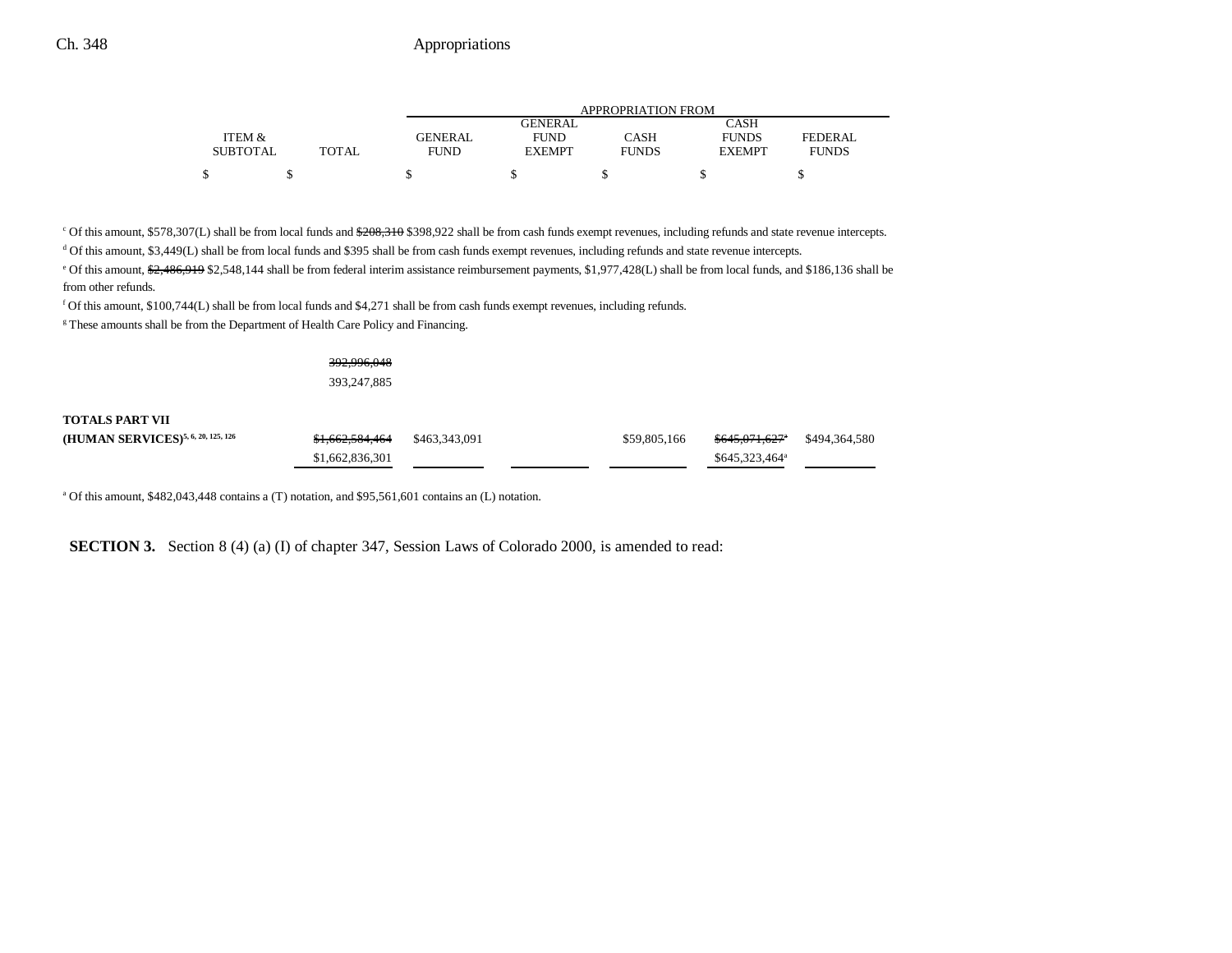| ITEM & SUBTOTAL | TOTAL | APPROPRIATION FROM GENERAL FUND | GENERAL FUND EXEMPT | CASH FUNDS | CASH FUNDS EXEMPT | FEDERAL FUNDS |
|---|---|---|---|---|---|---|
| $ | $ | $ | $ | $ | $ | $ |

[c] Of this amount, $578,307(L) shall be from local funds and ~~$208,310~~ $398,922 shall be from cash funds exempt revenues, including refunds and state revenue intercepts.

[d] Of this amount, $3,449(L) shall be from local funds and $395 shall be from cash funds exempt revenues, including refunds and state revenue intercepts.

[e] Of this amount, ~~$2,486,919~~ $2,548,144 shall be from federal interim assistance reimbursement payments, $1,977,428(L) shall be from local funds, and $186,136 shall be from other refunds.

[f] Of this amount, $100,744(L) shall be from local funds and $4,271 shall be from cash funds exempt revenues, including refunds.

[g] These amounts shall be from the Department of Health Care Policy and Financing.

| | ITEM & SUBTOTAL | TOTAL | GENERAL FUND | GENERAL FUND EXEMPT | CASH FUNDS | CASH FUNDS EXEMPT | FEDERAL FUNDS |
|---|---|---|---|---|---|---|---|
| | | ~~392,996,048~~<br>393,247,885 | | | | | |
| **TOTALS PART VII (HUMAN SERVICES)**[5, 6, 20, 125, 126] | | ~~$1,662,584,464~~<br>$1,662,836,301 | $463,343,091 | | $59,805,166 | ~~$645,071,627[a]~~<br>$645,323,464[a] | $494,364,580 |

[a] Of this amount, $482,043,448 contains a (T) notation, and $95,561,601 contains an (L) notation.

**SECTION 3.** Section 8 (4) (a) (I) of chapter 347, Session Laws of Colorado 2000, is amended to read: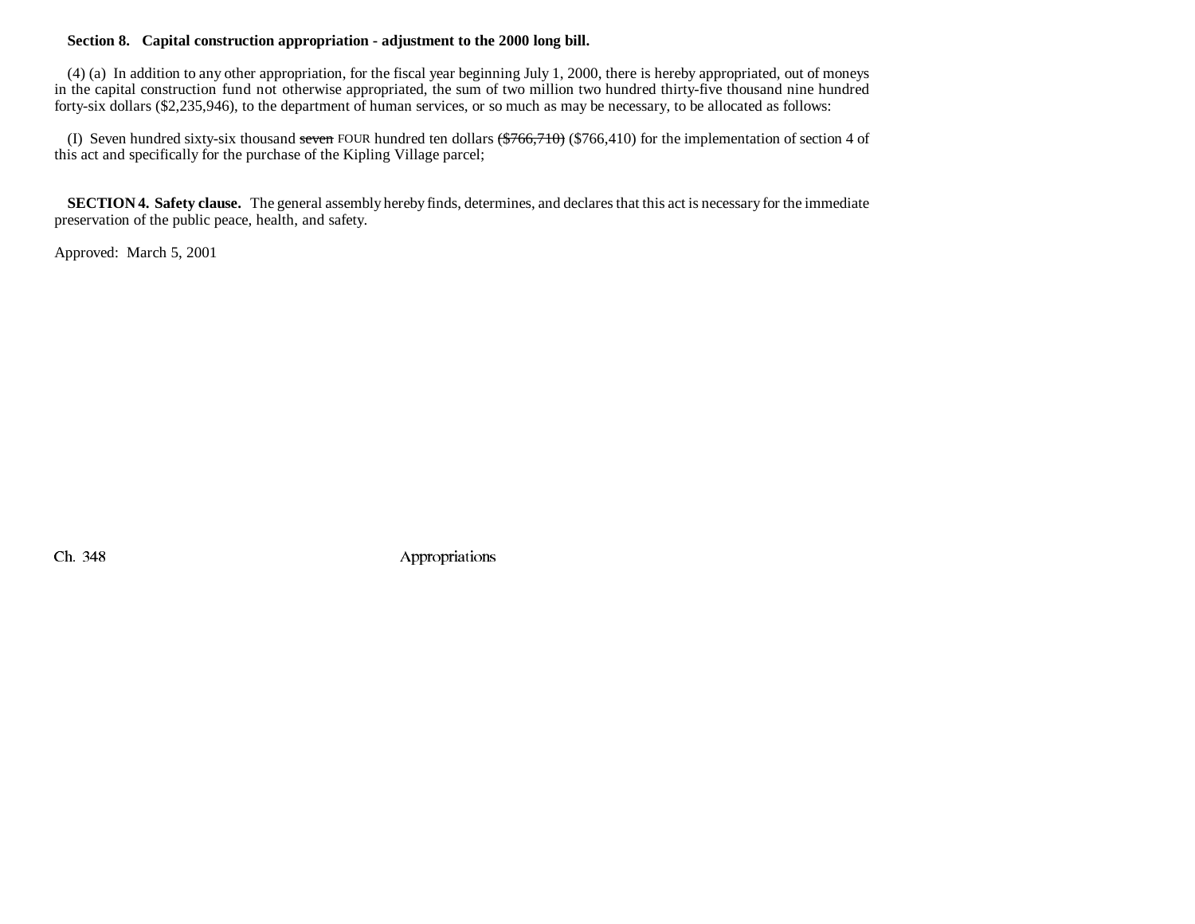**Section 8. Capital construction appropriation - adjustment to the 2000 long bill.**

(4) (a) In addition to any other appropriation, for the fiscal year beginning July 1, 2000, there is hereby appropriated, out of moneys in the capital construction fund not otherwise appropriated, the sum of two million two hundred thirty-five thousand nine hundred forty-six dollars ($2,235,946), to the department of human services, or so much as may be necessary, to be allocated as follows:

(I) Seven hundred sixty-six thousand ~~seven~~ FOUR hundred ten dollars ~~($766,710)~~ ($766,410) for the implementation of section 4 of this act and specifically for the purchase of the Kipling Village parcel;

**SECTION 4. Safety clause.** The general assembly hereby finds, determines, and declares that this act is necessary for the immediate preservation of the public peace, health, and safety.

Approved: March 5, 2001